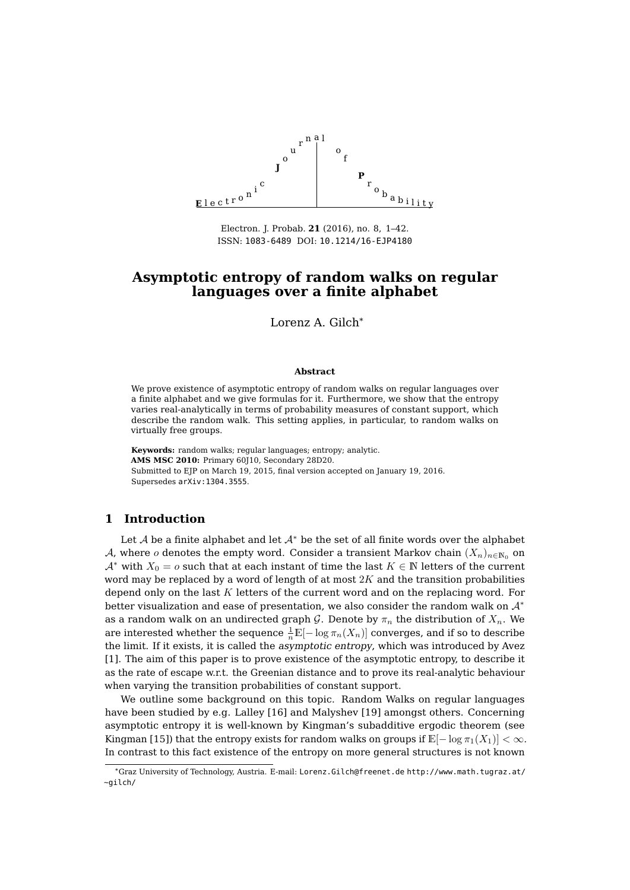Electron. J. Probab. **21** (2016), no. 8, 1–42.
ISSN: 1083-6489 DOI: 10.1214/16-EJP4180

# Asymptotic entropy of random walks on regular languages over a finite alphabet

Lorenz A. Gilch*

**Abstract**

We prove existence of asymptotic entropy of random walks on regular languages over a finite alphabet and we give formulas for it. Furthermore, we show that the entropy varies real-analytically in terms of probability measures of constant support, which describe the random walk. This setting applies, in particular, to random walks on virtually free groups.

**Keywords:** random walks; regular languages; entropy; analytic.
**AMS MSC 2010:** Primary 60J10, Secondary 28D20.
Submitted to EJP on March 19, 2015, final version accepted on January 19, 2016.
Supersedes arXiv:1304.3555.

## 1 Introduction

Let $\mathcal{A}$ be a finite alphabet and let $\mathcal{A}^*$ be the set of all finite words over the alphabet $\mathcal{A}$, where $o$ denotes the empty word. Consider a transient Markov chain $(X_n)_{n\in\mathbb{N}_0}$ on $\mathcal{A}^*$ with $X_0 = o$ such that at each instant of time the last $K \in \mathbb{N}$ letters of the current word may be replaced by a word of length of at most $2K$ and the transition probabilities depend only on the last $K$ letters of the current word and on the replacing word. For better visualization and ease of presentation, we also consider the random walk on $\mathcal{A}^*$ as a random walk on an undirected graph $\mathcal{G}$. Denote by $\pi_n$ the distribution of $X_n$. We are interested whether the sequence $\frac{1}{n}\mathbb{E}[-\log \pi_n(X_n)]$ converges, and if so to describe the limit. If it exists, it is called the *asymptotic entropy*, which was introduced by Avez [1]. The aim of this paper is to prove existence of the asymptotic entropy, to describe it as the rate of escape w.r.t. the Greenian distance and to prove its real-analytic behaviour when varying the transition probabilities of constant support.

We outline some background on this topic. Random Walks on regular languages have been studied by e.g. Lalley [16] and Malyshev [19] amongst others. Concerning asymptotic entropy it is well-known by Kingman's subadditive ergodic theorem (see Kingman [15]) that the entropy exists for random walks on groups if $\mathbb{E}[-\log \pi_1(X_1)] < \infty$. In contrast to this fact existence of the entropy on more general structures is not known

---

*Graz University of Technology, Austria. E-mail: Lorenz.Gilch@freenet.de http://www.math.tugraz.at/~gilch/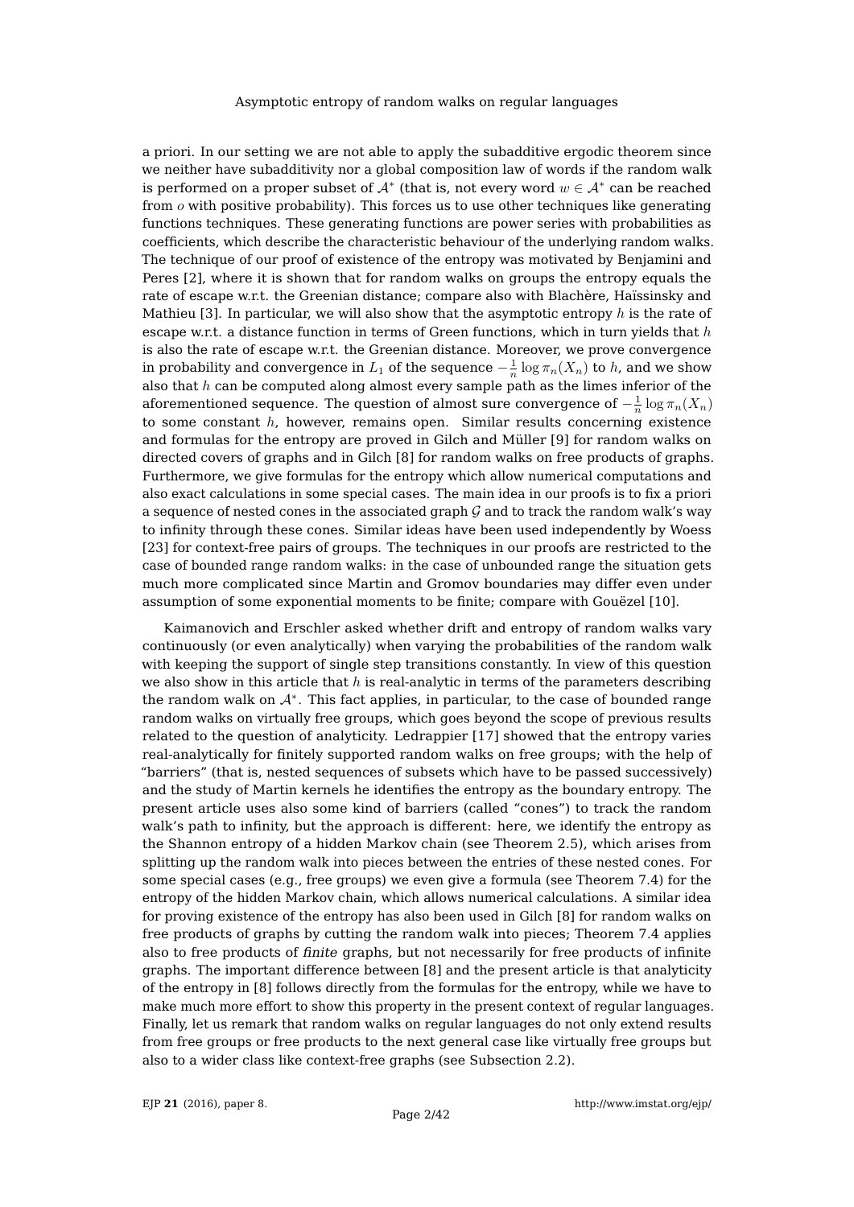a priori. In our setting we are not able to apply the subadditive ergodic theorem since we neither have subadditivity nor a global composition law of words if the random walk is performed on a proper subset of $\mathcal{A}^*$ (that is, not every word $w \in \mathcal{A}^*$ can be reached from $o$ with positive probability). This forces us to use other techniques like generating functions techniques. These generating functions are power series with probabilities as coefficients, which describe the characteristic behaviour of the underlying random walks. The technique of our proof of existence of the entropy was motivated by Benjamini and Peres [2], where it is shown that for random walks on groups the entropy equals the rate of escape w.r.t. the Greenian distance; compare also with Blachère, Haïssinsky and Mathieu [3]. In particular, we will also show that the asymptotic entropy $h$ is the rate of escape w.r.t. a distance function in terms of Green functions, which in turn yields that $h$ is also the rate of escape w.r.t. the Greenian distance. Moreover, we prove convergence in probability and convergence in $L_1$ of the sequence $-\frac{1}{n}\log \pi_n(X_n)$ to $h$, and we show also that $h$ can be computed along almost every sample path as the limes inferior of the aforementioned sequence. The question of almost sure convergence of $-\frac{1}{n}\log \pi_n(X_n)$ to some constant $h$, however, remains open. Similar results concerning existence and formulas for the entropy are proved in Gilch and Müller [9] for random walks on directed covers of graphs and in Gilch [8] for random walks on free products of graphs. Furthermore, we give formulas for the entropy which allow numerical computations and also exact calculations in some special cases. The main idea in our proofs is to fix a priori a sequence of nested cones in the associated graph $\mathcal{G}$ and to track the random walk's way to infinity through these cones. Similar ideas have been used independently by Woess [23] for context-free pairs of groups. The techniques in our proofs are restricted to the case of bounded range random walks: in the case of unbounded range the situation gets much more complicated since Martin and Gromov boundaries may differ even under assumption of some exponential moments to be finite; compare with Gouëzel [10].

Kaimanovich and Erschler asked whether drift and entropy of random walks vary continuously (or even analytically) when varying the probabilities of the random walk with keeping the support of single step transitions constantly. In view of this question we also show in this article that $h$ is real-analytic in terms of the parameters describing the random walk on $\mathcal{A}^*$. This fact applies, in particular, to the case of bounded range random walks on virtually free groups, which goes beyond the scope of previous results related to the question of analyticity. Ledrappier [17] showed that the entropy varies real-analytically for finitely supported random walks on free groups; with the help of "barriers" (that is, nested sequences of subsets which have to be passed successively) and the study of Martin kernels he identifies the entropy as the boundary entropy. The present article uses also some kind of barriers (called "cones") to track the random walk's path to infinity, but the approach is different: here, we identify the entropy as the Shannon entropy of a hidden Markov chain (see Theorem 2.5), which arises from splitting up the random walk into pieces between the entries of these nested cones. For some special cases (e.g., free groups) we even give a formula (see Theorem 7.4) for the entropy of the hidden Markov chain, which allows numerical calculations. A similar idea for proving existence of the entropy has also been used in Gilch [8] for random walks on free products of graphs by cutting the random walk into pieces; Theorem 7.4 applies also to free products of *finite* graphs, but not necessarily for free products of infinite graphs. The important difference between [8] and the present article is that analyticity of the entropy in [8] follows directly from the formulas for the entropy, while we have to make much more effort to show this property in the present context of regular languages. Finally, let us remark that random walks on regular languages do not only extend results from free groups or free products to the next general case like virtually free groups but also to a wider class like context-free graphs (see Subsection 2.2).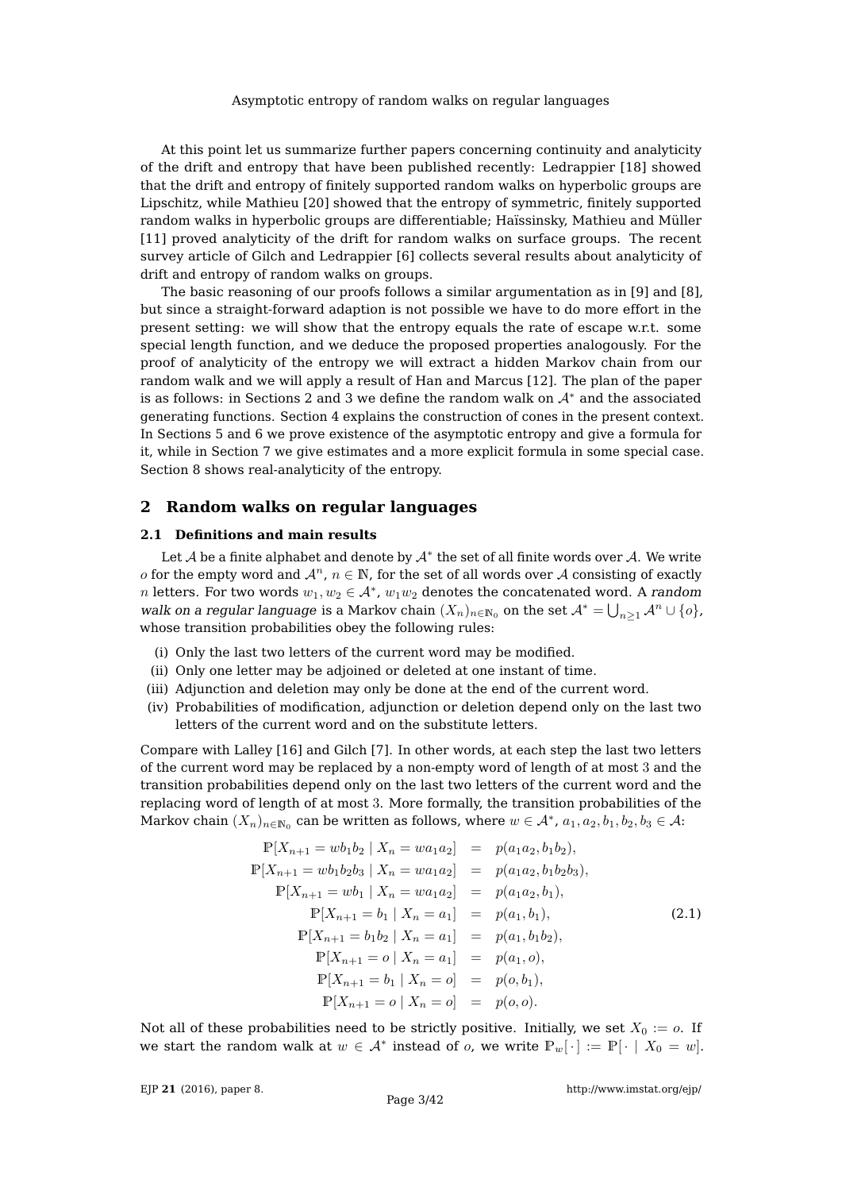At this point let us summarize further papers concerning continuity and analyticity of the drift and entropy that have been published recently: Ledrappier [18] showed that the drift and entropy of finitely supported random walks on hyperbolic groups are Lipschitz, while Mathieu [20] showed that the entropy of symmetric, finitely supported random walks in hyperbolic groups are differentiable; Haïssinsky, Mathieu and Müller [11] proved analyticity of the drift for random walks on surface groups. The recent survey article of Gilch and Ledrappier [6] collects several results about analyticity of drift and entropy of random walks on groups.

The basic reasoning of our proofs follows a similar argumentation as in [9] and [8], but since a straight-forward adaption is not possible we have to do more effort in the present setting: we will show that the entropy equals the rate of escape w.r.t. some special length function, and we deduce the proposed properties analogously. For the proof of analyticity of the entropy we will extract a hidden Markov chain from our random walk and we will apply a result of Han and Marcus [12]. The plan of the paper is as follows: in Sections 2 and 3 we define the random walk on $\mathcal{A}^*$ and the associated generating functions. Section 4 explains the construction of cones in the present context. In Sections 5 and 6 we prove existence of the asymptotic entropy and give a formula for it, while in Section 7 we give estimates and a more explicit formula in some special case. Section 8 shows real-analyticity of the entropy.

## 2 Random walks on regular languages

### 2.1 Definitions and main results

Let $\mathcal{A}$ be a finite alphabet and denote by $\mathcal{A}^*$ the set of all finite words over $\mathcal{A}$. We write $o$ for the empty word and $\mathcal{A}^n$, $n \in \mathbb{N}$, for the set of all words over $\mathcal{A}$ consisting of exactly $n$ letters. For two words $w_1, w_2 \in \mathcal{A}^*$, $w_1 w_2$ denotes the concatenated word. A *random walk on a regular language* is a Markov chain $(X_n)_{n\in\mathbb{N}_0}$ on the set $\mathcal{A}^* = \bigcup_{n\geq 1} \mathcal{A}^n \cup \{o\}$, whose transition probabilities obey the following rules:

(i) Only the last two letters of the current word may be modified.
(ii) Only one letter may be adjoined or deleted at one instant of time.
(iii) Adjunction and deletion may only be done at the end of the current word.
(iv) Probabilities of modification, adjunction or deletion depend only on the last two letters of the current word and on the substitute letters.

Compare with Lalley [16] and Gilch [7]. In other words, at each step the last two letters of the current word may be replaced by a non-empty word of length of at most 3 and the transition probabilities depend only on the last two letters of the current word and the replacing word of length of at most 3. More formally, the transition probabilities of the Markov chain $(X_n)_{n\in\mathbb{N}_0}$ can be written as follows, where $w \in \mathcal{A}^*$, $a_1, a_2, b_1, b_2, b_3 \in \mathcal{A}$:

$$
\begin{aligned}
\mathbb{P}[X_{n+1} = wb_1b_2 \mid X_n = wa_1a_2] &= p(a_1a_2, b_1b_2),\\
\mathbb{P}[X_{n+1} = wb_1b_2b_3 \mid X_n = wa_1a_2] &= p(a_1a_2, b_1b_2b_3),\\
\mathbb{P}[X_{n+1} = wb_1 \mid X_n = wa_1a_2] &= p(a_1a_2, b_1),\\
\mathbb{P}[X_{n+1} = b_1 \mid X_n = a_1] &= p(a_1, b_1),\\
\mathbb{P}[X_{n+1} = b_1b_2 \mid X_n = a_1] &= p(a_1, b_1b_2),\\
\mathbb{P}[X_{n+1} = o \mid X_n = a_1] &= p(a_1, o),\\
\mathbb{P}[X_{n+1} = b_1 \mid X_n = o] &= p(o, b_1),\\
\mathbb{P}[X_{n+1} = o \mid X_n = o] &= p(o, o).
\end{aligned}
\tag{2.1}
$$

Not all of these probabilities need to be strictly positive. Initially, we set $X_0 := o$. If we start the random walk at $w \in \mathcal{A}^*$ instead of $o$, we write $\mathbb{P}_w[\cdot] := \mathbb{P}[\cdot \mid X_0 = w]$.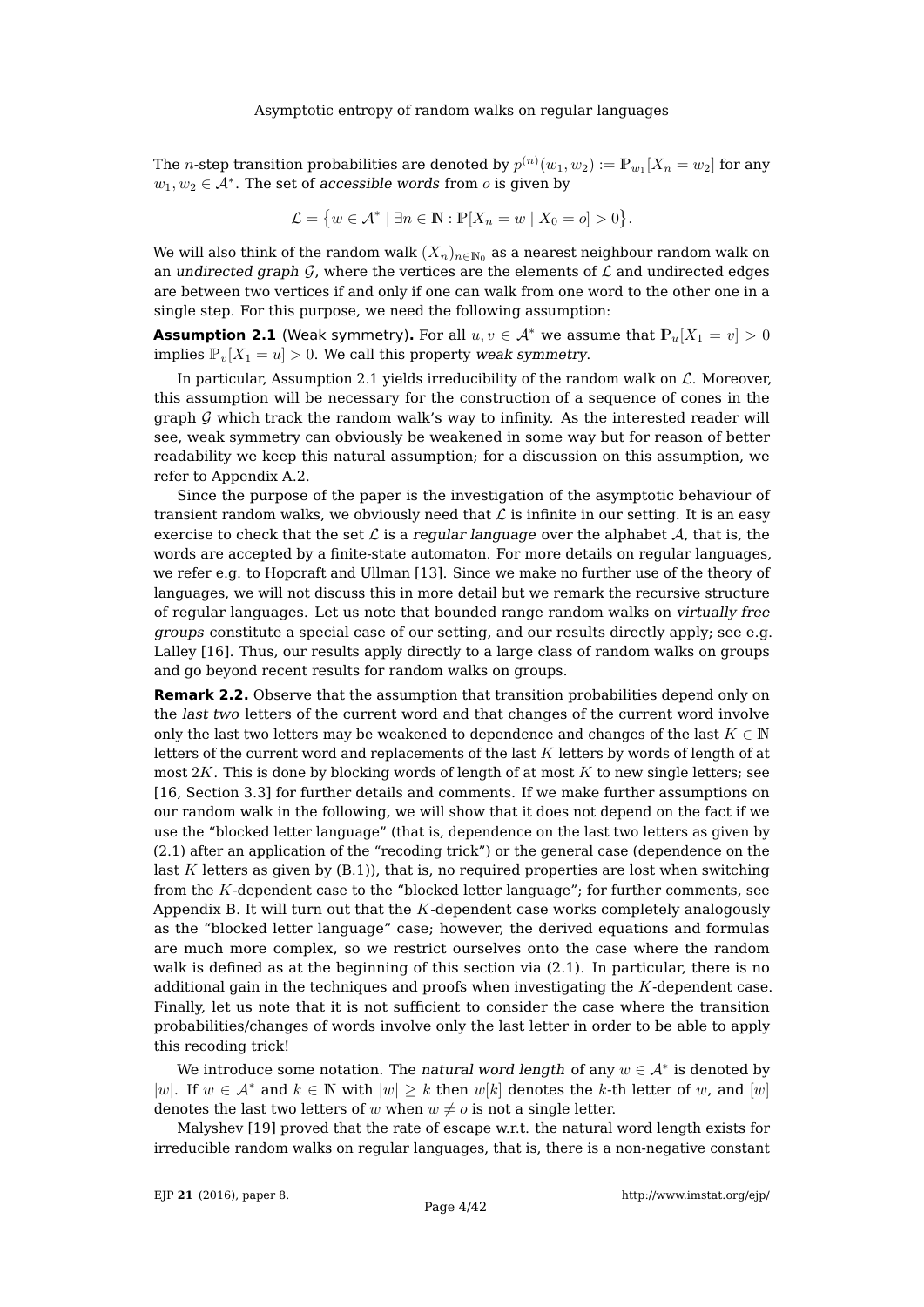The $n$-step transition probabilities are denoted by $p^{(n)}(w_1, w_2) := \mathbb{P}_{w_1}[X_n = w_2]$ for any $w_1, w_2 \in \mathcal{A}^*$. The set of *accessible words* from $o$ is given by

$$\mathcal{L} = \big\{ w \in \mathcal{A}^* \mid \exists n \in \mathbb{N} : \mathbb{P}[X_n = w \mid X_0 = o] > 0 \big\}.$$

We will also think of the random walk $(X_n)_{n \in \mathbb{N}_0}$ as a nearest neighbour random walk on an *undirected graph* $\mathcal{G}$, where the vertices are the elements of $\mathcal{L}$ and undirected edges are between two vertices if and only if one can walk from one word to the other one in a single step. For this purpose, we need the following assumption:

**Assumption 2.1** (Weak symmetry)**.** For all $u, v \in \mathcal{A}^*$ we assume that $\mathbb{P}_u[X_1 = v] > 0$ implies $\mathbb{P}_v[X_1 = u] > 0$. We call this property *weak symmetry*.

In particular, Assumption 2.1 yields irreducibility of the random walk on $\mathcal{L}$. Moreover, this assumption will be necessary for the construction of a sequence of cones in the graph $\mathcal{G}$ which track the random walk's way to infinity. As the interested reader will see, weak symmetry can obviously be weakened in some way but for reason of better readability we keep this natural assumption; for a discussion on this assumption, we refer to Appendix A.2.

Since the purpose of the paper is the investigation of the asymptotic behaviour of transient random walks, we obviously need that $\mathcal{L}$ is infinite in our setting. It is an easy exercise to check that the set $\mathcal{L}$ is a *regular language* over the alphabet $\mathcal{A}$, that is, the words are accepted by a finite-state automaton. For more details on regular languages, we refer e.g. to Hopcraft and Ullman [13]. Since we make no further use of the theory of languages, we will not discuss this in more detail but we remark the recursive structure of regular languages. Let us note that bounded range random walks on *virtually free groups* constitute a special case of our setting, and our results directly apply; see e.g. Lalley [16]. Thus, our results apply directly to a large class of random walks on groups and go beyond recent results for random walks on groups.

**Remark 2.2.** Observe that the assumption that transition probabilities depend only on the *last two* letters of the current word and that changes of the current word involve only the last two letters may be weakened to dependence and changes of the last $K \in \mathbb{N}$ letters of the current word and replacements of the last $K$ letters by words of length of at most $2K$. This is done by blocking words of length of at most $K$ to new single letters; see [16, Section 3.3] for further details and comments. If we make further assumptions on our random walk in the following, we will show that it does not depend on the fact if we use the "blocked letter language" (that is, dependence on the last two letters as given by (2.1) after an application of the "recoding trick") or the general case (dependence on the last $K$ letters as given by (B.1)), that is, no required properties are lost when switching from the $K$-dependent case to the "blocked letter language"; for further comments, see Appendix B. It will turn out that the $K$-dependent case works completely analogously as the "blocked letter language" case; however, the derived equations and formulas are much more complex, so we restrict ourselves onto the case where the random walk is defined as at the beginning of this section via (2.1). In particular, there is no additional gain in the techniques and proofs when investigating the $K$-dependent case. Finally, let us note that it is not sufficient to consider the case where the transition probabilities/changes of words involve only the last letter in order to be able to apply this recoding trick!

We introduce some notation. The *natural word length* of any $w \in \mathcal{A}^*$ is denoted by $|w|$. If $w \in \mathcal{A}^*$ and $k \in \mathbb{N}$ with $|w| \geq k$ then $w[k]$ denotes the $k$-th letter of $w$, and $[w]$ denotes the last two letters of $w$ when $w \neq o$ is not a single letter.

Malyshev [19] proved that the rate of escape w.r.t. the natural word length exists for irreducible random walks on regular languages, that is, there is a non-negative constant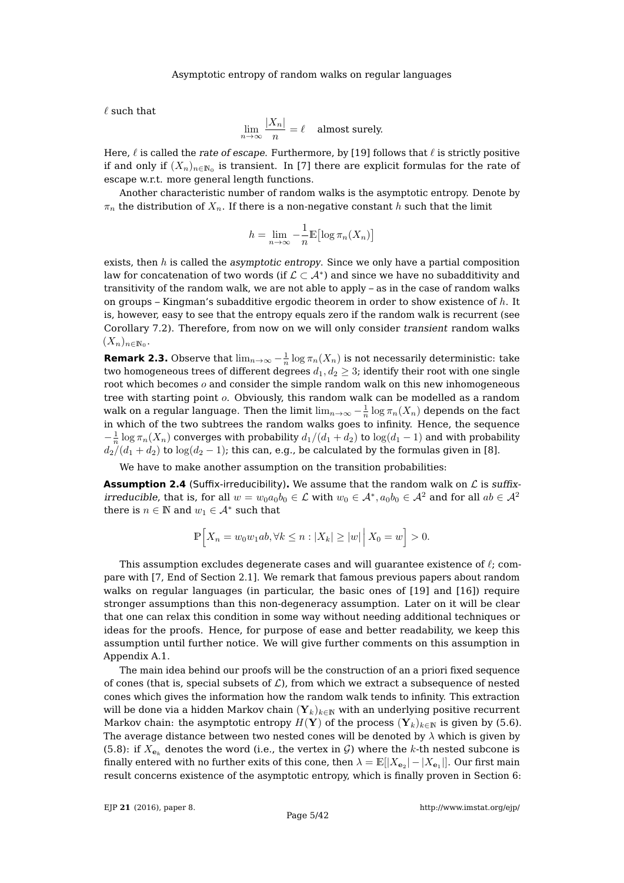$\ell$ such that

$$\lim_{n\to\infty} \frac{|X_n|}{n} = \ell \quad \text{almost surely.}$$

Here, $\ell$ is called the *rate of escape*. Furthermore, by [19] follows that $\ell$ is strictly positive if and only if $(X_n)_{n\in\mathbb{N}_0}$ is transient. In [7] there are explicit formulas for the rate of escape w.r.t. more general length functions.

Another characteristic number of random walks is the asymptotic entropy. Denote by $\pi_n$ the distribution of $X_n$. If there is a non-negative constant $h$ such that the limit

$$h = \lim_{n\to\infty} -\frac{1}{n}\mathbb{E}\big[\log \pi_n(X_n)\big]$$

exists, then $h$ is called the *asymptotic entropy*. Since we only have a partial composition law for concatenation of two words (if $\mathcal{L} \subset \mathcal{A}^*$) and since we have no subadditivity and transitivity of the random walk, we are not able to apply – as in the case of random walks on groups – Kingman's subadditive ergodic theorem in order to show existence of $h$. It is, however, easy to see that the entropy equals zero if the random walk is recurrent (see Corollary 7.2). Therefore, from now on we will only consider *transient* random walks $(X_n)_{n\in\mathbb{N}_0}$.

**Remark 2.3.** Observe that $\lim_{n\to\infty} -\frac{1}{n}\log \pi_n(X_n)$ is not necessarily deterministic: take two homogeneous trees of different degrees $d_1, d_2 \geq 3$; identify their root with one single root which becomes $o$ and consider the simple random walk on this new inhomogeneous tree with starting point $o$. Obviously, this random walk can be modelled as a random walk on a regular language. Then the limit $\lim_{n\to\infty} -\frac{1}{n}\log \pi_n(X_n)$ depends on the fact in which of the two subtrees the random walks goes to infinity. Hence, the sequence $-\frac{1}{n}\log \pi_n(X_n)$ converges with probability $d_1/(d_1+d_2)$ to $\log(d_1-1)$ and with probability $d_2/(d_1+d_2)$ to $\log(d_2-1)$; this can, e.g., be calculated by the formulas given in [8].

We have to make another assumption on the transition probabilities:

**Assumption 2.4** (Suffix-irreducibility)**.** We assume that the random walk on $\mathcal{L}$ is *suffix-irreducible*, that is, for all $w = w_0 a_0 b_0 \in \mathcal{L}$ with $w_0 \in \mathcal{A}^*, a_0 b_0 \in \mathcal{A}^2$ and for all $ab \in \mathcal{A}^2$ there is $n \in \mathbb{N}$ and $w_1 \in \mathcal{A}^*$ such that

$$\mathbb{P}\Big[X_n = w_0 w_1 ab, \forall k \leq n : |X_k| \geq |w| \,\Big|\, X_0 = w\Big] > 0.$$

This assumption excludes degenerate cases and will guarantee existence of $\ell$; compare with [7, End of Section 2.1]. We remark that famous previous papers about random walks on regular languages (in particular, the basic ones of [19] and [16]) require stronger assumptions than this non-degeneracy assumption. Later on it will be clear that one can relax this condition in some way without needing additional techniques or ideas for the proofs. Hence, for purpose of ease and better readability, we keep this assumption until further notice. We will give further comments on this assumption in Appendix A.1.

The main idea behind our proofs will be the construction of an a priori fixed sequence of cones (that is, special subsets of $\mathcal{L}$), from which we extract a subsequence of nested cones which gives the information how the random walk tends to infinity. This extraction will be done via a hidden Markov chain $(\mathbf{Y}_k)_{k\in\mathbb{N}}$ with an underlying positive recurrent Markov chain: the asymptotic entropy $H(\mathbf{Y})$ of the process $(\mathbf{Y}_k)_{k\in\mathbb{N}}$ is given by (5.6). The average distance between two nested cones will be denoted by $\lambda$ which is given by (5.8): if $X_{\mathbf{e}_k}$ denotes the word (i.e., the vertex in $\mathcal{G}$) where the $k$-th nested subcone is finally entered with no further exits of this cone, then $\lambda = \mathbb{E}\big[|X_{\mathbf{e}_2}| - |X_{\mathbf{e}_1}|\big]$. Our first main result concerns existence of the asymptotic entropy, which is finally proven in Section 6: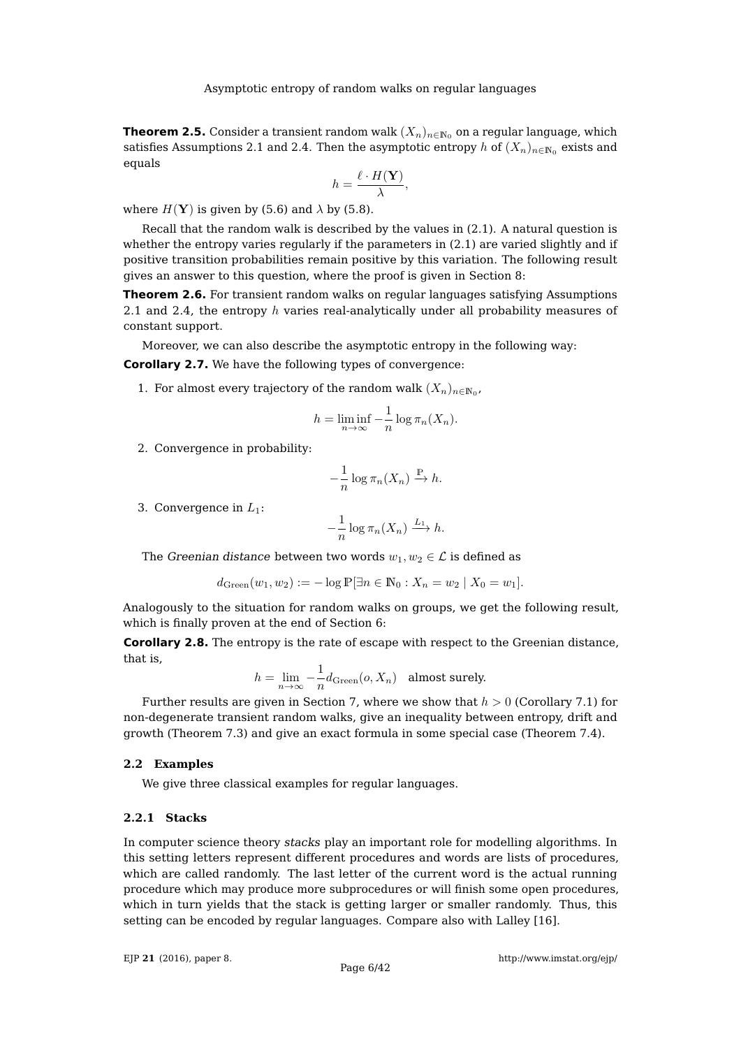**Theorem 2.5.** Consider a transient random walk $(X_n)_{n\in\mathbb{N}_0}$ on a regular language, which satisfies Assumptions 2.1 and 2.4. Then the asymptotic entropy $h$ of $(X_n)_{n\in\mathbb{N}_0}$ exists and equals

$$h = \frac{\ell \cdot H(\mathbf{Y})}{\lambda},$$

where $H(\mathbf{Y})$ is given by (5.6) and $\lambda$ by (5.8).

Recall that the random walk is described by the values in (2.1). A natural question is whether the entropy varies regularly if the parameters in (2.1) are varied slightly and if positive transition probabilities remain positive by this variation. The following result gives an answer to this question, where the proof is given in Section 8:

**Theorem 2.6.** For transient random walks on regular languages satisfying Assumptions 2.1 and 2.4, the entropy $h$ varies real-analytically under all probability measures of constant support.

Moreover, we can also describe the asymptotic entropy in the following way:

**Corollary 2.7.** We have the following types of convergence:

1. For almost every trajectory of the random walk $(X_n)_{n\in\mathbb{N}_0}$,

$$h = \liminf_{n\to\infty} -\frac{1}{n}\log \pi_n(X_n).$$

2. Convergence in probability:

$$-\frac{1}{n}\log \pi_n(X_n) \xrightarrow{\mathbb{P}} h.$$

3. Convergence in $L_1$:

$$-\frac{1}{n}\log \pi_n(X_n) \xrightarrow{L_1} h.$$

The *Greenian distance* between two words $w_1, w_2 \in \mathcal{L}$ is defined as

$$d_{\mathrm{Green}}(w_1, w_2) := -\log \mathbb{P}[\exists n \in \mathbb{N}_0 : X_n = w_2 \mid X_0 = w_1].$$

Analogously to the situation for random walks on groups, we get the following result, which is finally proven at the end of Section 6:

**Corollary 2.8.** The entropy is the rate of escape with respect to the Greenian distance, that is,

$$h = \lim_{n\to\infty} -\frac{1}{n} d_{\mathrm{Green}}(o, X_n) \quad \text{almost surely.}$$

Further results are given in Section 7, where we show that $h > 0$ (Corollary 7.1) for non-degenerate transient random walks, give an inequality between entropy, drift and growth (Theorem 7.3) and give an exact formula in some special case (Theorem 7.4).

## 2.2 Examples

We give three classical examples for regular languages.

### 2.2.1 Stacks

In computer science theory *stacks* play an important role for modelling algorithms. In this setting letters represent different procedures and words are lists of procedures, which are called randomly. The last letter of the current word is the actual running procedure which may produce more subprocedures or will finish some open procedures, which in turn yields that the stack is getting larger or smaller randomly. Thus, this setting can be encoded by regular languages. Compare also with Lalley [16].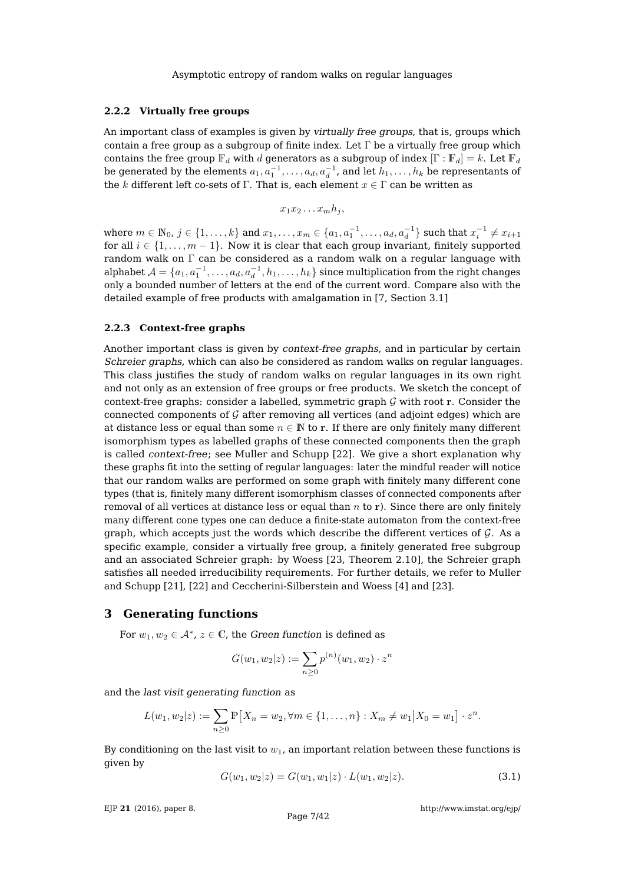### 2.2.2 Virtually free groups

An important class of examples is given by *virtually free groups*, that is, groups which contain a free group as a subgroup of finite index. Let $\Gamma$ be a virtually free group which contains the free group $\mathbb{F}_d$ with $d$ generators as a subgroup of index $[\Gamma : \mathbb{F}_d] = k$. Let $\mathbb{F}_d$ be generated by the elements $a_1, a_1^{-1}, \ldots, a_d, a_d^{-1}$, and let $h_1, \ldots, h_k$ be representants of the $k$ different left co-sets of $\Gamma$. That is, each element $x \in \Gamma$ can be written as

$$x_1 x_2 \ldots x_m h_j,$$

where $m \in \mathbb{N}_0$, $j \in \{1, \ldots, k\}$ and $x_1, \ldots, x_m \in \{a_1, a_1^{-1}, \ldots, a_d, a_d^{-1}\}$ such that $x_i^{-1} \neq x_{i+1}$ for all $i \in \{1, \ldots, m-1\}$. Now it is clear that each group invariant, finitely supported random walk on $\Gamma$ can be considered as a random walk on a regular language with alphabet $\mathcal{A} = \{a_1, a_1^{-1}, \ldots, a_d, a_d^{-1}, h_1, \ldots, h_k\}$ since multiplication from the right changes only a bounded number of letters at the end of the current word. Compare also with the detailed example of free products with amalgamation in [7, Section 3.1]

### 2.2.3 Context-free graphs

Another important class is given by *context-free graphs*, and in particular by certain *Schreier graphs*, which can also be considered as random walks on regular languages. This class justifies the study of random walks on regular languages in its own right and not only as an extension of free groups or free products. We sketch the concept of context-free graphs: consider a labelled, symmetric graph $\mathcal{G}$ with root $\mathbf{r}$. Consider the connected components of $\mathcal{G}$ after removing all vertices (and adjoint edges) which are at distance less or equal than some $n \in \mathbb{N}$ to $\mathbf{r}$. If there are only finitely many different isomorphism types as labelled graphs of these connected components then the graph is called *context-free*; see Muller and Schupp [22]. We give a short explanation why these graphs fit into the setting of regular languages: later the mindful reader will notice that our random walks are performed on some graph with finitely many different cone types (that is, finitely many different isomorphism classes of connected components after removal of all vertices at distance less or equal than $n$ to $\mathbf{r}$). Since there are only finitely many different cone types one can deduce a finite-state automaton from the context-free graph, which accepts just the words which describe the different vertices of $\mathcal{G}$. As a specific example, consider a virtually free group, a finitely generated free subgroup and an associated Schreier graph: by Woess [23, Theorem 2.10], the Schreier graph satisfies all needed irreducibility requirements. For further details, we refer to Muller and Schupp [21], [22] and Ceccherini-Silberstein and Woess [4] and [23].

## 3 Generating functions

For $w_1, w_2 \in \mathcal{A}^*$, $z \in \mathbb{C}$, the *Green function* is defined as

$$G(w_1, w_2|z) := \sum_{n \geq 0} p^{(n)}(w_1, w_2) \cdot z^n$$

and the *last visit generating function* as

$$L(w_1, w_2|z) := \sum_{n \geq 0} \mathbb{P}\big[X_n = w_2, \forall m \in \{1, \ldots, n\} : X_m \neq w_1 \big| X_0 = w_1\big] \cdot z^n.$$

By conditioning on the last visit to $w_1$, an important relation between these functions is given by

$$G(w_1, w_2|z) = G(w_1, w_1|z) \cdot L(w_1, w_2|z). \tag{3.1}$$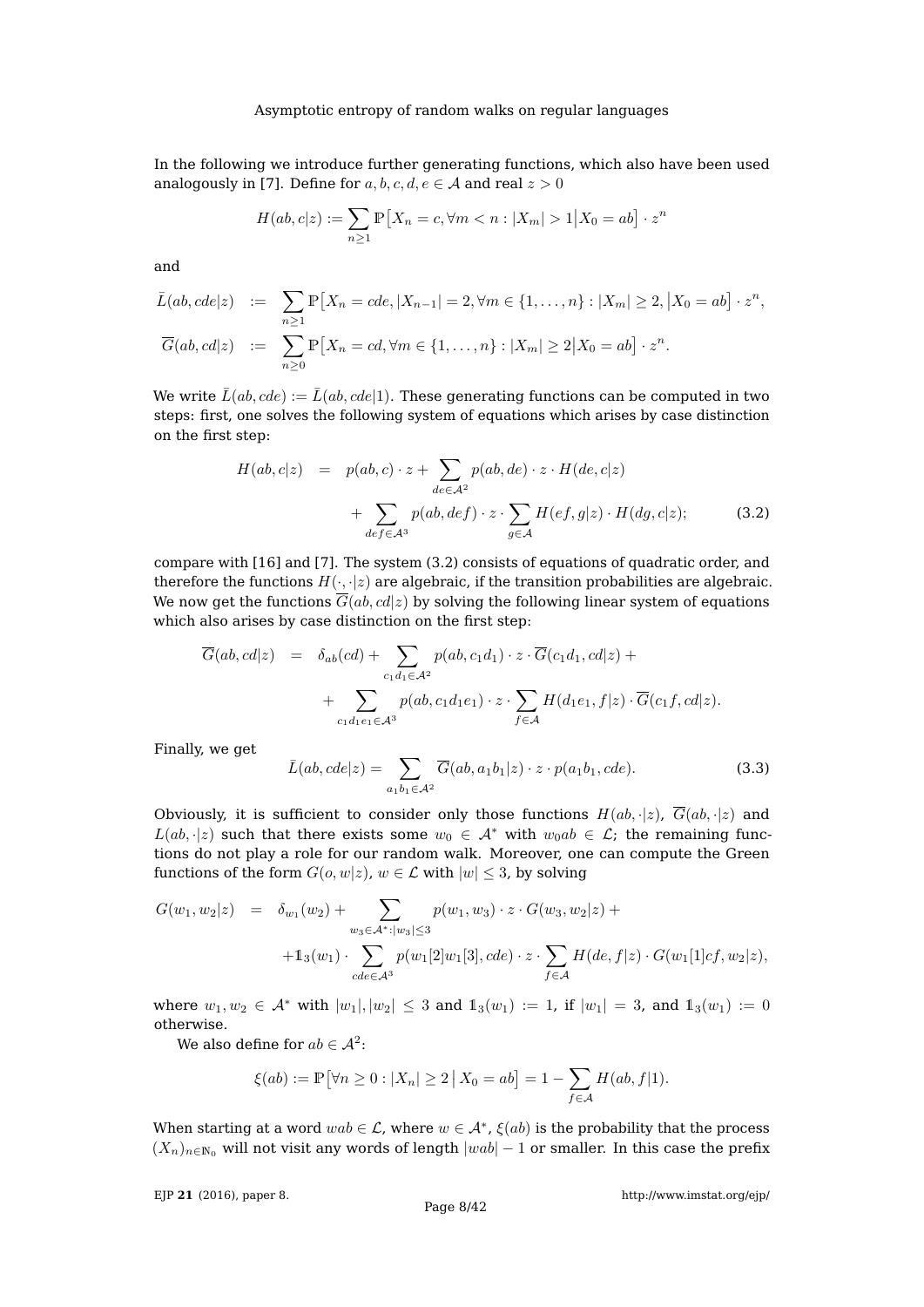In the following we introduce further generating functions, which also have been used analogously in [7]. Define for $a, b, c, d, e \in \mathcal{A}$ and real $z > 0$

$$H(ab, c|z) := \sum_{n \geq 1} \mathbb{P}\big[X_n = c, \forall m < n : |X_m| > 1 \big| X_0 = ab\big] \cdot z^n$$

and

$$\begin{aligned}
\bar{L}(ab, cde|z) &:= \sum_{n \geq 1} \mathbb{P}\big[X_n = cde, |X_{n-1}| = 2, \forall m \in \{1, \dots, n\} : |X_m| \geq 2, \big| X_0 = ab\big] \cdot z^n, \\
\overline{G}(ab, cd|z) &:= \sum_{n \geq 0} \mathbb{P}\big[X_n = cd, \forall m \in \{1, \dots, n\} : |X_m| \geq 2 \big| X_0 = ab\big] \cdot z^n.
\end{aligned}$$

We write $\bar{L}(ab, cde) := \bar{L}(ab, cde|1)$. These generating functions can be computed in two steps: first, one solves the following system of equations which arises by case distinction on the first step:

$$\begin{aligned}
H(ab, c|z) &= p(ab, c) \cdot z + \sum_{de \in \mathcal{A}^2} p(ab, de) \cdot z \cdot H(de, c|z) \\
&\quad + \sum_{def \in \mathcal{A}^3} p(ab, def) \cdot z \cdot \sum_{g \in \mathcal{A}} H(ef, g|z) \cdot H(dg, c|z); \qquad (3.2)
\end{aligned}$$

compare with [16] and [7]. The system (3.2) consists of equations of quadratic order, and therefore the functions $H(\cdot, \cdot|z)$ are algebraic, if the transition probabilities are algebraic. We now get the functions $\overline{G}(ab, cd|z)$ by solving the following linear system of equations which also arises by case distinction on the first step:

$$\begin{aligned}
\overline{G}(ab, cd|z) &= \delta_{ab}(cd) + \sum_{c_1 d_1 \in \mathcal{A}^2} p(ab, c_1 d_1) \cdot z \cdot \overline{G}(c_1 d_1, cd|z) + \\
&\quad + \sum_{c_1 d_1 e_1 \in \mathcal{A}^3} p(ab, c_1 d_1 e_1) \cdot z \cdot \sum_{f \in \mathcal{A}} H(d_1 e_1, f|z) \cdot \overline{G}(c_1 f, cd|z).
\end{aligned}$$

Finally, we get

$$\bar{L}(ab, cde|z) = \sum_{a_1 b_1 \in \mathcal{A}^2} \overline{G}(ab, a_1 b_1|z) \cdot z \cdot p(a_1 b_1, cde). \qquad (3.3)$$

Obviously, it is sufficient to consider only those functions $H(ab, \cdot|z)$, $\overline{G}(ab, \cdot|z)$ and $L(ab, \cdot|z)$ such that there exists some $w_0 \in \mathcal{A}^*$ with $w_0 ab \in \mathcal{L}$; the remaining functions do not play a role for our random walk. Moreover, one can compute the Green functions of the form $G(o, w|z)$, $w \in \mathcal{L}$ with $|w| \leq 3$, by solving

$$\begin{aligned}
G(w_1, w_2|z) &= \delta_{w_1}(w_2) + \sum_{w_3 \in \mathcal{A}^* : |w_3| \leq 3} p(w_1, w_3) \cdot z \cdot G(w_3, w_2|z) + \\
&\quad + \mathbb{1}_3(w_1) \cdot \sum_{cde \in \mathcal{A}^3} p(w_1[2]w_1[3], cde) \cdot z \cdot \sum_{f \in \mathcal{A}} H(de, f|z) \cdot G(w_1[1]cf, w_2|z),
\end{aligned}$$

where $w_1, w_2 \in \mathcal{A}^*$ with $|w_1|, |w_2| \leq 3$ and $\mathbb{1}_3(w_1) := 1$, if $|w_1| = 3$, and $\mathbb{1}_3(w_1) := 0$ otherwise.

We also define for $ab \in \mathcal{A}^2$:

$$\xi(ab) := \mathbb{P}\big[\forall n \geq 0 : |X_n| \geq 2 \,\big|\, X_0 = ab\big] = 1 - \sum_{f \in \mathcal{A}} H(ab, f|1).$$

When starting at a word $wab \in \mathcal{L}$, where $w \in \mathcal{A}^*$, $\xi(ab)$ is the probability that the process $(X_n)_{n \in \mathbb{N}_0}$ will not visit any words of length $|wab| - 1$ or smaller. In this case the prefix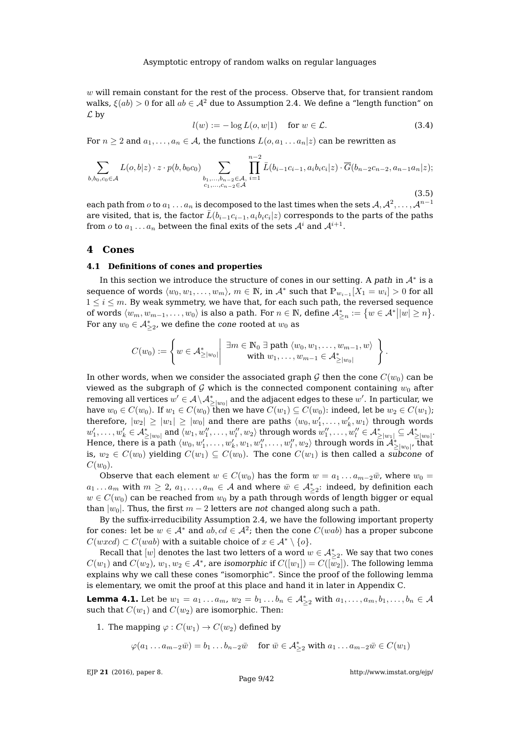$w$ will remain constant for the rest of the process. Observe that, for transient random walks, $\xi(ab) > 0$ for all $ab \in \mathcal{A}^2$ due to Assumption 2.4. We define a "length function" on $\mathcal{L}$ by

$$l(w) := -\log L(o, w|1) \quad \text{for } w \in \mathcal{L}. \tag{3.4}$$

For $n \geq 2$ and $a_1, \dots, a_n \in \mathcal{A}$, the functions $L(o, a_1 \dots a_n|z)$ can be rewritten as

$$\sum_{b, b_0, c_0 \in \mathcal{A}} L(o, b|z) \cdot z \cdot p(b, b_0 c_0) \sum_{\substack{b_1, \dots, b_{n-2} \in \mathcal{A}, \\ c_1, \dots, c_{n-2} \in \mathcal{A}}} \prod_{i=1}^{n-2} \bar{L}(b_{i-1}c_{i-1}, a_i b_i c_i|z) \cdot \overline{G}(b_{n-2}c_{n-2}, a_{n-1}a_n|z); \tag{3.5}$$

each path from $o$ to $a_1 \dots a_n$ is decomposed to the last times when the sets $\mathcal{A}, \mathcal{A}^2, \dots, \mathcal{A}^{n-1}$ are visited, that is, the factor $\bar{L}(b_{i-1}c_{i-1}, a_i b_i c_i|z)$ corresponds to the parts of the paths from $o$ to $a_1 \dots a_n$ between the final exits of the sets $\mathcal{A}^i$ and $\mathcal{A}^{i+1}$.

# 4 Cones

## 4.1 Definitions of cones and properties

In this section we introduce the structure of cones in our setting. A *path* in $\mathcal{A}^*$ is a sequence of words $\langle w_0, w_1, \dots, w_m \rangle$, $m \in \mathbb{N}$, in $\mathcal{A}^*$ such that $\mathbb{P}_{w_{i-1}}[X_1 = w_i] > 0$ for all $1 \leq i \leq m$. By weak symmetry, we have that, for each such path, the reversed sequence of words $\langle w_m, w_{m-1}, \dots, w_0 \rangle$ is also a path. For $n \in \mathbb{N}$, define $\mathcal{A}^*_{\geq n} := \{ w \in \mathcal{A}^* \,|\, |w| \geq n \}$. For any $w_0 \in \mathcal{A}^*_{\geq 2}$, we define the *cone* rooted at $w_0$ as

$$C(w_0) := \left\{ w \in \mathcal{A}^*_{\geq |w_0|} \;\middle|\; \begin{array}{c} \exists m \in \mathbb{N}_0 \; \exists \text{ path } \langle w_0, w_1, \dots, w_{m-1}, w \rangle \\ \text{with } w_1, \dots, w_{m-1} \in \mathcal{A}^*_{\geq |w_0|} \end{array} \right\}.$$

In other words, when we consider the associated graph $\mathcal{G}$ then the cone $C(w_0)$ can be viewed as the subgraph of $\mathcal{G}$ which is the connected component containing $w_0$ after removing all vertices $w' \in \mathcal{A} \setminus \mathcal{A}^*_{\geq |w_0|}$ and the adjacent edges to these $w'$. In particular, we have $w_0 \in C(w_0)$. If $w_1 \in C(w_0)$ then we have $C(w_1) \subseteq C(w_0)$: indeed, let be $w_2 \in C(w_1)$; therefore, $|w_2| \geq |w_1| \geq |w_0|$ and there are paths $\langle w_0, w'_1, \dots, w'_k, w_1 \rangle$ through words $w'_1, \dots, w'_k \in \mathcal{A}^*_{\geq |w_0|}$ and $\langle w_1, w''_1, \dots, w''_l, w_2 \rangle$ through words $w''_1, \dots, w''_l \in \mathcal{A}^*_{\geq |w_1|} \subseteq \mathcal{A}^*_{\geq |w_0|}$. Hence, there is a path $\langle w_0, w'_1, \dots, w'_k, w_1, w''_1, \dots, w''_l, w_2 \rangle$ through words in $\mathcal{A}^*_{\geq |w_0|}$, that is, $w_2 \in C(w_0)$ yielding $C(w_1) \subseteq C(w_0)$. The cone $C(w_1)$ is then called a *subcone* of $C(w_0)$.

Observe that each element $w \in C(w_0)$ has the form $w = a_1 \dots a_{m-2}\bar{w}$, where $w_0 = a_1 \dots a_m$ with $m \geq 2$, $a_1, \dots, a_m \in \mathcal{A}$ and where $\bar{w} \in \mathcal{A}^*_{\geq 2}$: indeed, by definition each $w \in C(w_0)$ can be reached from $w_0$ by a path through words of length bigger or equal than $|w_0|$. Thus, the first $m-2$ letters are *not* changed along such a path.

By the suffix-irreducibility Assumption 2.4, we have the following important property for cones: let be $w \in \mathcal{A}^*$ and $ab, cd \in \mathcal{A}^2$; then the cone $C(wab)$ has a proper subcone $C(wxcd) \subset C(wab)$ with a suitable choice of $x \in \mathcal{A}^* \setminus \{o\}$.

Recall that $[w]$ denotes the last two letters of a word $w \in \mathcal{A}^*_{\geq 2}$. We say that two cones $C(w_1)$ and $C(w_2)$, $w_1, w_2 \in \mathcal{A}^*$, are *isomorphic* if $C([w_1]) = C([w_2])$. The following lemma explains why we call these cones "isomorphic". Since the proof of the following lemma is elementary, we omit the proof at this place and hand it in later in Appendix C.

**Lemma 4.1.** Let be $w_1 = a_1 \dots a_m$, $w_2 = b_1 \dots b_n \in \mathcal{A}^*_{\geq 2}$ with $a_1, \dots, a_m, b_1, \dots, b_n \in \mathcal{A}$ such that $C(w_1)$ and $C(w_2)$ are isomorphic. Then:

1. The mapping $\varphi : C(w_1) \to C(w_2)$ defined by

$$\varphi(a_1 \dots a_{m-2}\bar{w}) = b_1 \dots b_{n-2}\bar{w} \quad \text{for } \bar{w} \in \mathcal{A}^*_{\geq 2} \text{ with } a_1 \dots a_{m-2}\bar{w} \in C(w_1)$$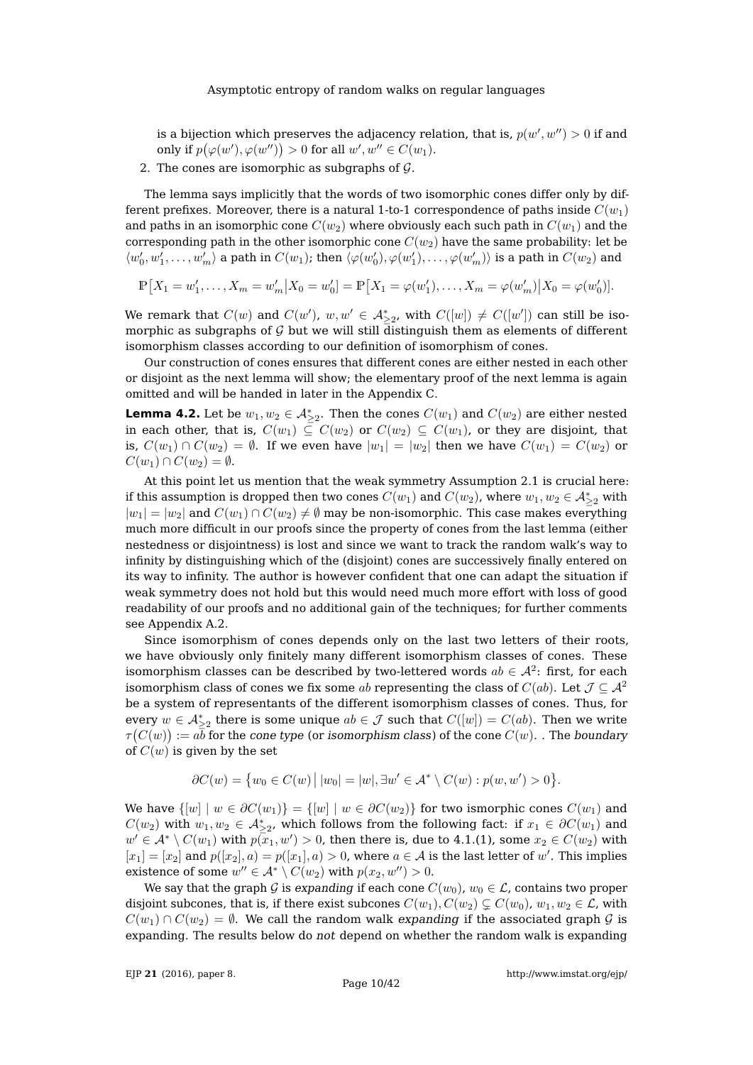is a bijection which preserves the adjacency relation, that is, $p(w', w'') > 0$ if and only if $p\big(\varphi(w'), \varphi(w'')\big) > 0$ for all $w', w'' \in C(w_1)$.

2. The cones are isomorphic as subgraphs of $\mathcal{G}$.

The lemma says implicitly that the words of two isomorphic cones differ only by different prefixes. Moreover, there is a natural 1-to-1 correspondence of paths inside $C(w_1)$ and paths in an isomorphic cone $C(w_2)$ where obviously each such path in $C(w_1)$ and the corresponding path in the other isomorphic cone $C(w_2)$ have the same probability: let be $\langle w_0', w_1', \ldots, w_m' \rangle$ a path in $C(w_1)$; then $\langle \varphi(w_0'), \varphi(w_1'), \ldots, \varphi(w_m') \rangle$ is a path in $C(w_2)$ and

$$\mathbb{P}\big[X_1 = w_1', \ldots, X_m = w_m' \big| X_0 = w_0'\big] = \mathbb{P}\big[X_1 = \varphi(w_1'), \ldots, X_m = \varphi(w_m') \big| X_0 = \varphi(w_0')\big].$$

We remark that $C(w)$ and $C(w')$, $w, w' \in \mathcal{A}^*_{\geq 2}$, with $C([w]) \neq C([w'])$ can still be isomorphic as subgraphs of $\mathcal{G}$ but we will still distinguish them as elements of different isomorphism classes according to our definition of isomorphism of cones.

Our construction of cones ensures that different cones are either nested in each other or disjoint as the next lemma will show; the elementary proof of the next lemma is again omitted and will be handed in later in the Appendix C.

**Lemma 4.2.** Let be $w_1, w_2 \in \mathcal{A}^*_{\geq 2}$. Then the cones $C(w_1)$ and $C(w_2)$ are either nested in each other, that is, $C(w_1) \subseteq C(w_2)$ or $C(w_2) \subseteq C(w_1)$, or they are disjoint, that is, $C(w_1) \cap C(w_2) = \emptyset$. If we even have $|w_1| = |w_2|$ then we have $C(w_1) = C(w_2)$ or $C(w_1) \cap C(w_2) = \emptyset$.

At this point let us mention that the weak symmetry Assumption 2.1 is crucial here: if this assumption is dropped then two cones $C(w_1)$ and $C(w_2)$, where $w_1, w_2 \in \mathcal{A}^*_{\geq 2}$ with $|w_1| = |w_2|$ and $C(w_1) \cap C(w_2) \neq \emptyset$ may be non-isomorphic. This case makes everything much more difficult in our proofs since the property of cones from the last lemma (either nestedness or disjointness) is lost and since we want to track the random walk's way to infinity by distinguishing which of the (disjoint) cones are successively finally entered on its way to infinity. The author is however confident that one can adapt the situation if weak symmetry does not hold but this would need much more effort with loss of good readability of our proofs and no additional gain of the techniques; for further comments see Appendix A.2.

Since isomorphism of cones depends only on the last two letters of their roots, we have obviously only finitely many different isomorphism classes of cones. These isomorphism classes can be described by two-lettered words $ab \in \mathcal{A}^2$: first, for each isomorphism class of cones we fix some $ab$ representing the class of $C(ab)$. Let $\mathcal{J} \subseteq \mathcal{A}^2$ be a system of representants of the different isomorphism classes of cones. Thus, for every $w \in \mathcal{A}^*_{\geq 2}$ there is some unique $ab \in \mathcal{J}$ such that $C([w]) = C(ab)$. Then we write $\tau\big(C(w)\big) := ab$ for the *cone type* (or *isomorphism class*) of the cone $C(w)$. . The *boundary* of $C(w)$ is given by the set

$$\partial C(w) = \big\{ w_0 \in C(w) \,\big|\, |w_0| = |w|, \exists w' \in \mathcal{A}^* \setminus C(w) : p(w, w') > 0 \big\}.$$

We have $\{[w] \mid w \in \partial C(w_1)\} = \{[w] \mid w \in \partial C(w_2)\}$ for two ismorphic cones $C(w_1)$ and $C(w_2)$ with $w_1, w_2 \in \mathcal{A}^*_{\geq 2}$, which follows from the following fact: if $x_1 \in \partial C(w_1)$ and $w' \in \mathcal{A}^* \setminus C(w_1)$ with $p(x_1, w') > 0$, then there is, due to 4.1.(1), some $x_2 \in C(w_2)$ with $[x_1] = [x_2]$ and $p([x_2], a) = p([x_1], a) > 0$, where $a \in \mathcal{A}$ is the last letter of $w'$. This implies existence of some $w'' \in \mathcal{A}^* \setminus C(w_2)$ with $p(x_2, w'') > 0$.

We say that the graph $\mathcal{G}$ is *expanding* if each cone $C(w_0)$, $w_0 \in \mathcal{L}$, contains two proper disjoint subcones, that is, if there exist subcones $C(w_1), C(w_2) \subsetneq C(w_0)$, $w_1, w_2 \in \mathcal{L}$, with $C(w_1) \cap C(w_2) = \emptyset$. We call the random walk *expanding* if the associated graph $\mathcal{G}$ is expanding. The results below do *not* depend on whether the random walk is expanding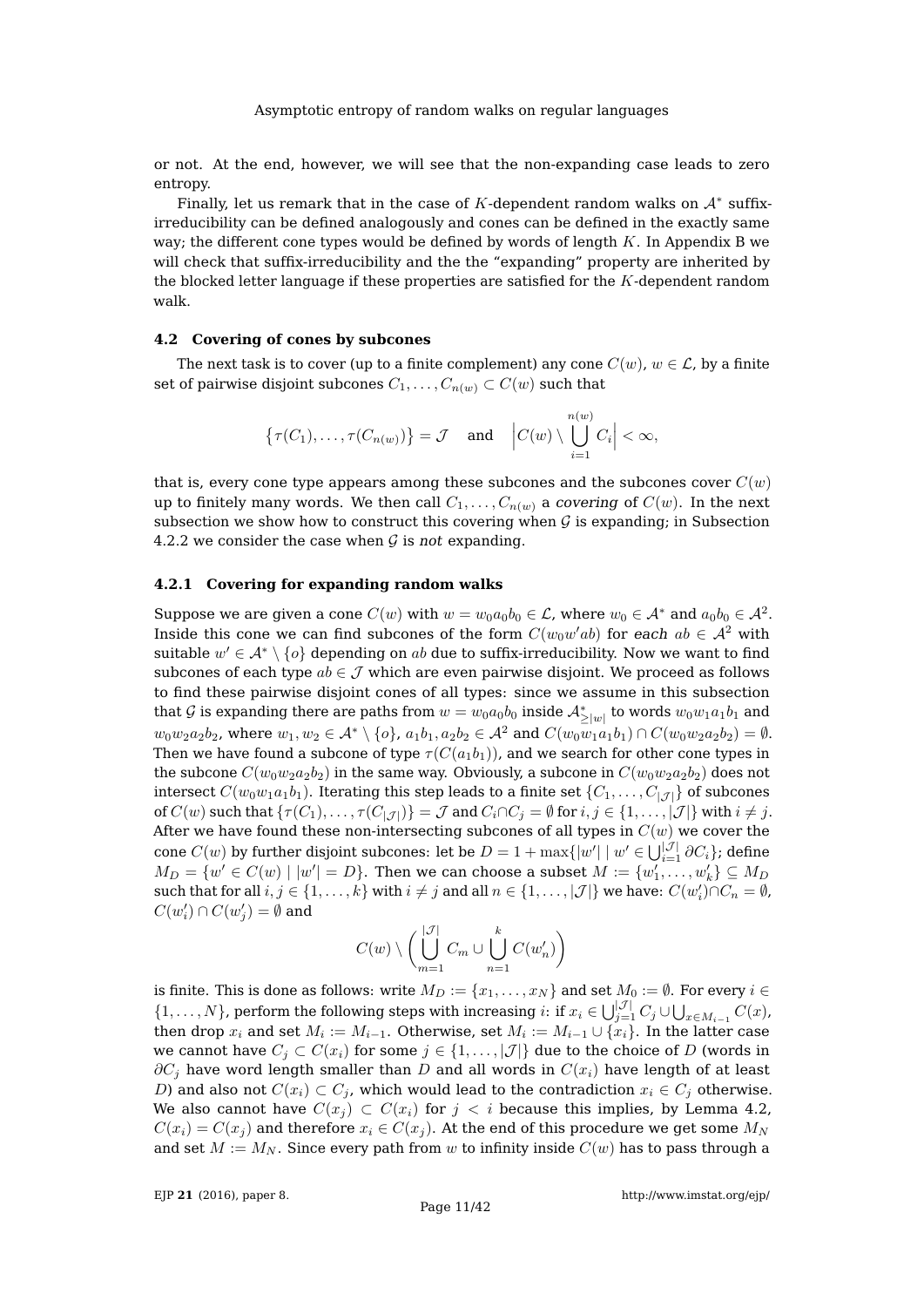or not. At the end, however, we will see that the non-expanding case leads to zero entropy.

Finally, let us remark that in the case of $K$-dependent random walks on $\mathcal{A}^*$ suffix-irreducibility can be defined analogously and cones can be defined in the exactly same way; the different cone types would be defined by words of length $K$. In Appendix B we will check that suffix-irreducibility and the the "expanding" property are inherited by the blocked letter language if these properties are satisfied for the $K$-dependent random walk.

### 4.2 Covering of cones by subcones

The next task is to cover (up to a finite complement) any cone $C(w)$, $w \in \mathcal{L}$, by a finite set of pairwise disjoint subcones $C_1, \ldots, C_{n(w)} \subset C(w)$ such that

$$\{\tau(C_1), \ldots, \tau(C_{n(w)})\} = \mathcal{J} \quad \text{and} \quad \left| C(w) \setminus \bigcup_{i=1}^{n(w)} C_i \right| < \infty,$$

that is, every cone type appears among these subcones and the subcones cover $C(w)$ up to finitely many words. We then call $C_1, \ldots, C_{n(w)}$ a *covering* of $C(w)$. In the next subsection we show how to construct this covering when $\mathcal{G}$ is expanding; in Subsection 4.2.2 we consider the case when $\mathcal{G}$ is *not* expanding.

#### 4.2.1 Covering for expanding random walks

Suppose we are given a cone $C(w)$ with $w = w_0 a_0 b_0 \in \mathcal{L}$, where $w_0 \in \mathcal{A}^*$ and $a_0 b_0 \in \mathcal{A}^2$. Inside this cone we can find subcones of the form $C(w_0 w' ab)$ for *each* $ab \in \mathcal{A}^2$ with suitable $w' \in \mathcal{A}^* \setminus \{o\}$ depending on $ab$ due to suffix-irreducibility. Now we want to find subcones of each type $ab \in \mathcal{J}$ which are even pairwise disjoint. We proceed as follows to find these pairwise disjoint cones of all types: since we assume in this subsection that $\mathcal{G}$ is expanding there are paths from $w = w_0 a_0 b_0$ inside $\mathcal{A}^*_{\geq |w|}$ to words $w_0 w_1 a_1 b_1$ and $w_0 w_2 a_2 b_2$, where $w_1, w_2 \in \mathcal{A}^* \setminus \{o\}$, $a_1 b_1, a_2 b_2 \in \mathcal{A}^2$ and $C(w_0 w_1 a_1 b_1) \cap C(w_0 w_2 a_2 b_2) = \emptyset$. Then we have found a subcone of type $\tau(C(a_1 b_1))$, and we search for other cone types in the subcone $C(w_0 w_2 a_2 b_2)$ in the same way. Obviously, a subcone in $C(w_0 w_2 a_2 b_2)$ does not intersect $C(w_0 w_1 a_1 b_1)$. Iterating this step leads to a finite set $\{C_1, \ldots, C_{|\mathcal{J}|}\}$ of subcones of $C(w)$ such that $\{\tau(C_1), \ldots, \tau(C_{|\mathcal{J}|})\} = \mathcal{J}$ and $C_i \cap C_j = \emptyset$ for $i, j \in \{1, \ldots, |\mathcal{J}|\}$ with $i \neq j$. After we have found these non-intersecting subcones of all types in $C(w)$ we cover the cone $C(w)$ by further disjoint subcones: let be $D = 1 + \max\{|w'| \mid w' \in \bigcup_{i=1}^{|\mathcal{J}|} \partial C_i\}$; define $M_D = \{w' \in C(w) \mid |w'| = D\}$. Then we can choose a subset $M := \{w'_1, \ldots, w'_k\} \subseteq M_D$ such that for all $i, j \in \{1, \ldots, k\}$ with $i \neq j$ and all $n \in \{1, \ldots, |\mathcal{J}|\}$ we have: $C(w'_i) \cap C_n = \emptyset$, $C(w'_i) \cap C(w'_j) = \emptyset$ and

$$C(w) \setminus \left( \bigcup_{m=1}^{|\mathcal{J}|} C_m \cup \bigcup_{n=1}^{k} C(w'_n) \right)$$

is finite. This is done as follows: write $M_D := \{x_1, \ldots, x_N\}$ and set $M_0 := \emptyset$. For every $i \in \{1, \ldots, N\}$, perform the following steps with increasing $i$: if $x_i \in \bigcup_{j=1}^{|\mathcal{J}|} C_j \cup \bigcup_{x \in M_{i-1}} C(x)$, then drop $x_i$ and set $M_i := M_{i-1}$. Otherwise, set $M_i := M_{i-1} \cup \{x_i\}$. In the latter case we cannot have $C_j \subset C(x_i)$ for some $j \in \{1, \ldots, |\mathcal{J}|\}$ due to the choice of $D$ (words in $\partial C_j$ have word length smaller than $D$ and all words in $C(x_i)$ have length of at least $D$) and also not $C(x_i) \subset C_j$, which would lead to the contradiction $x_i \in C_j$ otherwise. We also cannot have $C(x_j) \subset C(x_i)$ for $j < i$ because this implies, by Lemma 4.2, $C(x_i) = C(x_j)$ and therefore $x_i \in C(x_j)$. At the end of this procedure we get some $M_N$ and set $M := M_N$. Since every path from $w$ to infinity inside $C(w)$ has to pass through a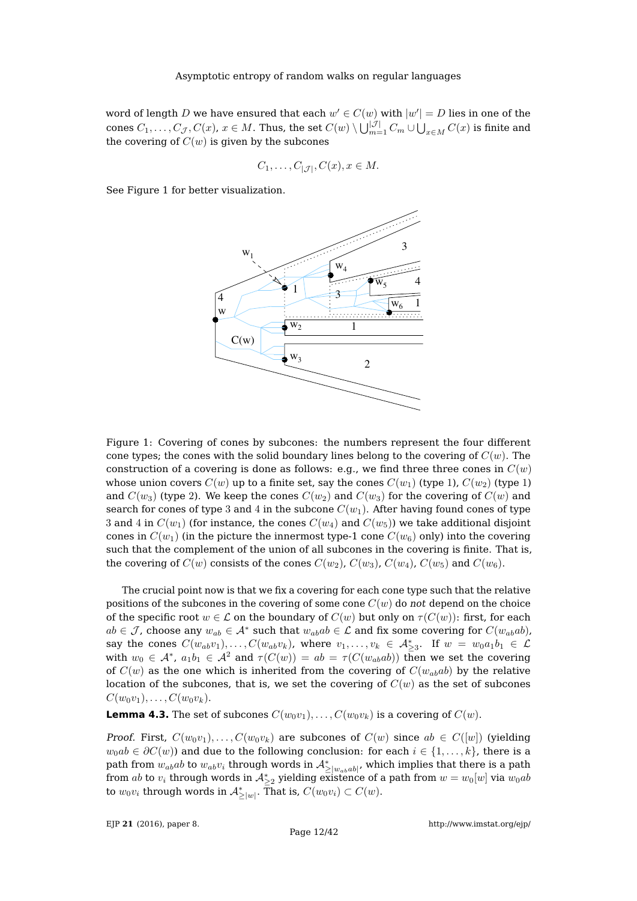word of length $D$ we have ensured that each $w' \in C(w)$ with $|w'| = D$ lies in one of the cones $C_1, \ldots, C_{\mathcal{J}}, C(x)$, $x \in M$. Thus, the set $C(w) \setminus \bigcup_{m=1}^{|\mathcal{J}|} C_m \cup \bigcup_{x \in M} C(x)$ is finite and the covering of $C(w)$ is given by the subcones

$$C_1, \ldots, C_{|\mathcal{J}|}, C(x), x \in M.$$

See Figure 1 for better visualization.

Figure 1: Covering of cones by subcones: the numbers represent the four different cone types; the cones with the solid boundary lines belong to the covering of $C(w)$. The construction of a covering is done as follows: e.g., we find three three cones in $C(w)$ whose union covers $C(w)$ up to a finite set, say the cones $C(w_1)$ (type 1), $C(w_2)$ (type 1) and $C(w_3)$ (type 2). We keep the cones $C(w_2)$ and $C(w_3)$ for the covering of $C(w)$ and search for cones of type 3 and 4 in the subcone $C(w_1)$. After having found cones of type 3 and 4 in $C(w_1)$ (for instance, the cones $C(w_4)$ and $C(w_5)$) we take additional disjoint cones in $C(w_1)$ (in the picture the innermost type-1 cone $C(w_6)$ only) into the covering such that the complement of the union of all subcones in the covering is finite. That is, the covering of $C(w)$ consists of the cones $C(w_2)$, $C(w_3)$, $C(w_4)$, $C(w_5)$ and $C(w_6)$.

The crucial point now is that we fix a covering for each cone type such that the relative positions of the subcones in the covering of some cone $C(w)$ do *not* depend on the choice of the specific root $w \in \mathcal{L}$ on the boundary of $C(w)$ but only on $\tau(C(w))$: first, for each $ab \in \mathcal{J}$, choose any $w_{ab} \in \mathcal{A}^*$ such that $w_{ab}ab \in \mathcal{L}$ and fix some covering for $C(w_{ab}ab)$, say the cones $C(w_{ab}v_1), \ldots, C(w_{ab}v_k)$, where $v_1, \ldots, v_k \in \mathcal{A}^*_{\geq 3}$. If $w = w_0 a_1 b_1 \in \mathcal{L}$ with $w_0 \in \mathcal{A}^*$, $a_1 b_1 \in \mathcal{A}^2$ and $\tau(C(w)) = ab = \tau(C(w_{ab}ab))$ then we set the covering of $C(w)$ as the one which is inherited from the covering of $C(w_{ab}ab)$ by the relative location of the subcones, that is, we set the covering of $C(w)$ as the set of subcones $C(w_0 v_1), \ldots, C(w_0 v_k)$.

**Lemma 4.3.** The set of subcones $C(w_0 v_1), \ldots, C(w_0 v_k)$ is a covering of $C(w)$.

*Proof.* First, $C(w_0 v_1), \ldots, C(w_0 v_k)$ are subcones of $C(w)$ since $ab \in C([w])$ (yielding $w_0 ab \in \partial C(w)$) and due to the following conclusion: for each $i \in \{1, \ldots, k\}$, there is a path from $w_{ab}ab$ to $w_{ab}v_i$ through words in $\mathcal{A}^*_{\geq |w_{ab}ab|}$, which implies that there is a path from $ab$ to $v_i$ through words in $\mathcal{A}^*_{\geq 2}$ yielding existence of a path from $w = w_0[w]$ via $w_0 ab$ to $w_0 v_i$ through words in $\mathcal{A}^*_{\geq |w|}$. That is, $C(w_0 v_i) \subset C(w)$.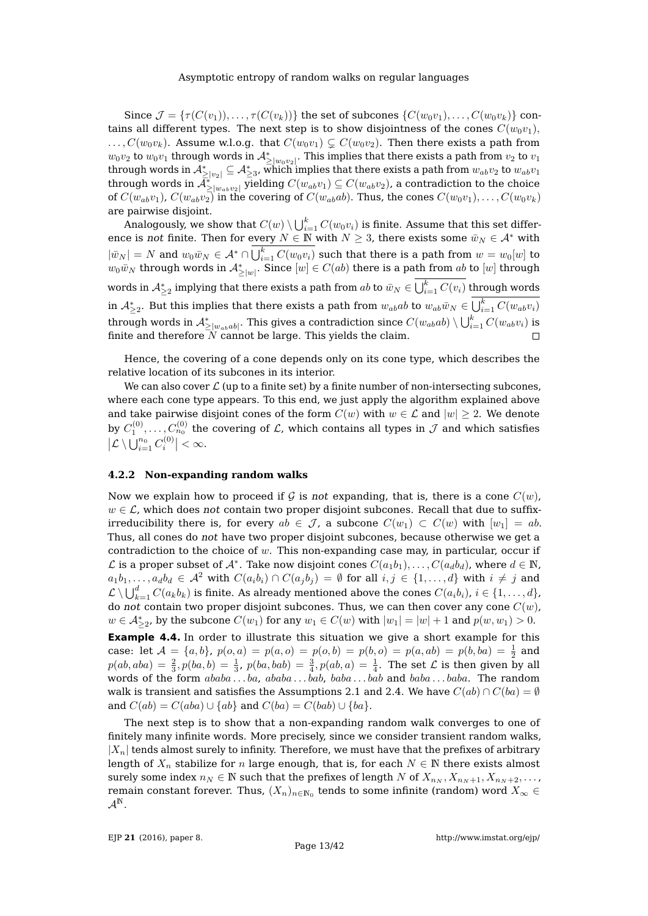Since $\mathcal{J} = \{\tau(C(v_1)), \ldots, \tau(C(v_k))\}$ the set of subcones $\{C(w_0v_1), \ldots, C(w_0v_k)\}$ contains all different types. The next step is to show disjointness of the cones $C(w_0v_1)$, $\ldots, C(w_0v_k)$. Assume w.l.o.g. that $C(w_0v_1) \subsetneq C(w_0v_2)$. Then there exists a path from $w_0v_2$ to $w_0v_1$ through words in $\mathcal{A}^*_{\geq |w_0v_2|}$. This implies that there exists a path from $v_2$ to $v_1$ through words in $\mathcal{A}^*_{\geq |v_2|} \subseteq \mathcal{A}^*_{\geq 3}$, which implies that there exists a path from $w_{ab}v_2$ to $w_{ab}v_1$ through words in $\mathcal{A}^*_{\geq |w_{ab}v_2|}$ yielding $C(w_{ab}v_1) \subseteq C(w_{ab}v_2)$, a contradiction to the choice of $C(w_{ab}v_1)$, $C(w_{ab}v_2)$ in the covering of $C(w_{ab}ab)$. Thus, the cones $C(w_0v_1), \ldots, C(w_0v_k)$ are pairwise disjoint.

Analogously, we show that $C(w) \setminus \bigcup_{i=1}^k C(w_0v_i)$ is finite. Assume that this set difference is *not* finite. Then for every $N \in \mathbb{N}$ with $N \geq 3$, there exists some $\bar{w}_N \in \mathcal{A}^*$ with $|\bar{w}_N| = N$ and $w_0\bar{w}_N \in \mathcal{A}^* \cap \overline{\bigcup_{i=1}^k C(w_0v_i)}$ such that there is a path from $w = w_0[w]$ to $w_0\bar{w}_N$ through words in $\mathcal{A}^*_{\geq |w|}$. Since $[w] \in C(ab)$ there is a path from $ab$ to $[w]$ through words in $\mathcal{A}^*_{\geq 2}$ implying that there exists a path from $ab$ to $\bar{w}_N \in \overline{\bigcup_{i=1}^k C(v_i)}$ through words in $\mathcal{A}^*_{\geq 2}$. But this implies that there exists a path from $w_{ab}ab$ to $w_{ab}\bar{w}_N \in \overline{\bigcup_{i=1}^k C(w_{ab}v_i)}$ through words in $\mathcal{A}^*_{\geq |w_{ab}ab|}$. This gives a contradiction since $C(w_{ab}ab) \setminus \bigcup_{i=1}^k C(w_{ab}v_i)$ is finite and therefore $N$ cannot be large. This yields the claim. $\square$

Hence, the covering of a cone depends only on its cone type, which describes the relative location of its subcones in its interior.

We can also cover $\mathcal{L}$ (up to a finite set) by a finite number of non-intersecting subcones, where each cone type appears. To this end, we just apply the algorithm explained above and take pairwise disjoint cones of the form $C(w)$ with $w \in \mathcal{L}$ and $|w| \geq 2$. We denote by $C_1^{(0)}, \ldots, C_{n_0}^{(0)}$ the covering of $\mathcal{L}$, which contains all types in $\mathcal{J}$ and which satisfies $\left|\mathcal{L} \setminus \bigcup_{i=1}^{n_0} C_i^{(0)}\right| < \infty$.

### 4.2.2 Non-expanding random walks

Now we explain how to proceed if $\mathcal{G}$ is *not* expanding, that is, there is a cone $C(w)$, $w \in \mathcal{L}$, which does *not* contain two proper disjoint subcones. Recall that due to suffix-irreducibility there is, for every $ab \in \mathcal{J}$, a subcone $C(w_1) \subset C(w)$ with $[w_1] = ab$. Thus, all cones do *not* have two proper disjoint subcones, because otherwise we get a contradiction to the choice of $w$. This non-expanding case may, in particular, occur if $\mathcal{L}$ is a proper subset of $\mathcal{A}^*$. Take now disjoint cones $C(a_1b_1), \ldots, C(a_db_d)$, where $d \in \mathbb{N}$, $a_1b_1, \ldots, a_db_d \in \mathcal{A}^2$ with $C(a_ib_i) \cap C(a_jb_j) = \emptyset$ for all $i, j \in \{1, \ldots, d\}$ with $i \neq j$ and $\mathcal{L} \setminus \bigcup_{k=1}^d C(a_kb_k)$ is finite. As already mentioned above the cones $C(a_ib_i)$, $i \in \{1, \ldots, d\}$, do *not* contain two proper disjoint subcones. Thus, we can then cover any cone $C(w)$, $w \in \mathcal{A}^*_{\geq 2}$, by the subcone $C(w_1)$ for any $w_1 \in C(w)$ with $|w_1| = |w| + 1$ and $p(w, w_1) > 0$.

**Example 4.4.** In order to illustrate this situation we give a short example for this case: let $\mathcal{A} = \{a, b\}$, $p(o, a) = p(a, o) = p(o, b) = p(b, o) = p(a, ab) = p(b, ba) = \frac{1}{2}$ and $p(ab, aba) = \frac{2}{3}, p(ba, b) = \frac{1}{3}$, $p(ba, bab) = \frac{3}{4}, p(ab, a) = \frac{1}{4}$. The set $\mathcal{L}$ is then given by all words of the form $ababa \ldots ba$, $ababa \ldots bab$, $baba \ldots bab$ and $baba \ldots baba$. The random walk is transient and satisfies the Assumptions 2.1 and 2.4. We have $C(ab) \cap C(ba) = \emptyset$ and $C(ab) = C(aba) \cup \{ab\}$ and $C(ba) = C(bab) \cup \{ba\}$.

The next step is to show that a non-expanding random walk converges to one of finitely many infinite words. More precisely, since we consider transient random walks, $|X_n|$ tends almost surely to infinity. Therefore, we must have that the prefixes of arbitrary length of $X_n$ stabilize for $n$ large enough, that is, for each $N \in \mathbb{N}$ there exists almost surely some index $n_N \in \mathbb{N}$ such that the prefixes of length $N$ of $X_{n_N}, X_{n_N+1}, X_{n_N+2}, \ldots$, remain constant forever. Thus, $(X_n)_{n \in \mathbb{N}_0}$ tends to some infinite (random) word $X_\infty \in \mathcal{A}^{\mathbb{N}}$.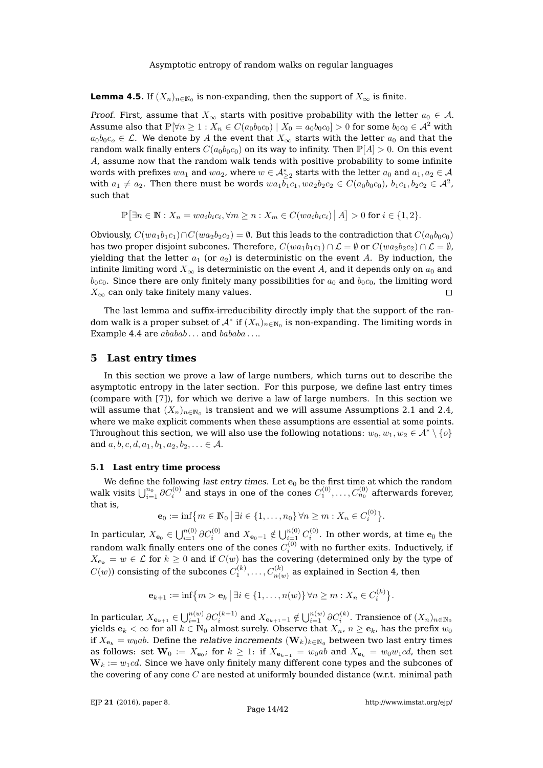**Lemma 4.5.** If $(X_n)_{n\in\mathbb{N}_0}$ is non-expanding, then the support of $X_\infty$ is finite.

*Proof.* First, assume that $X_\infty$ starts with positive probability with the letter $a_0 \in \mathcal{A}$. Assume also that $\mathbb{P}[\forall n \geq 1 : X_n \in C(a_0b_0c_0) \mid X_0 = a_0b_0c_0] > 0$ for some $b_0c_0 \in \mathcal{A}^2$ with $a_0b_0c_o \in \mathcal{L}$. We denote by $A$ the event that $X_\infty$ starts with the letter $a_0$ and that the random walk finally enters $C(a_0b_0c_0)$ on its way to infinity. Then $\mathbb{P}[A] > 0$. On this event $A$, assume now that the random walk tends with positive probability to some infinite words with prefixes $wa_1$ and $wa_2$, where $w \in \mathcal{A}^*_{\geq 2}$ starts with the letter $a_0$ and $a_1, a_2 \in \mathcal{A}$ with $a_1 \neq a_2$. Then there must be words $wa_1b_1c_1, wa_2b_2c_2 \in C(a_0b_0c_0)$, $b_1c_1, b_2c_2 \in \mathcal{A}^2$, such that

$$\mathbb{P}\bigl[\exists n \in \mathbb{N} : X_n = wa_ib_ic_i, \forall m \geq n : X_m \in C(wa_ib_ic_i) \bigm| A\bigr] > 0 \text{ for } i \in \{1,2\}.$$

Obviously, $C(wa_1b_1c_1) \cap C(wa_2b_2c_2) = \emptyset$. But this leads to the contradiction that $C(a_0b_0c_0)$ has two proper disjoint subcones. Therefore, $C(wa_1b_1c_1) \cap \mathcal{L} = \emptyset$ or $C(wa_2b_2c_2) \cap \mathcal{L} = \emptyset$, yielding that the letter $a_1$ (or $a_2$) is deterministic on the event $A$. By induction, the infinite limiting word $X_\infty$ is deterministic on the event $A$, and it depends only on $a_0$ and $b_0c_0$. Since there are only finitely many possibilities for $a_0$ and $b_0c_0$, the limiting word $X_\infty$ can only take finitely many values. □

The last lemma and suffix-irreducibility directly imply that the support of the random walk is a proper subset of $\mathcal{A}^*$ if $(X_n)_{n\in\mathbb{N}_0}$ is non-expanding. The limiting words in Example 4.4 are $ababab\ldots$ and $bababa\ldots$.

## 5 Last entry times

In this section we prove a law of large numbers, which turns out to describe the asymptotic entropy in the later section. For this purpose, we define last entry times (compare with [7]), for which we derive a law of large numbers. In this section we will assume that $(X_n)_{n\in\mathbb{N}_0}$ is transient and we will assume Assumptions 2.1 and 2.4, where we make explicit comments when these assumptions are essential at some points. Throughout this section, we will also use the following notations: $w_0, w_1, w_2 \in \mathcal{A}^* \setminus \{o\}$ and $a, b, c, d, a_1, b_1, a_2, b_2, \ldots \in \mathcal{A}$.

### 5.1 Last entry time process

We define the following *last entry times*. Let $\mathbf{e}_0$ be the first time at which the random walk visits $\bigcup_{i=1}^{n_0} \partial C_i^{(0)}$ and stays in one of the cones $C_1^{(0)}, \ldots, C_{n_0}^{(0)}$ afterwards forever, that is,

$$\mathbf{e}_0 := \inf\bigl\{m \in \mathbb{N}_0 \bigm| \exists i \in \{1,\ldots,n_0\}\, \forall n \geq m : X_n \in C_i^{(0)}\bigr\}.$$

In particular, $X_{\mathbf{e}_0} \in \bigcup_{i=1}^{n(0)} \partial C_i^{(0)}$ and $X_{\mathbf{e}_0-1} \notin \bigcup_{i=1}^{n(0)} C_i^{(0)}$. In other words, at time $\mathbf{e}_0$ the random walk finally enters one of the cones $C_i^{(0)}$ with no further exits. Inductively, if $X_{\mathbf{e}_k} = w \in \mathcal{L}$ for $k \geq 0$ and if $C(w)$ has the covering (determined only by the type of $C(w)$) consisting of the subcones $C_1^{(k)}, \ldots, C_{n(w)}^{(k)}$ as explained in Section 4, then

$$\mathbf{e}_{k+1} := \inf\bigl\{m > \mathbf{e}_k \bigm| \exists i \in \{1,\ldots,n(w)\}\, \forall n \geq m : X_n \in C_i^{(k)}\bigr\}.$$

In particular, $X_{\mathbf{e}_{k+1}} \in \bigcup_{i=1}^{n(w)} \partial C_i^{(k+1)}$ and $X_{\mathbf{e}_{k+1}-1} \notin \bigcup_{i=1}^{n(w)} \partial C_i^{(k)}$. Transience of $(X_n)_{n\in\mathbb{N}_0}$ yields $\mathbf{e}_k < \infty$ for all $k \in \mathbb{N}_0$ almost surely. Observe that $X_n$, $n \geq \mathbf{e}_k$, has the prefix $w_0$ if $X_{\mathbf{e}_k} = w_0ab$. Define the *relative increments* $(\mathbf{W}_k)_{k\in\mathbb{N}_0}$ between two last entry times as follows: set $\mathbf{W}_0 := X_{\mathbf{e}_0}$; for $k \geq 1$: if $X_{\mathbf{e}_{k-1}} = w_0ab$ and $X_{\mathbf{e}_k} = w_0w_1cd$, then set $\mathbf{W}_k := w_1cd$. Since we have only finitely many different cone types and the subcones of the covering of any cone $C$ are nested at uniformly bounded distance (w.r.t. minimal path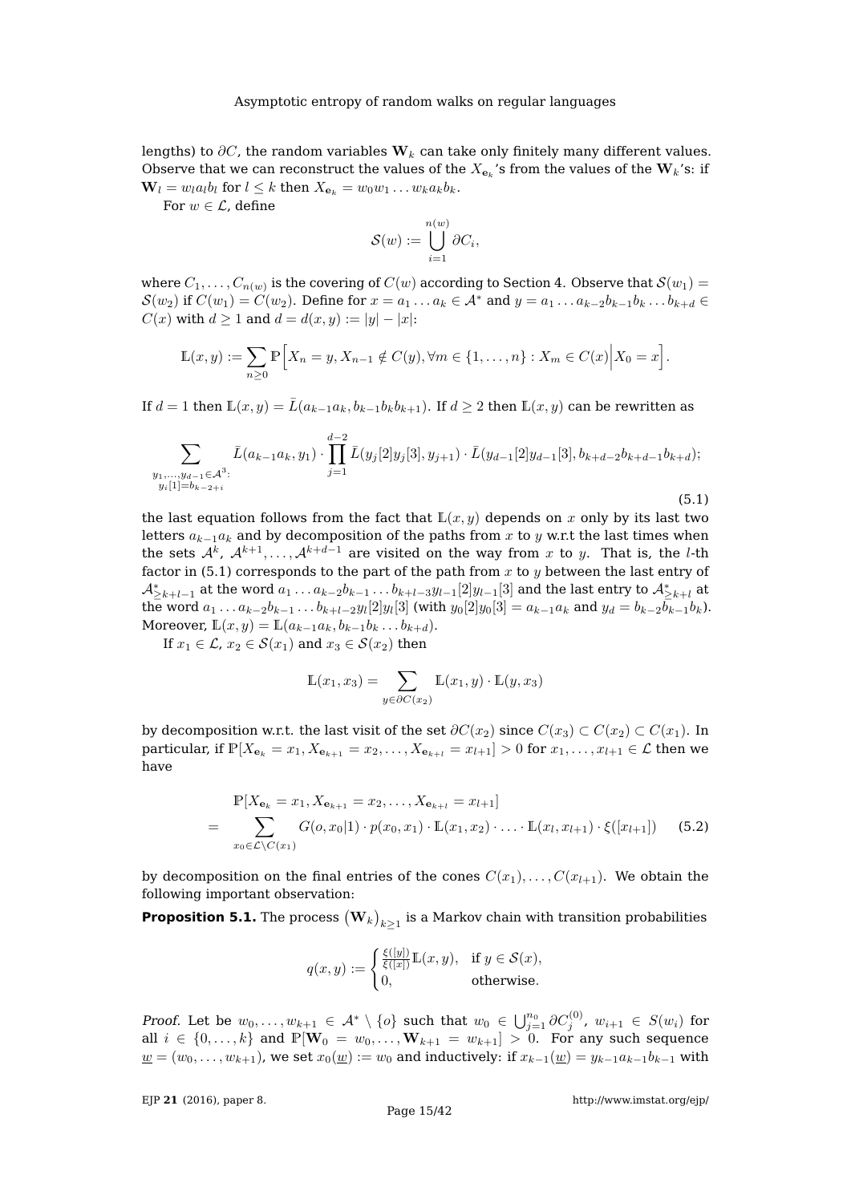lengths) to $\partial C$, the random variables $\mathbf{W}_k$ can take only finitely many different values. Observe that we can reconstruct the values of the $X_{\mathbf{e}_k}$'s from the values of the $\mathbf{W}_k$'s: if $\mathbf{W}_l = w_l a_l b_l$ for $l \leq k$ then $X_{\mathbf{e}_k} = w_0 w_1 \dots w_k a_k b_k$.

For $w \in \mathcal{L}$, define

$$\mathcal{S}(w) := \bigcup_{i=1}^{n(w)} \partial C_i,$$

where $C_1, \dots, C_{n(w)}$ is the covering of $C(w)$ according to Section 4. Observe that $\mathcal{S}(w_1) = \mathcal{S}(w_2)$ if $C(w_1) = C(w_2)$. Define for $x = a_1 \dots a_k \in \mathcal{A}^*$ and $y = a_1 \dots a_{k-2} b_{k-1} b_k \dots b_{k+d} \in C(x)$ with $d \geq 1$ and $d = d(x,y) := |y| - |x|$:

$$\mathbb{L}(x,y) := \sum_{n \geq 0} \mathbb{P}\Big[X_n = y, X_{n-1} \notin C(y), \forall m \in \{1, \dots, n\} : X_m \in C(x) \Big| X_0 = x\Big].$$

If $d = 1$ then $\mathbb{L}(x,y) = \bar{L}(a_{k-1}a_k, b_{k-1}b_k b_{k+1})$. If $d \geq 2$ then $\mathbb{L}(x,y)$ can be rewritten as

$$\sum_{\substack{y_1,\dots,y_{d-1} \in \mathcal{A}^3:\\ y_i[1] = b_{k-2+i}}} \bar{L}(a_{k-1}a_k, y_1) \cdot \prod_{j=1}^{d-2} \bar{L}(y_j[2]y_j[3], y_{j+1}) \cdot \bar{L}(y_{d-1}[2]y_{d-1}[3], b_{k+d-2}b_{k+d-1}b_{k+d}); \tag{5.1}$$

the last equation follows from the fact that $\mathbb{L}(x,y)$ depends on $x$ only by its last two letters $a_{k-1}a_k$ and by decomposition of the paths from $x$ to $y$ w.r.t the last times when the sets $\mathcal{A}^k, \mathcal{A}^{k+1}, \dots, \mathcal{A}^{k+d-1}$ are visited on the way from $x$ to $y$. That is, the $l$-th factor in (5.1) corresponds to the part of the path from $x$ to $y$ between the last entry of $\mathcal{A}^*_{\geq k+l-1}$ at the word $a_1 \dots a_{k-2} b_{k-1} \dots b_{k+l-3} y_{l-1}[2] y_{l-1}[3]$ and the last entry to $\mathcal{A}^*_{\geq k+l}$ at the word $a_1 \dots a_{k-2} b_{k-1} \dots b_{k+l-2} y_l[2] y_l[3]$ (with $y_0[2]y_0[3] = a_{k-1}a_k$ and $y_d = b_{k-2}b_{k-1}b_k$). Moreover, $\mathbb{L}(x,y) = \mathbb{L}(a_{k-1}a_k, b_{k-1}b_k \dots b_{k+d})$.

If $x_1 \in \mathcal{L}$, $x_2 \in \mathcal{S}(x_1)$ and $x_3 \in \mathcal{S}(x_2)$ then

$$\mathbb{L}(x_1, x_3) = \sum_{y \in \partial C(x_2)} \mathbb{L}(x_1, y) \cdot \mathbb{L}(y, x_3)$$

by decomposition w.r.t. the last visit of the set $\partial C(x_2)$ since $C(x_3) \subset C(x_2) \subset C(x_1)$. In particular, if $\mathbb{P}[X_{\mathbf{e}_k} = x_1, X_{\mathbf{e}_{k+1}} = x_2, \dots, X_{\mathbf{e}_{k+l}} = x_{l+1}] > 0$ for $x_1, \dots, x_{l+1} \in \mathcal{L}$ then we have

$$\begin{aligned} &\mathbb{P}[X_{\mathbf{e}_k} = x_1, X_{\mathbf{e}_{k+1}} = x_2, \dots, X_{\mathbf{e}_{k+l}} = x_{l+1}] \\ = &\sum_{x_0 \in \mathcal{L} \setminus C(x_1)} G(o, x_0|1) \cdot p(x_0, x_1) \cdot \mathbb{L}(x_1, x_2) \cdot \ldots \cdot \mathbb{L}(x_l, x_{l+1}) \cdot \xi([x_{l+1}]) \end{aligned} \tag{5.2}$$

by decomposition on the final entries of the cones $C(x_1), \dots, C(x_{l+1})$. We obtain the following important observation:

**Proposition 5.1.** The process $(\mathbf{W}_k)_{k \geq 1}$ is a Markov chain with transition probabilities

$$q(x,y) := \begin{cases} \frac{\xi([y])}{\xi([x])} \mathbb{L}(x,y), & \text{if } y \in \mathcal{S}(x), \\ 0, & \text{otherwise.} \end{cases}$$

*Proof.* Let be $w_0, \dots, w_{k+1} \in \mathcal{A}^* \setminus \{o\}$ such that $w_0 \in \bigcup_{j=1}^{n_0} \partial C_j^{(0)}$, $w_{i+1} \in S(w_i)$ for all $i \in \{0, \dots, k\}$ and $\mathbb{P}[\mathbf{W}_0 = w_0, \dots, \mathbf{W}_{k+1} = w_{k+1}] > 0$. For any such sequence $\underline{w} = (w_0, \dots, w_{k+1})$, we set $x_0(\underline{w}) := w_0$ and inductively: if $x_{k-1}(\underline{w}) = y_{k-1}a_{k-1}b_{k-1}$ with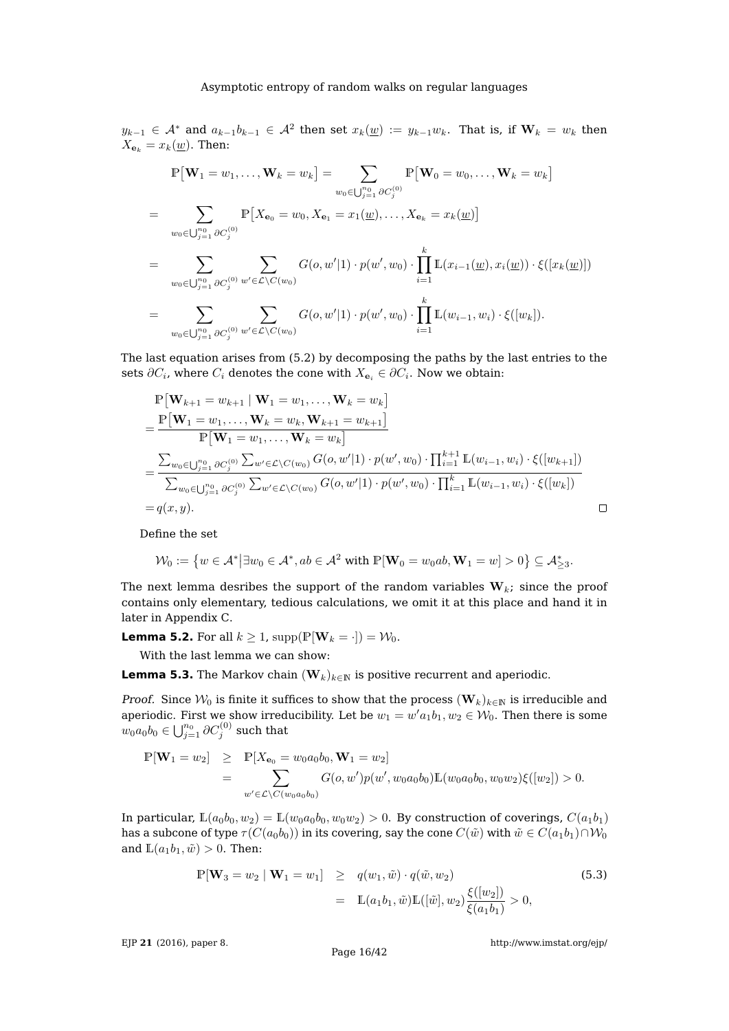$y_{k-1} \in \mathcal{A}^*$ and $a_{k-1}b_{k-1} \in \mathcal{A}^2$ then set $x_k(\underline{w}) := y_{k-1}w_k$. That is, if $\mathbf{W}_k = w_k$ then $X_{\mathbf{e}_k} = x_k(\underline{w})$. Then:

$$
\begin{aligned}
&\mathbb{P}\big[\mathbf{W}_1 = w_1, \ldots, \mathbf{W}_k = w_k\big] = \sum_{w_0 \in \bigcup_{j=1}^{n_0} \partial C_j^{(0)}} \mathbb{P}\big[\mathbf{W}_0 = w_0, \ldots, \mathbf{W}_k = w_k\big] \\
= &\sum_{w_0 \in \bigcup_{j=1}^{n_0} \partial C_j^{(0)}} \mathbb{P}\big[X_{\mathbf{e}_0} = w_0, X_{\mathbf{e}_1} = x_1(\underline{w}), \ldots, X_{\mathbf{e}_k} = x_k(\underline{w})\big] \\
= &\sum_{w_0 \in \bigcup_{j=1}^{n_0} \partial C_j^{(0)}} \sum_{w' \in \mathcal{L} \setminus C(w_0)} G(o, w'|1) \cdot p(w', w_0) \cdot \prod_{i=1}^{k} \mathbb{L}(x_{i-1}(\underline{w}), x_i(\underline{w})) \cdot \xi([x_k(\underline{w})]) \\
= &\sum_{w_0 \in \bigcup_{j=1}^{n_0} \partial C_j^{(0)}} \sum_{w' \in \mathcal{L} \setminus C(w_0)} G(o, w'|1) \cdot p(w', w_0) \cdot \prod_{i=1}^{k} \mathbb{L}(w_{i-1}, w_i) \cdot \xi([w_k]).
\end{aligned}
$$

The last equation arises from (5.2) by decomposing the paths by the last entries to the sets $\partial C_i$, where $C_i$ denotes the cone with $X_{\mathbf{e}_i} \in \partial C_i$. Now we obtain:

$$
\begin{aligned}
&\mathbb{P}\big[\mathbf{W}_{k+1} = w_{k+1} \mid \mathbf{W}_1 = w_1, \ldots, \mathbf{W}_k = w_k\big] \\
= &\frac{\mathbb{P}\big[\mathbf{W}_1 = w_1, \ldots, \mathbf{W}_k = w_k, \mathbf{W}_{k+1} = w_{k+1}\big]}{\mathbb{P}\big[\mathbf{W}_1 = w_1, \ldots, \mathbf{W}_k = w_k\big]} \\
= &\frac{\sum_{w_0 \in \bigcup_{j=1}^{n_0} \partial C_j^{(0)}} \sum_{w' \in \mathcal{L} \setminus C(w_0)} G(o, w'|1) \cdot p(w', w_0) \cdot \prod_{i=1}^{k+1} \mathbb{L}(w_{i-1}, w_i) \cdot \xi([w_{k+1}])}{\sum_{w_0 \in \bigcup_{j=1}^{n_0} \partial C_j^{(0)}} \sum_{w' \in \mathcal{L} \setminus C(w_0)} G(o, w'|1) \cdot p(w', w_0) \cdot \prod_{i=1}^{k} \mathbb{L}(w_{i-1}, w_i) \cdot \xi([w_k])} \\
= &\, q(x, y).
\end{aligned}
$$

□

Define the set

$$
\mathcal{W}_0 := \big\{ w \in \mathcal{A}^* \big| \exists w_0 \in \mathcal{A}^*, ab \in \mathcal{A}^2 \text{ with } \mathbb{P}[\mathbf{W}_0 = w_0 ab, \mathbf{W}_1 = w] > 0 \big\} \subseteq \mathcal{A}^*_{\geq 3}.
$$

The next lemma desribes the support of the random variables $\mathbf{W}_k$; since the proof contains only elementary, tedious calculations, we omit it at this place and hand it in later in Appendix C.

**Lemma 5.2.** For all $k \geq 1$, $\operatorname{supp}(\mathbb{P}[\mathbf{W}_k = \cdot]) = \mathcal{W}_0$.

With the last lemma we can show:

**Lemma 5.3.** The Markov chain $(\mathbf{W}_k)_{k \in \mathbb{N}}$ is positive recurrent and aperiodic.

*Proof.* Since $\mathcal{W}_0$ is finite it suffices to show that the process $(\mathbf{W}_k)_{k \in \mathbb{N}}$ is irreducible and aperiodic. First we show irreducibility. Let be $w_1 = w' a_1 b_1, w_2 \in \mathcal{W}_0$. Then there is some $w_0 a_0 b_0 \in \bigcup_{j=1}^{n_0} \partial C_j^{(0)}$ such that

$$
\begin{aligned}
\mathbb{P}[\mathbf{W}_1 = w_2] &\geq \mathbb{P}[X_{\mathbf{e}_0} = w_0 a_0 b_0, \mathbf{W}_1 = w_2] \\
&= \sum_{w' \in \mathcal{L} \setminus C(w_0 a_0 b_0)} G(o, w') p(w', w_0 a_0 b_0) \mathbb{L}(w_0 a_0 b_0, w_0 w_2) \xi([w_2]) > 0.
\end{aligned}
$$

In particular, $\mathbb{L}(a_0 b_0, w_2) = \mathbb{L}(w_0 a_0 b_0, w_0 w_2) > 0$. By construction of coverings, $C(a_1 b_1)$ has a subcone of type $\tau(C(a_0 b_0))$ in its covering, say the cone $C(\tilde{w})$ with $\tilde{w} \in C(a_1 b_1) \cap \mathcal{W}_0$ and $\mathbb{L}(a_1 b_1, \tilde{w}) > 0$. Then:

$$
\begin{aligned}
\mathbb{P}[\mathbf{W}_3 = w_2 \mid \mathbf{W}_1 = w_1] &\geq q(w_1, \tilde{w}) \cdot q(\tilde{w}, w_2) \\
&= \mathbb{L}(a_1 b_1, \tilde{w}) \mathbb{L}([\tilde{w}], w_2) \frac{\xi([w_2])}{\xi(a_1 b_1)} > 0,
\end{aligned}
\tag{5.3}
$$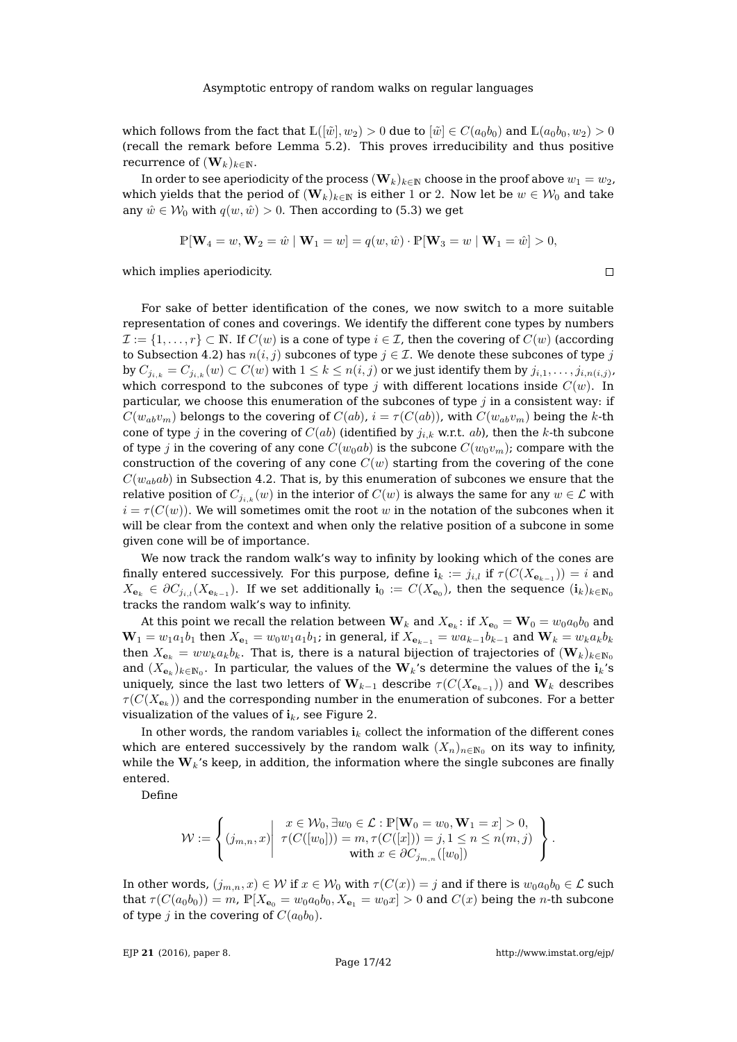which follows from the fact that $\mathbb{L}([\tilde{w}], w_2) > 0$ due to $[\tilde{w}] \in C(a_0 b_0)$ and $\mathbb{L}(a_0 b_0, w_2) > 0$ (recall the remark before Lemma 5.2). This proves irreducibility and thus positive recurrence of $(\mathbf{W}_k)_{k\in\mathbb{N}}$.

In order to see aperiodicity of the process $(\mathbf{W}_k)_{k\in\mathbb{N}}$ choose in the proof above $w_1 = w_2$, which yields that the period of $(\mathbf{W}_k)_{k\in\mathbb{N}}$ is either 1 or 2. Now let be $w \in \mathcal{W}_0$ and take any $\hat{w} \in \mathcal{W}_0$ with $q(w, \hat{w}) > 0$. Then according to (5.3) we get

$$\mathbb{P}[\mathbf{W}_4 = w, \mathbf{W}_2 = \hat{w} \mid \mathbf{W}_1 = w] = q(w, \hat{w}) \cdot \mathbb{P}[\mathbf{W}_3 = w \mid \mathbf{W}_1 = \hat{w}] > 0,$$

which implies aperiodicity. □

For sake of better identification of the cones, we now switch to a more suitable representation of cones and coverings. We identify the different cone types by numbers $\mathcal{I} := \{1, \ldots, r\} \subset \mathbb{N}$. If $C(w)$ is a cone of type $i \in \mathcal{I}$, then the covering of $C(w)$ (according to Subsection 4.2) has $n(i,j)$ subcones of type $j \in \mathcal{I}$. We denote these subcones of type $j$ by $C_{j_{i,k}} = C_{j_{i,k}}(w) \subset C(w)$ with $1 \leq k \leq n(i,j)$ or we just identify them by $j_{i,1}, \ldots, j_{i,n(i,j)}$, which correspond to the subcones of type $j$ with different locations inside $C(w)$. In particular, we choose this enumeration of the subcones of type $j$ in a consistent way: if $C(w_{ab}v_m)$ belongs to the covering of $C(ab)$, $i = \tau(C(ab))$, with $C(w_{ab}v_m)$ being the $k$-th cone of type $j$ in the covering of $C(ab)$ (identified by $j_{i,k}$ w.r.t. $ab$), then the $k$-th subcone of type $j$ in the covering of any cone $C(w_0 ab)$ is the subcone $C(w_0 v_m)$; compare with the construction of the covering of any cone $C(w)$ starting from the covering of the cone $C(w_{ab}ab)$ in Subsection 4.2. That is, by this enumeration of subcones we ensure that the relative position of $C_{j_{i,k}}(w)$ in the interior of $C(w)$ is always the same for any $w \in \mathcal{L}$ with $i = \tau(C(w))$. We will sometimes omit the root $w$ in the notation of the subcones when it will be clear from the context and when only the relative position of a subcone in some given cone will be of importance.

We now track the random walk's way to infinity by looking which of the cones are finally entered successively. For this purpose, define $\mathbf{i}_k := j_{i,l}$ if $\tau(C(X_{\mathbf{e}_{k-1}})) = i$ and $X_{\mathbf{e}_k} \in \partial C_{j_{i,l}}(X_{\mathbf{e}_{k-1}})$. If we set additionally $\mathbf{i}_0 := C(X_{\mathbf{e}_0})$, then the sequence $(\mathbf{i}_k)_{k\in\mathbb{N}_0}$ tracks the random walk's way to infinity.

At this point we recall the relation between $\mathbf{W}_k$ and $X_{\mathbf{e}_k}$: if $X_{\mathbf{e}_0} = \mathbf{W}_0 = w_0 a_0 b_0$ and $\mathbf{W}_1 = w_1 a_1 b_1$ then $X_{\mathbf{e}_1} = w_0 w_1 a_1 b_1$; in general, if $X_{\mathbf{e}_{k-1}} = w a_{k-1} b_{k-1}$ and $\mathbf{W}_k = w_k a_k b_k$ then $X_{\mathbf{e}_k} = w w_k a_k b_k$. That is, there is a natural bijection of trajectories of $(\mathbf{W}_k)_{k\in\mathbb{N}_0}$ and $(X_{\mathbf{e}_k})_{k\in\mathbb{N}_0}$. In particular, the values of the $\mathbf{W}_k$'s determine the values of the $\mathbf{i}_k$'s uniquely, since the last two letters of $\mathbf{W}_{k-1}$ describe $\tau(C(X_{\mathbf{e}_{k-1}}))$ and $\mathbf{W}_k$ describes $\tau(C(X_{\mathbf{e}_k}))$ and the corresponding number in the enumeration of subcones. For a better visualization of the values of $\mathbf{i}_k$, see Figure 2.

In other words, the random variables $\mathbf{i}_k$ collect the information of the different cones which are entered successively by the random walk $(X_n)_{n\in\mathbb{N}_0}$ on its way to infinity, while the $\mathbf{W}_k$'s keep, in addition, the information where the single subcones are finally entered.

Define

$$\mathcal{W} := \left\{ (j_{m,n}, x) \middle| \begin{array}{c} x \in \mathcal{W}_0, \exists w_0 \in \mathcal{L} : \mathbb{P}[\mathbf{W}_0 = w_0, \mathbf{W}_1 = x] > 0, \\ \tau(C([w_0])) = m, \tau(C([x])) = j, 1 \leq n \leq n(m,j) \\ \text{with } x \in \partial C_{j_{m,n}}([w_0]) \end{array} \right\}.$$

In other words, $(j_{m,n}, x) \in \mathcal{W}$ if $x \in \mathcal{W}_0$ with $\tau(C(x)) = j$ and if there is $w_0 a_0 b_0 \in \mathcal{L}$ such that $\tau(C(a_0 b_0)) = m$, $\mathbb{P}[X_{\mathbf{e}_0} = w_0 a_0 b_0, X_{\mathbf{e}_1} = w_0 x] > 0$ and $C(x)$ being the $n$-th subcone of type $j$ in the covering of $C(a_0 b_0)$.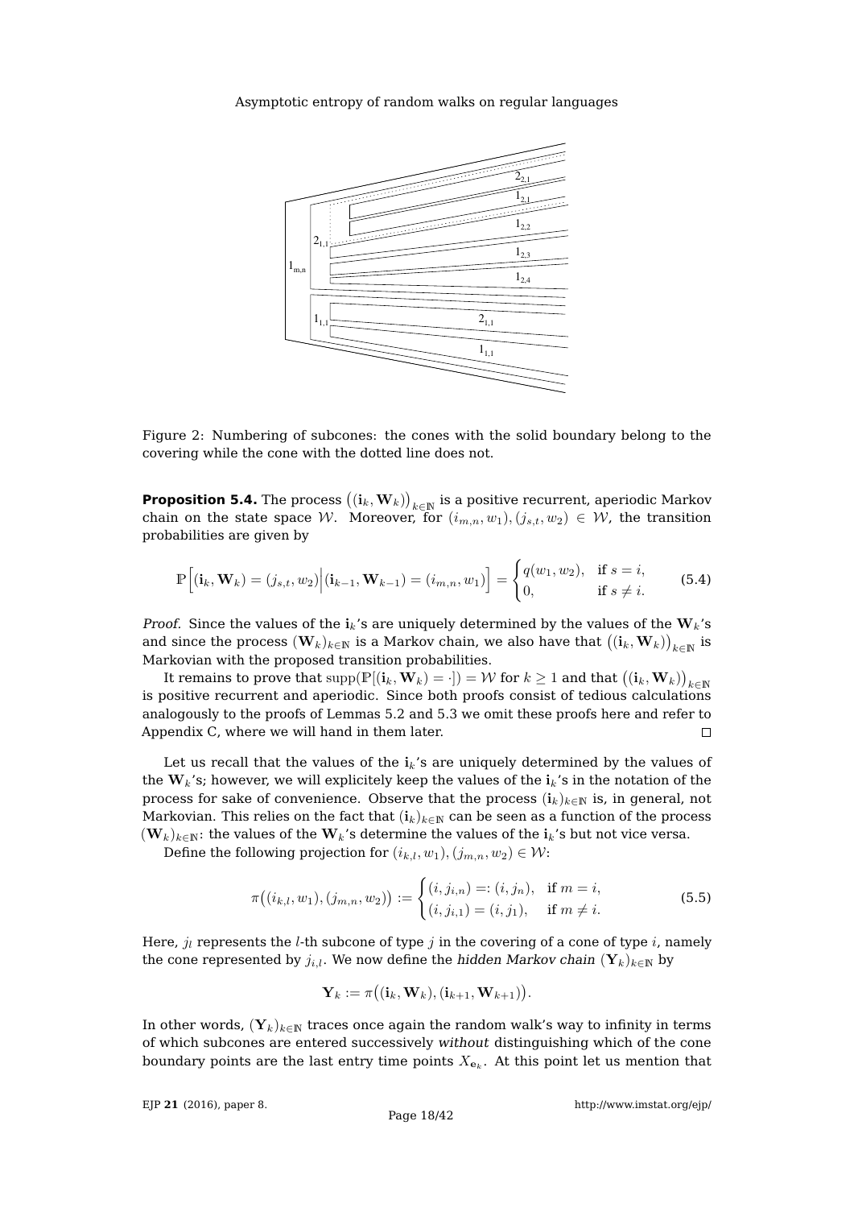Figure 2: Numbering of subcones: the cones with the solid boundary belong to the covering while the cone with the dotted line does not.

**Proposition 5.4.** The process $\big((\mathbf{i}_k, \mathbf{W}_k)\big)_{k\in\mathbb{N}}$ is a positive recurrent, aperiodic Markov chain on the state space $\mathcal{W}$. Moreover, for $(i_{m,n}, w_1), (j_{s,t}, w_2) \in \mathcal{W}$, the transition probabilities are given by

$$\mathbb{P}\Big[(\mathbf{i}_k, \mathbf{W}_k) = (j_{s,t}, w_2) \Big| (\mathbf{i}_{k-1}, \mathbf{W}_{k-1}) = (i_{m,n}, w_1)\Big] = \begin{cases} q(w_1, w_2), & \text{if } s = i, \\ 0, & \text{if } s \neq i. \end{cases} \tag{5.4}$$

*Proof.* Since the values of the $\mathbf{i}_k$'s are uniquely determined by the values of the $\mathbf{W}_k$'s and since the process $(\mathbf{W}_k)_{k\in\mathbb{N}}$ is a Markov chain, we also have that $\big((\mathbf{i}_k, \mathbf{W}_k)\big)_{k\in\mathbb{N}}$ is Markovian with the proposed transition probabilities.

It remains to prove that $\mathrm{supp}(\mathbb{P}[(\mathbf{i}_k, \mathbf{W}_k) = \cdot]) = \mathcal{W}$ for $k \geq 1$ and that $\big((\mathbf{i}_k, \mathbf{W}_k)\big)_{k\in\mathbb{N}}$ is positive recurrent and aperiodic. Since both proofs consist of tedious calculations analogously to the proofs of Lemmas 5.2 and 5.3 we omit these proofs here and refer to Appendix C, where we will hand in them later. □

Let us recall that the values of the $\mathbf{i}_k$'s are uniquely determined by the values of the $\mathbf{W}_k$'s; however, we will explicitely keep the values of the $\mathbf{i}_k$'s in the notation of the process for sake of convenience. Observe that the process $(\mathbf{i}_k)_{k\in\mathbb{N}}$ is, in general, not Markovian. This relies on the fact that $(\mathbf{i}_k)_{k\in\mathbb{N}}$ can be seen as a function of the process $(\mathbf{W}_k)_{k\in\mathbb{N}}$: the values of the $\mathbf{W}_k$'s determine the values of the $\mathbf{i}_k$'s but not vice versa.

Define the following projection for $(i_{k,l}, w_1), (j_{m,n}, w_2) \in \mathcal{W}$:

$$\pi\big((i_{k,l}, w_1), (j_{m,n}, w_2)\big) := \begin{cases} (i, j_{i,n}) =: (i, j_n), & \text{if } m = i, \\ (i, j_{i,1}) = (i, j_1), & \text{if } m \neq i. \end{cases} \tag{5.5}$$

Here, $j_l$ represents the $l$-th subcone of type $j$ in the covering of a cone of type $i$, namely the cone represented by $j_{i,l}$. We now define the *hidden Markov chain* $(\mathbf{Y}_k)_{k\in\mathbb{N}}$ by

$$\mathbf{Y}_k := \pi\big((\mathbf{i}_k, \mathbf{W}_k), (\mathbf{i}_{k+1}, \mathbf{W}_{k+1})\big).$$

In other words, $(\mathbf{Y}_k)_{k\in\mathbb{N}}$ traces once again the random walk's way to infinity in terms of which subcones are entered successively *without* distinguishing which of the cone boundary points are the last entry time points $X_{\mathbf{e}_k}$. At this point let us mention that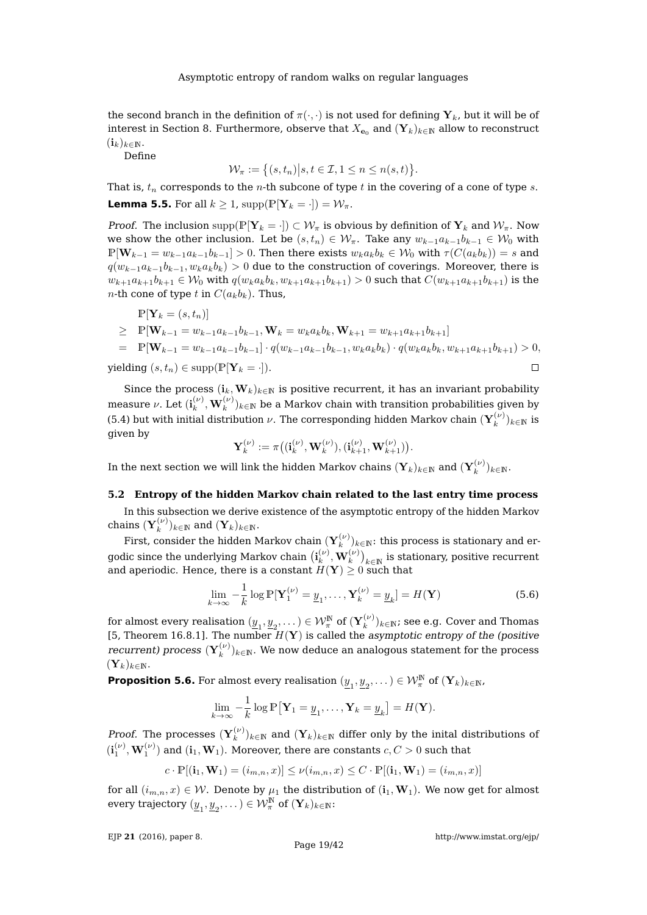the second branch in the definition of $\pi(\cdot,\cdot)$ is not used for defining $\mathbf{Y}_k$, but it will be of interest in Section 8. Furthermore, observe that $X_{\mathbf{e}_0}$ and $(\mathbf{Y}_k)_{k\in\mathbb{N}}$ allow to reconstruct $(\mathbf{i}_k)_{k\in\mathbb{N}}$.

Define

$$\mathcal{W}_\pi := \big\{(s,t_n)\big|s,t\in\mathcal{I}, 1\leq n\leq n(s,t)\big\}.$$

That is, $t_n$ corresponds to the $n$-th subcone of type $t$ in the covering of a cone of type $s$.

**Lemma 5.5.** For all $k\geq 1$, $\operatorname{supp}(\mathbb{P}[\mathbf{Y}_k=\cdot])=\mathcal{W}_\pi$.

*Proof.* The inclusion $\operatorname{supp}(\mathbb{P}[\mathbf{Y}_k=\cdot])\subset\mathcal{W}_\pi$ is obvious by definition of $\mathbf{Y}_k$ and $\mathcal{W}_\pi$. Now we show the other inclusion. Let be $(s,t_n)\in\mathcal{W}_\pi$. Take any $w_{k-1}a_{k-1}b_{k-1}\in\mathcal{W}_0$ with $\mathbb{P}[\mathbf{W}_{k-1}=w_{k-1}a_{k-1}b_{k-1}]>0$. Then there exists $w_ka_kb_k\in\mathcal{W}_0$ with $\tau(C(a_kb_k))=s$ and $q(w_{k-1}a_{k-1}b_{k-1},w_ka_kb_k)>0$ due to the construction of coverings. Moreover, there is $w_{k+1}a_{k+1}b_{k+1}\in\mathcal{W}_0$ with $q(w_ka_kb_k,w_{k+1}a_{k+1}b_{k+1})>0$ such that $C(w_{k+1}a_{k+1}b_{k+1})$ is the $n$-th cone of type $t$ in $C(a_kb_k)$. Thus,

$$\begin{aligned}
&\mathbb{P}[\mathbf{Y}_k=(s,t_n)]\\
\geq\;& \mathbb{P}[\mathbf{W}_{k-1}=w_{k-1}a_{k-1}b_{k-1},\mathbf{W}_k=w_ka_kb_k,\mathbf{W}_{k+1}=w_{k+1}a_{k+1}b_{k+1}]\\
=\;& \mathbb{P}[\mathbf{W}_{k-1}=w_{k-1}a_{k-1}b_{k-1}]\cdot q(w_{k-1}a_{k-1}b_{k-1},w_ka_kb_k)\cdot q(w_ka_kb_k,w_{k+1}a_{k+1}b_{k+1})>0,
\end{aligned}$$

yielding $(s,t_n)\in\operatorname{supp}(\mathbb{P}[\mathbf{Y}_k=\cdot])$. $\square$

Since the process $(\mathbf{i}_k,\mathbf{W}_k)_{k\in\mathbb{N}}$ is positive recurrent, it has an invariant probability measure $\nu$. Let $(\mathbf{i}_k^{(\nu)},\mathbf{W}_k^{(\nu)})_{k\in\mathbb{N}}$ be a Markov chain with transition probabilities given by (5.4) but with initial distribution $\nu$. The corresponding hidden Markov chain $(\mathbf{Y}_k^{(\nu)})_{k\in\mathbb{N}}$ is given by

$$\mathbf{Y}_k^{(\nu)}:=\pi\big((\mathbf{i}_k^{(\nu)},\mathbf{W}_k^{(\nu)}),(\mathbf{i}_{k+1}^{(\nu)},\mathbf{W}_{k+1}^{(\nu)})\big).$$

In the next section we will link the hidden Markov chains $(\mathbf{Y}_k)_{k\in\mathbb{N}}$ and $(\mathbf{Y}_k^{(\nu)})_{k\in\mathbb{N}}$.

### 5.2 Entropy of the hidden Markov chain related to the last entry time process

In this subsection we derive existence of the asymptotic entropy of the hidden Markov chains $(\mathbf{Y}_k^{(\nu)})_{k\in\mathbb{N}}$ and $(\mathbf{Y}_k)_{k\in\mathbb{N}}$.

First, consider the hidden Markov chain $(\mathbf{Y}_k^{(\nu)})_{k\in\mathbb{N}}$: this process is stationary and ergodic since the underlying Markov chain $\big(\mathbf{i}_k^{(\nu)},\mathbf{W}_k^{(\nu)}\big)_{k\in\mathbb{N}}$ is stationary, positive recurrent and aperiodic. Hence, there is a constant $H(\mathbf{Y})\geq 0$ such that

$$\lim_{k\to\infty}-\frac{1}{k}\log\mathbb{P}[\mathbf{Y}_1^{(\nu)}=\underline{y}_1,\dots,\mathbf{Y}_k^{(\nu)}=\underline{y}_k]=H(\mathbf{Y})\tag{5.6}$$

for almost every realisation $(\underline{y}_1,\underline{y}_2,\dots)\in\mathcal{W}_\pi^{\mathbb{N}}$ of $(\mathbf{Y}_k^{(\nu)})_{k\in\mathbb{N}}$; see e.g. Cover and Thomas [5, Theorem 16.8.1]. The number $H(\mathbf{Y})$ is called the *asymptotic entropy of the (positive recurrent) process* $(\mathbf{Y}_k^{(\nu)})_{k\in\mathbb{N}}$. We now deduce an analogous statement for the process $(\mathbf{Y}_k)_{k\in\mathbb{N}}$.

**Proposition 5.6.** For almost every realisation $(\underline{y}_1,\underline{y}_2,\dots)\in\mathcal{W}_\pi^{\mathbb{N}}$ of $(\mathbf{Y}_k)_{k\in\mathbb{N}}$,

$$\lim_{k\to\infty}-\frac{1}{k}\log\mathbb{P}\big[\mathbf{Y}_1=\underline{y}_1,\dots,\mathbf{Y}_k=\underline{y}_k\big]=H(\mathbf{Y}).$$

*Proof.* The processes $(\mathbf{Y}_k^{(\nu)})_{k\in\mathbb{N}}$ and $(\mathbf{Y}_k)_{k\in\mathbb{N}}$ differ only by the inital distributions of $(\mathbf{i}_1^{(\nu)},\mathbf{W}_1^{(\nu)})$ and $(\mathbf{i}_1,\mathbf{W}_1)$. Moreover, there are constants $c,C>0$ such that

$$c\cdot\mathbb{P}[(\mathbf{i}_1,\mathbf{W}_1)=(i_{m,n},x)]\leq\nu(i_{m,n},x)\leq C\cdot\mathbb{P}[(\mathbf{i}_1,\mathbf{W}_1)=(i_{m,n},x)]$$

for all $(i_{m,n},x)\in\mathcal{W}$. Denote by $\mu_1$ the distribution of $(\mathbf{i}_1,\mathbf{W}_1)$. We now get for almost every trajectory $(\underline{y}_1,\underline{y}_2,\dots)\in\mathcal{W}_\pi^{\mathbb{N}}$ of $(\mathbf{Y}_k)_{k\in\mathbb{N}}$: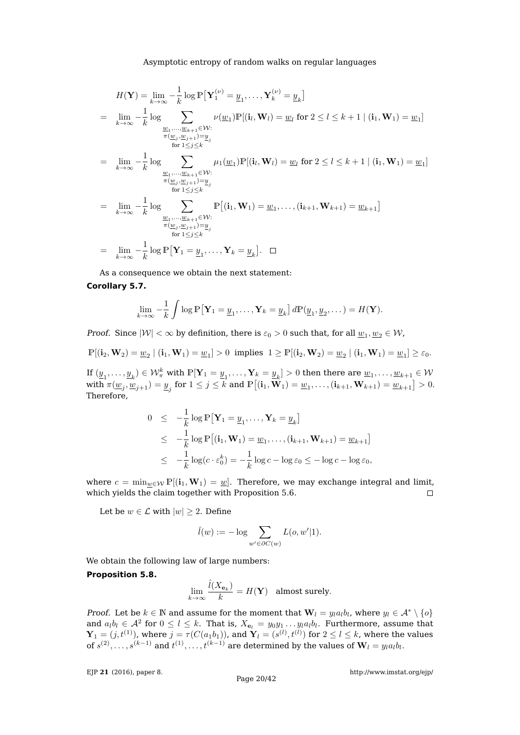$$
\begin{aligned}
H(\mathbf{Y}) &= \lim_{k\to\infty} -\frac{1}{k}\log \mathbb{P}\big[\mathbf{Y}_1^{(\nu)}=\underline{y}_1,\dots,\mathbf{Y}_k^{(\nu)}=\underline{y}_k\big]\\
&= \lim_{k\to\infty} -\frac{1}{k}\log \sum_{\substack{\underline{w}_1,\dots,\underline{w}_{k+1}\in\mathcal{W}:\\ \pi(\underline{w}_j,\underline{w}_{j+1})=\underline{y}_j\\ \text{for } 1\leq j\leq k}} \nu(\underline{w}_1)\mathbb{P}[(\mathbf{i}_l,\mathbf{W}_l)=\underline{w}_l \text{ for } 2\leq l\leq k+1 \mid (\mathbf{i}_1,\mathbf{W}_1)=\underline{w}_1]\\
&= \lim_{k\to\infty} -\frac{1}{k}\log \sum_{\substack{\underline{w}_1,\dots,\underline{w}_{k+1}\in\mathcal{W}:\\ \pi(\underline{w}_j,\underline{w}_{j+1})=\underline{y}_j\\ \text{for } 1\leq j\leq k}} \mu_1(\underline{w}_1)\mathbb{P}[(\mathbf{i}_l,\mathbf{W}_l)=\underline{w}_l \text{ for } 2\leq l\leq k+1 \mid (\mathbf{i}_1,\mathbf{W}_1)=\underline{w}_1]\\
&= \lim_{k\to\infty} -\frac{1}{k}\log \sum_{\substack{\underline{w}_1,\dots,\underline{w}_{k+1}\in\mathcal{W}:\\ \pi(\underline{w}_j,\underline{w}_{j+1})=\underline{y}_j\\ \text{for } 1\leq j\leq k}} \mathbb{P}\big[(\mathbf{i}_1,\mathbf{W}_1)=\underline{w}_1,\dots,(\mathbf{i}_{k+1},\mathbf{W}_{k+1})=\underline{w}_{k+1}\big]\\
&= \lim_{k\to\infty} -\frac{1}{k}\log \mathbb{P}\big[\mathbf{Y}_1=\underline{y}_1,\dots,\mathbf{Y}_k=\underline{y}_k\big]. \quad \square
\end{aligned}
$$

As a consequence we obtain the next statement:

**Corollary 5.7.**

$$
\lim_{k\to\infty} -\frac{1}{k}\int \log \mathbb{P}\big[\mathbf{Y}_1=\underline{y}_1,\dots,\mathbf{Y}_k=\underline{y}_k\big]\,d\mathbb{P}(\underline{y}_1,\underline{y}_2,\dots) = H(\mathbf{Y}).
$$

*Proof.* Since $|\mathcal{W}|<\infty$ by definition, there is $\varepsilon_0>0$ such that, for all $\underline{w}_1,\underline{w}_2\in\mathcal{W}$,

$$
\mathbb{P}[(\mathbf{i}_2,\mathbf{W}_2)=\underline{w}_2 \mid (\mathbf{i}_1,\mathbf{W}_1)=\underline{w}_1]>0 \;\text{ implies }\; 1\geq \mathbb{P}[(\mathbf{i}_2,\mathbf{W}_2)=\underline{w}_2 \mid (\mathbf{i}_1,\mathbf{W}_1)=\underline{w}_1]\geq \varepsilon_0.
$$

If $(\underline{y}_1,\dots,\underline{y}_k)\in\mathcal{W}_\pi^k$ with $\mathbb{P}[\mathbf{Y}_1=\underline{y}_1,\dots,\mathbf{Y}_k=\underline{y}_k]>0$ then there are $\underline{w}_1,\dots,\underline{w}_{k+1}\in\mathcal{W}$ with $\pi(\underline{w}_j,\underline{w}_{j+1})=\underline{y}_j$ for $1\leq j\leq k$ and $\mathbb{P}\big[(\mathbf{i}_1,\mathbf{W}_1)=\underline{w}_1,\dots,(\mathbf{i}_{k+1},\mathbf{W}_{k+1})=\underline{w}_{k+1}\big]>0$. Therefore,

$$
\begin{aligned}
0 &\leq -\frac{1}{k}\log \mathbb{P}\big[\mathbf{Y}_1=\underline{y}_1,\dots,\mathbf{Y}_k=\underline{y}_k\big]\\
&\leq -\frac{1}{k}\log \mathbb{P}\big[(\mathbf{i}_1,\mathbf{W}_1)=\underline{w}_1,\dots,(\mathbf{i}_{k+1},\mathbf{W}_{k+1})=\underline{w}_{k+1}\big]\\
&\leq -\frac{1}{k}\log(c\cdot\varepsilon_0^k) = -\frac{1}{k}\log c-\log\varepsilon_0 \leq -\log c-\log\varepsilon_0,
\end{aligned}
$$

where $c=\min_{\underline{w}\in\mathcal{W}}\mathbb{P}[(\mathbf{i}_1,\mathbf{W}_1)=\underline{w}]$. Therefore, we may exchange integral and limit, which yields the claim together with Proposition 5.6. $\square$

Let be $w\in\mathcal{L}$ with $|w|\geq 2$. Define

$$
\hat{l}(w) := -\log \sum_{w'\in\partial C(w)} L(o,w'|1).
$$

We obtain the following law of large numbers:

**Proposition 5.8.**

$$
\lim_{k\to\infty}\frac{\hat{l}(X_{\mathbf{e}_k})}{k} = H(\mathbf{Y}) \quad \text{almost surely.}
$$

*Proof.* Let be $k\in\mathbb{N}$ and assume for the moment that $\mathbf{W}_l=y_la_lb_l$, where $y_l\in\mathcal{A}^*\setminus\{o\}$ and $a_lb_l\in\mathcal{A}^2$ for $0\leq l\leq k$. That is, $X_{\mathbf{e}_l}=y_0y_1\dots y_la_lb_l$. Furthermore, assume that $\mathbf{Y}_1=(j,t^{(1)})$, where $j=\tau(C(a_1b_1))$, and $\mathbf{Y}_l=(s^{(l)},t^{(l)})$ for $2\leq l\leq k$, where the values of $s^{(2)},\dots,s^{(k-1)}$ and $t^{(1)},\dots,t^{(k-1)}$ are determined by the values of $\mathbf{W}_l=y_la_lb_l$.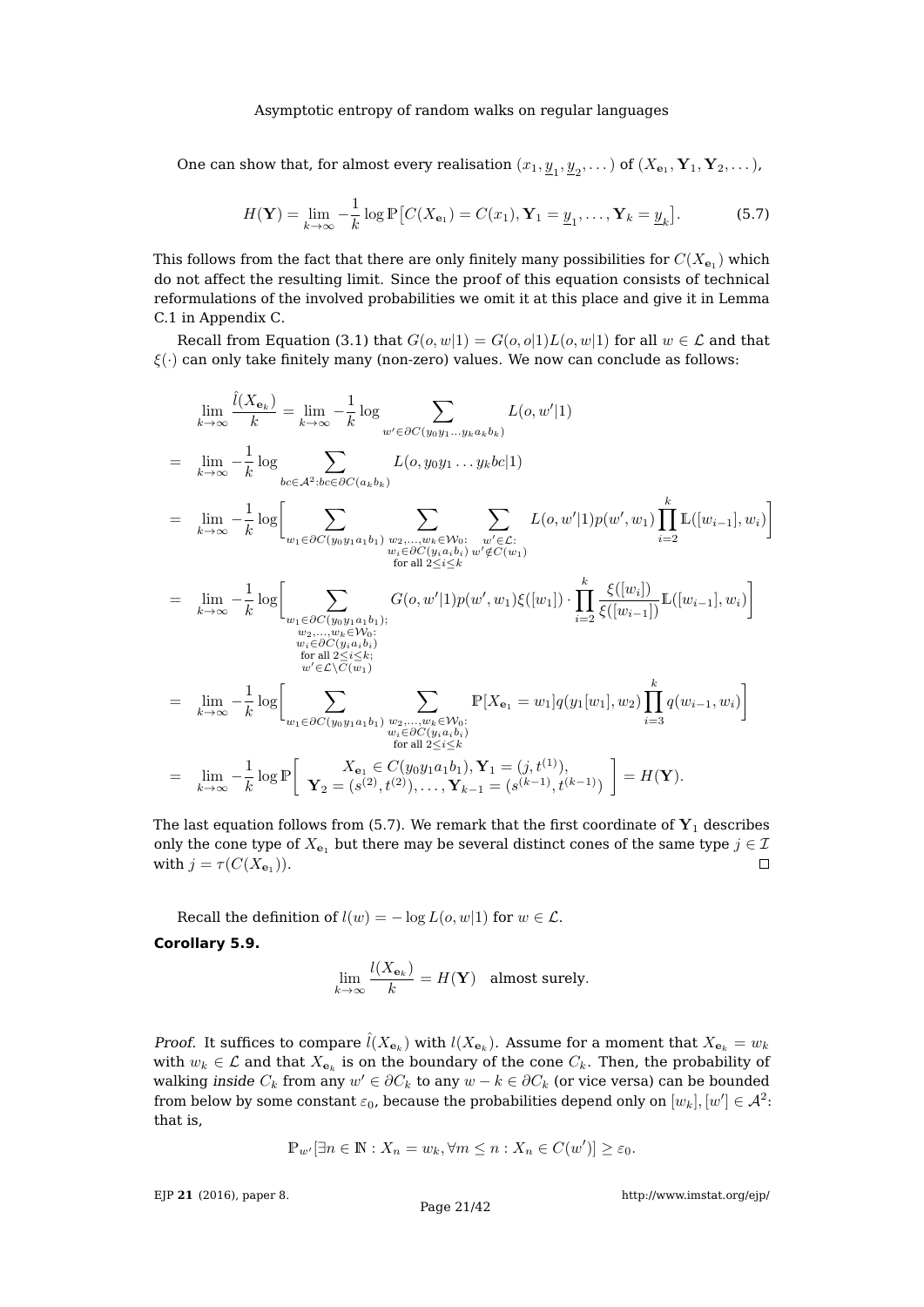One can show that, for almost every realisation $(x_1, \underline{y}_1, \underline{y}_2, \dots)$ of $(X_{\mathbf{e}_1}, \mathbf{Y}_1, \mathbf{Y}_2, \dots)$,

$$H(\mathbf{Y}) = \lim_{k\to\infty} -\frac{1}{k} \log \mathbb{P}\bigl[C(X_{\mathbf{e}_1}) = C(x_1), \mathbf{Y}_1 = \underline{y}_1, \dots, \mathbf{Y}_k = \underline{y}_k\bigr]. \tag{5.7}$$

This follows from the fact that there are only finitely many possibilities for $C(X_{\mathbf{e}_1})$ which do not affect the resulting limit. Since the proof of this equation consists of technical reformulations of the involved probabilities we omit it at this place and give it in Lemma C.1 in Appendix C.

Recall from Equation (3.1) that $G(o, w|1) = G(o, o|1)L(o, w|1)$ for all $w \in \mathcal{L}$ and that $\xi(\cdot)$ can only take finitely many (non-zero) values. We now can conclude as follows:

$$
\begin{aligned}
&\lim_{k\to\infty} \frac{\hat{l}(X_{\mathbf{e}_k})}{k} = \lim_{k\to\infty} -\frac{1}{k} \log \sum_{w' \in \partial C(y_0 y_1 \dots y_k a_k b_k)} L(o, w'|1) \\
=\;& \lim_{k\to\infty} -\frac{1}{k} \log \sum_{bc \in \mathcal{A}^2 : bc \in \partial C(a_k b_k)} L(o, y_0 y_1 \dots y_k bc|1) \\
=\;& \lim_{k\to\infty} -\frac{1}{k} \log \Biggl[ \sum_{w_1 \in \partial C(y_0 y_1 a_1 b_1)} \sum_{\substack{w_2, \dots, w_k \in \mathcal{W}_0: \\ w_i \in \partial C(y_i a_i b_i) \\ \text{for all } 2 \le i \le k}} \sum_{\substack{w' \in \mathcal{L}: \\ w' \notin C(w_1)}} L(o, w'|1) p(w', w_1) \prod_{i=2}^{k} \mathbb{L}([w_{i-1}], w_i) \Biggr] \\
=\;& \lim_{k\to\infty} -\frac{1}{k} \log \Biggl[ \sum_{\substack{w_1 \in \partial C(y_0 y_1 a_1 b_1); \\ w_2, \dots, w_k \in \mathcal{W}_0: \\ w_i \in \partial C(y_i a_i b_i) \\ \text{for all } 2 \le i \le k; \\ w' \in \mathcal{L} \setminus C(w_1)}} G(o, w'|1) p(w', w_1) \xi([w_1]) \cdot \prod_{i=2}^{k} \frac{\xi([w_i])}{\xi([w_{i-1}])} \mathbb{L}([w_{i-1}], w_i) \Biggr] \\
=\;& \lim_{k\to\infty} -\frac{1}{k} \log \Biggl[ \sum_{w_1 \in \partial C(y_0 y_1 a_1 b_1)} \sum_{\substack{w_2, \dots, w_k \in \mathcal{W}_0: \\ w_i \in \partial C(y_i a_i b_i) \\ \text{for all } 2 \le i \le k}} \mathbb{P}[X_{\mathbf{e}_1} = w_1] q(y_1[w_1], w_2) \prod_{i=3}^{k} q(w_{i-1}, w_i) \Biggr] \\
=\;& \lim_{k\to\infty} -\frac{1}{k} \log \mathbb{P}\left[ \begin{array}{c} X_{\mathbf{e}_1} \in C(y_0 y_1 a_1 b_1), \mathbf{Y}_1 = (j, t^{(1)}), \\ \mathbf{Y}_2 = (s^{(2)}, t^{(2)}), \dots, \mathbf{Y}_{k-1} = (s^{(k-1)}, t^{(k-1)}) \end{array} \right] = H(\mathbf{Y}).
\end{aligned}
$$

The last equation follows from (5.7). We remark that the first coordinate of $\mathbf{Y}_1$ describes only the cone type of $X_{\mathbf{e}_1}$ but there may be several distinct cones of the same type $j \in \mathcal{I}$ with $j = \tau(C(X_{\mathbf{e}_1}))$. $\square$

Recall the definition of $l(w) = -\log L(o, w|1)$ for $w \in \mathcal{L}$.

**Corollary 5.9.**

$$\lim_{k\to\infty} \frac{l(X_{\mathbf{e}_k})}{k} = H(\mathbf{Y}) \quad \text{almost surely.}$$

*Proof.* It suffices to compare $\hat{l}(X_{\mathbf{e}_k})$ with $l(X_{\mathbf{e}_k})$. Assume for a moment that $X_{\mathbf{e}_k} = w_k$ with $w_k \in \mathcal{L}$ and that $X_{\mathbf{e}_k}$ is on the boundary of the cone $C_k$. Then, the probability of walking *inside* $C_k$ from any $w' \in \partial C_k$ to any $w - k \in \partial C_k$ (or vice versa) can be bounded from below by some constant $\varepsilon_0$, because the probabilities depend only on $[w_k], [w'] \in \mathcal{A}^2$: that is,

$$\mathbb{P}_{w'}[\exists n \in \mathbb{N} : X_n = w_k, \forall m \le n : X_m \in C(w')] \ge \varepsilon_0.$$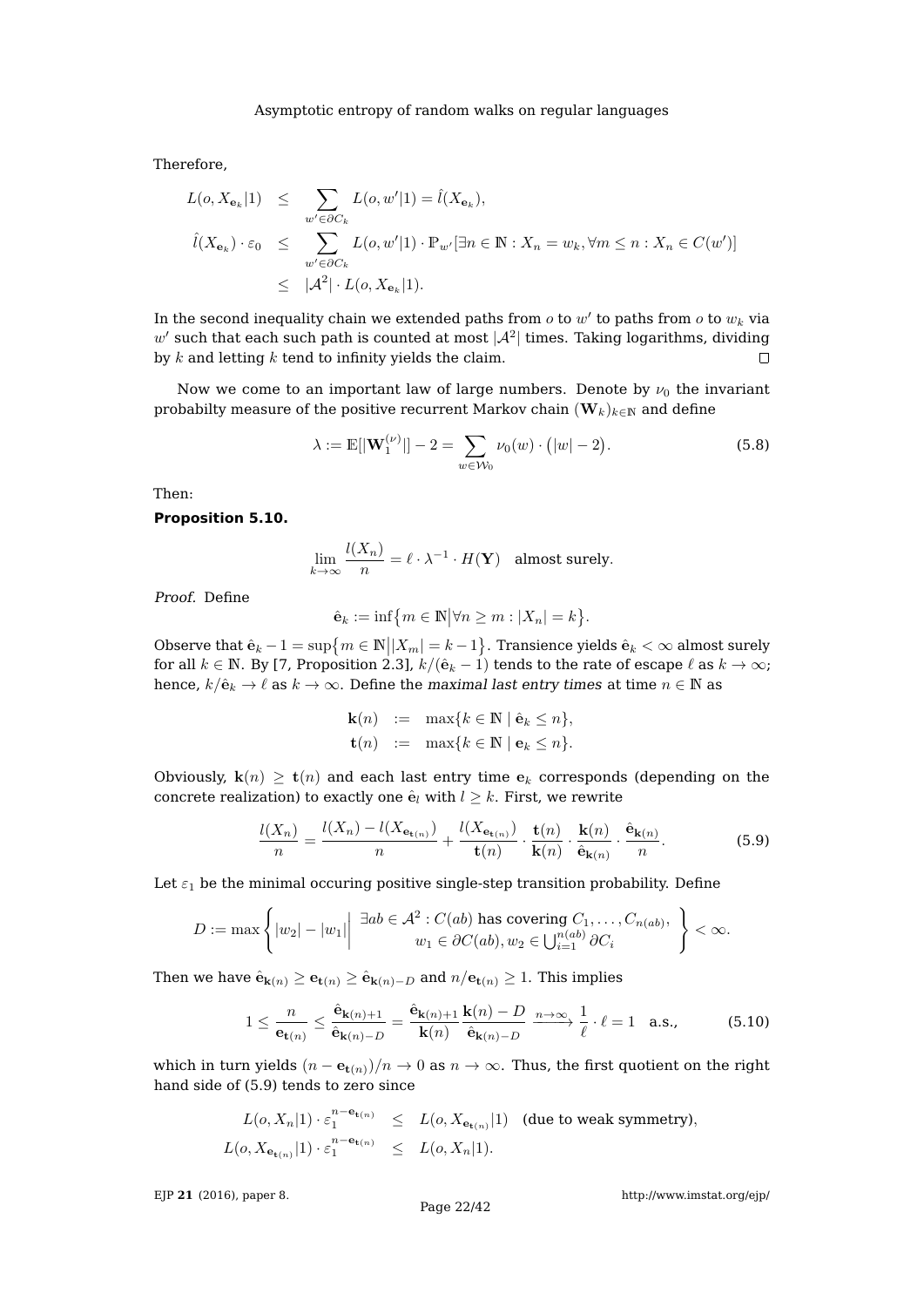Therefore,

$$
\begin{aligned}
L(o, X_{\mathbf{e}_k}|1) &\leq \sum_{w' \in \partial C_k} L(o, w'|1) = \hat{l}(X_{\mathbf{e}_k}),\\
\hat{l}(X_{\mathbf{e}_k}) \cdot \varepsilon_0 &\leq \sum_{w' \in \partial C_k} L(o, w'|1) \cdot \mathbb{P}_{w'}\big[\exists n \in \mathbb{N} : X_n = w_k, \forall m \leq n : X_n \in C(w')\big]\\
&\leq |\mathcal{A}^2| \cdot L(o, X_{\mathbf{e}_k}|1).
\end{aligned}
$$

In the second inequality chain we extended paths from $o$ to $w'$ to paths from $o$ to $w_k$ via $w'$ such that each such path is counted at most $|\mathcal{A}^2|$ times. Taking logarithms, dividing by $k$ and letting $k$ tend to infinity yields the claim. □

Now we come to an important law of large numbers. Denote by $\nu_0$ the invariant probabilty measure of the positive recurrent Markov chain $(\mathbf{W}_k)_{k\in\mathbb{N}}$ and define

$$
\lambda := \mathbb{E}[|\mathbf{W}_1^{(\nu)}|] - 2 = \sum_{w \in \mathcal{W}_0} \nu_0(w) \cdot \big(|w| - 2\big). \tag{5.8}
$$

Then:

**Proposition 5.10.**

$$
\lim_{k\to\infty} \frac{l(X_n)}{n} = \ell \cdot \lambda^{-1} \cdot H(\mathbf{Y}) \quad \text{almost surely.}
$$

*Proof.* Define

$$
\hat{\mathbf{e}}_k := \inf\big\{m \in \mathbb{N} \big| \forall n \geq m : |X_n| = k\big\}.
$$

Observe that $\hat{\mathbf{e}}_k - 1 = \sup\big\{m \in \mathbb{N} \big| |X_m| = k-1\big\}$. Transience yields $\hat{\mathbf{e}}_k < \infty$ almost surely for all $k \in \mathbb{N}$. By [7, Proposition 2.3], $k/(\hat{\mathbf{e}}_k - 1)$ tends to the rate of escape $\ell$ as $k \to \infty$; hence, $k/\hat{\mathbf{e}}_k \to \ell$ as $k \to \infty$. Define the *maximal last entry times* at time $n \in \mathbb{N}$ as

$$
\begin{aligned}
\mathbf{k}(n) &:= \max\{k \in \mathbb{N} \mid \hat{\mathbf{e}}_k \leq n\},\\
\mathbf{t}(n) &:= \max\{k \in \mathbb{N} \mid \mathbf{e}_k \leq n\}.
\end{aligned}
$$

Obviously, $\mathbf{k}(n) \geq \mathbf{t}(n)$ and each last entry time $\mathbf{e}_k$ corresponds (depending on the concrete realization) to exactly one $\hat{\mathbf{e}}_l$ with $l \geq k$. First, we rewrite

$$
\frac{l(X_n)}{n} = \frac{l(X_n) - l(X_{\mathbf{e}_{\mathbf{t}(n)}})}{n} + \frac{l(X_{\mathbf{e}_{\mathbf{t}(n)}})}{\mathbf{t}(n)} \cdot \frac{\mathbf{t}(n)}{\mathbf{k}(n)} \cdot \frac{\mathbf{k}(n)}{\hat{\mathbf{e}}_{\mathbf{k}(n)}} \cdot \frac{\hat{\mathbf{e}}_{\mathbf{k}(n)}}{n}. \tag{5.9}
$$

Let $\varepsilon_1$ be the minimal occuring positive single-step transition probability. Define

$$
D := \max\left\{ |w_2| - |w_1| \,\middle|\, \begin{array}{c} \exists ab \in \mathcal{A}^2 : C(ab) \text{ has covering } C_1, \ldots, C_{n(ab)},\\ w_1 \in \partial C(ab), w_2 \in \bigcup_{i=1}^{n(ab)} \partial C_i \end{array} \right\} < \infty.
$$

Then we have $\hat{\mathbf{e}}_{\mathbf{k}(n)} \geq \mathbf{e}_{\mathbf{t}(n)} \geq \hat{\mathbf{e}}_{\mathbf{k}(n)-D}$ and $n/\mathbf{e}_{\mathbf{t}(n)} \geq 1$. This implies

$$
1 \leq \frac{n}{\mathbf{e}_{\mathbf{t}(n)}} \leq \frac{\hat{\mathbf{e}}_{\mathbf{k}(n)+1}}{\hat{\mathbf{e}}_{\mathbf{k}(n)-D}} = \frac{\hat{\mathbf{e}}_{\mathbf{k}(n)+1}}{\mathbf{k}(n)} \frac{\mathbf{k}(n) - D}{\hat{\mathbf{e}}_{\mathbf{k}(n)-D}} \xrightarrow{n\to\infty} \frac{1}{\ell} \cdot \ell = 1 \quad \text{a.s.,} \tag{5.10}
$$

which in turn yields $(n - \mathbf{e}_{\mathbf{t}(n)})/n \to 0$ as $n \to \infty$. Thus, the first quotient on the right hand side of (5.9) tends to zero since

$$
\begin{aligned}
L(o, X_n|1) \cdot \varepsilon_1^{n - \mathbf{e}_{\mathbf{t}(n)}} &\leq L(o, X_{\mathbf{e}_{\mathbf{t}(n)}}|1) \quad \text{(due to weak symmetry)},\\
L(o, X_{\mathbf{e}_{\mathbf{t}(n)}}|1) \cdot \varepsilon_1^{n - \mathbf{e}_{\mathbf{t}(n)}} &\leq L(o, X_n|1).
\end{aligned}
$$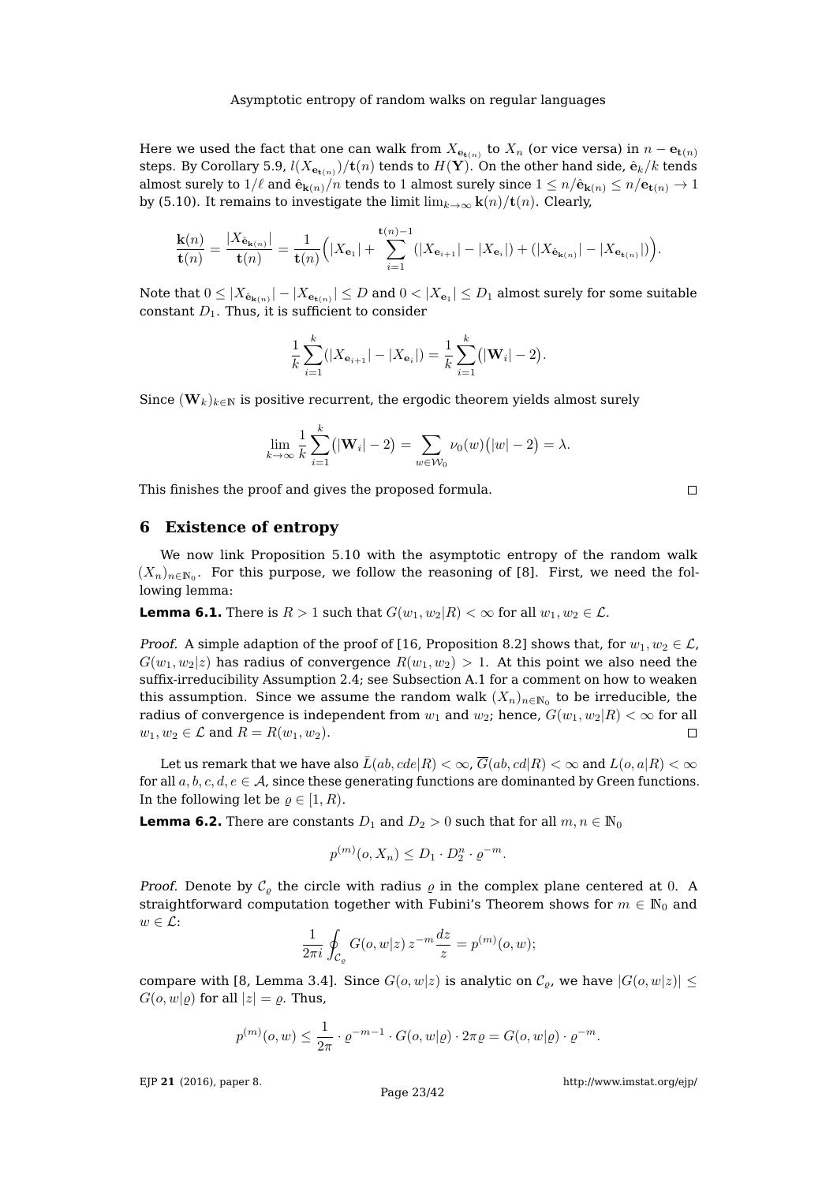Here we used the fact that one can walk from $X_{\mathbf{e}_{\mathbf{t}(n)}}$ to $X_n$ (or vice versa) in $n - \mathbf{e}_{\mathbf{t}(n)}$ steps. By Corollary 5.9, $l(X_{\mathbf{e}_{\mathbf{t}(n)}})/\mathbf{t}(n)$ tends to $H(\mathbf{Y})$. On the other hand side, $\hat{\mathbf{e}}_k/k$ tends almost surely to $1/\ell$ and $\hat{\mathbf{e}}_{\mathbf{k}(n)}/n$ tends to 1 almost surely since $1 \leq n/\hat{\mathbf{e}}_{\mathbf{k}(n)} \leq n/\mathbf{e}_{\mathbf{t}(n)} \to 1$ by (5.10). It remains to investigate the limit $\lim_{k\to\infty} \mathbf{k}(n)/\mathbf{t}(n)$. Clearly,

$$\frac{\mathbf{k}(n)}{\mathbf{t}(n)} = \frac{|X_{\hat{\mathbf{e}}_{\mathbf{k}(n)}}|}{\mathbf{t}(n)} = \frac{1}{\mathbf{t}(n)}\Big(|X_{\mathbf{e}_1}| + \sum_{i=1}^{\mathbf{t}(n)-1} (|X_{\mathbf{e}_{i+1}}| - |X_{\mathbf{e}_i}|) + (|X_{\hat{\mathbf{e}}_{\mathbf{k}(n)}}| - |X_{\mathbf{e}_{\mathbf{t}(n)}}|)\Big).$$

Note that $0 \leq |X_{\hat{\mathbf{e}}_{\mathbf{k}(n)}}| - |X_{\mathbf{e}_{\mathbf{t}(n)}}| \leq D$ and $0 < |X_{\mathbf{e}_1}| \leq D_1$ almost surely for some suitable constant $D_1$. Thus, it is sufficient to consider

$$\frac{1}{k}\sum_{i=1}^{k}(|X_{\mathbf{e}_{i+1}}| - |X_{\mathbf{e}_i}|) = \frac{1}{k}\sum_{i=1}^{k}\big(|\mathbf{W}_i| - 2\big).$$

Since $(\mathbf{W}_k)_{k\in\mathbb{N}}$ is positive recurrent, the ergodic theorem yields almost surely

$$\lim_{k\to\infty}\frac{1}{k}\sum_{i=1}^{k}\big(|\mathbf{W}_i| - 2\big) = \sum_{w\in\mathcal{W}_0}\nu_0(w)\big(|w| - 2\big) = \lambda.$$

This finishes the proof and gives the proposed formula. $\square$

## 6 Existence of entropy

We now link Proposition 5.10 with the asymptotic entropy of the random walk $(X_n)_{n\in\mathbb{N}_0}$. For this purpose, we follow the reasoning of [8]. First, we need the following lemma:

**Lemma 6.1.** There is $R > 1$ such that $G(w_1, w_2|R) < \infty$ for all $w_1, w_2 \in \mathcal{L}$.

*Proof.* A simple adaption of the proof of [16, Proposition 8.2] shows that, for $w_1, w_2 \in \mathcal{L}$, $G(w_1, w_2|z)$ has radius of convergence $R(w_1, w_2) > 1$. At this point we also need the suffix-irreducibility Assumption 2.4; see Subsection A.1 for a comment on how to weaken this assumption. Since we assume the random walk $(X_n)_{n\in\mathbb{N}_0}$ to be irreducible, the radius of convergence is independent from $w_1$ and $w_2$; hence, $G(w_1, w_2|R) < \infty$ for all $w_1, w_2 \in \mathcal{L}$ and $R = R(w_1, w_2)$. $\square$

Let us remark that we have also $\bar{L}(ab, cde|R) < \infty$, $\overline{G}(ab, cd|R) < \infty$ and $L(o, a|R) < \infty$ for all $a, b, c, d, e \in \mathcal{A}$, since these generating functions are dominanted by Green functions. In the following let be $\varrho \in [1, R)$.

**Lemma 6.2.** There are constants $D_1$ and $D_2 > 0$ such that for all $m, n \in \mathbb{N}_0$

$$p^{(m)}(o, X_n) \leq D_1 \cdot D_2^n \cdot \varrho^{-m}.$$

*Proof.* Denote by $\mathcal{C}_\varrho$ the circle with radius $\varrho$ in the complex plane centered at 0. A straightforward computation together with Fubini's Theorem shows for $m \in \mathbb{N}_0$ and $w \in \mathcal{L}$:

$$\frac{1}{2\pi i}\oint_{\mathcal{C}_\varrho} G(o, w|z)\, z^{-m}\frac{dz}{z} = p^{(m)}(o, w);$$

compare with [8, Lemma 3.4]. Since $G(o, w|z)$ is analytic on $\mathcal{C}_\varrho$, we have $|G(o, w|z)| \leq G(o, w|\varrho)$ for all $|z| = \varrho$. Thus,

$$p^{(m)}(o, w) \leq \frac{1}{2\pi}\cdot \varrho^{-m-1}\cdot G(o, w|\varrho)\cdot 2\pi\varrho = G(o, w|\varrho)\cdot \varrho^{-m}.$$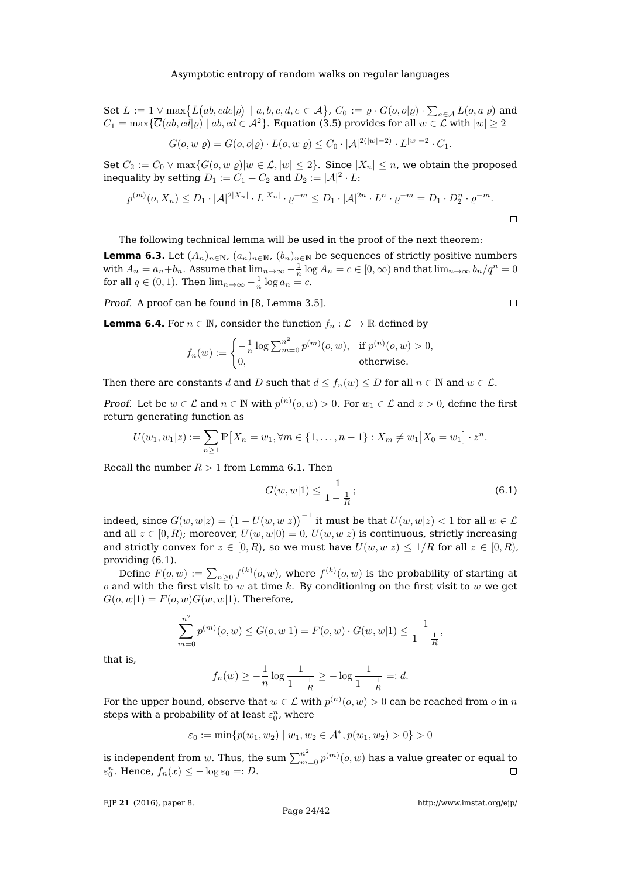Set $L := 1 \vee \max\{\bar{L}(ab, cde|\varrho) \mid a,b,c,d,e \in \mathcal{A}\}$, $C_0 := \varrho \cdot G(o,o|\varrho) \cdot \sum_{a\in\mathcal{A}} L(o,a|\varrho)$ and $C_1 = \max\{\overline{G}(ab,cd|\varrho) \mid ab, cd \in \mathcal{A}^2\}$. Equation (3.5) provides for all $w \in \mathcal{L}$ with $|w| \geq 2$

$$G(o,w|\varrho) = G(o,o|\varrho) \cdot L(o,w|\varrho) \leq C_0 \cdot |\mathcal{A}|^{2(|w|-2)} \cdot L^{|w|-2} \cdot C_1.$$

Set $C_2 := C_0 \vee \max\{G(o,w|\varrho) | w \in \mathcal{L}, |w| \leq 2\}$. Since $|X_n| \leq n$, we obtain the proposed inequality by setting $D_1 := C_1 + C_2$ and $D_2 := |\mathcal{A}|^2 \cdot L$:

$$p^{(m)}(o, X_n) \leq D_1 \cdot |\mathcal{A}|^{2|X_n|} \cdot L^{|X_n|} \cdot \varrho^{-m} \leq D_1 \cdot |\mathcal{A}|^{2n} \cdot L^n \cdot \varrho^{-m} = D_1 \cdot D_2^n \cdot \varrho^{-m}.$$

□

The following technical lemma will be used in the proof of the next theorem:

**Lemma 6.3.** Let $(A_n)_{n\in\mathbb{N}}$, $(a_n)_{n\in\mathbb{N}}$, $(b_n)_{n\in\mathbb{N}}$ be sequences of strictly positive numbers with $A_n = a_n + b_n$. Assume that $\lim_{n\to\infty} -\frac{1}{n}\log A_n = c \in [0,\infty)$ and that $\lim_{n\to\infty} b_n/q^n = 0$ for all $q \in (0,1)$. Then $\lim_{n\to\infty} -\frac{1}{n}\log a_n = c$.

*Proof.* A proof can be found in [8, Lemma 3.5]. □

**Lemma 6.4.** For $n \in \mathbb{N}$, consider the function $f_n : \mathcal{L} \to \mathbb{R}$ defined by

$$f_n(w) := \begin{cases} -\frac{1}{n}\log \sum_{m=0}^{n^2} p^{(m)}(o,w), & \text{if } p^{(n)}(o,w) > 0, \\ 0, & \text{otherwise.} \end{cases}$$

Then there are constants $d$ and $D$ such that $d \leq f_n(w) \leq D$ for all $n \in \mathbb{N}$ and $w \in \mathcal{L}$.

*Proof.* Let be $w \in \mathcal{L}$ and $n \in \mathbb{N}$ with $p^{(n)}(o,w) > 0$. For $w_1 \in \mathcal{L}$ and $z > 0$, define the first return generating function as

$$U(w_1, w_1|z) := \sum_{n\geq 1} \mathbb{P}\big[X_n = w_1, \forall m \in \{1,\ldots,n-1\} : X_m \neq w_1 \big| X_0 = w_1\big] \cdot z^n.$$

Recall the number $R > 1$ from Lemma 6.1. Then

$$G(w,w|1) \leq \frac{1}{1-\frac{1}{R}}; \tag{6.1}$$

indeed, since $G(w,w|z) = \big(1 - U(w,w|z)\big)^{-1}$ it must be that $U(w,w|z) < 1$ for all $w \in \mathcal{L}$ and all $z \in [0,R)$; moreover, $U(w,w|0) = 0$, $U(w,w|z)$ is continuous, strictly increasing and strictly convex for $z \in [0,R)$, so we must have $U(w,w|z) \leq 1/R$ for all $z \in [0,R)$, providing (6.1).

Define $F(o,w) := \sum_{n\geq 0} f^{(k)}(o,w)$, where $f^{(k)}(o,w)$ is the probability of starting at $o$ and with the first visit to $w$ at time $k$. By conditioning on the first visit to $w$ we get $G(o,w|1) = F(o,w)G(w,w|1)$. Therefore,

$$\sum_{m=0}^{n^2} p^{(m)}(o,w) \leq G(o,w|1) = F(o,w) \cdot G(w,w|1) \leq \frac{1}{1-\frac{1}{R}},$$

that is,

$$f_n(w) \geq -\frac{1}{n}\log\frac{1}{1-\frac{1}{R}} \geq -\log\frac{1}{1-\frac{1}{R}} =: d.$$

For the upper bound, observe that $w \in \mathcal{L}$ with $p^{(n)}(o,w) > 0$ can be reached from $o$ in $n$ steps with a probability of at least $\varepsilon_0^n$, where

$$\varepsilon_0 := \min\{p(w_1,w_2) \mid w_1, w_2 \in \mathcal{A}^*, p(w_1,w_2) > 0\} > 0$$

is independent from $w$. Thus, the sum $\sum_{m=0}^{n^2} p^{(m)}(o,w)$ has a value greater or equal to $\varepsilon_0^n$. Hence, $f_n(x) \leq -\log\varepsilon_0 =: D$. □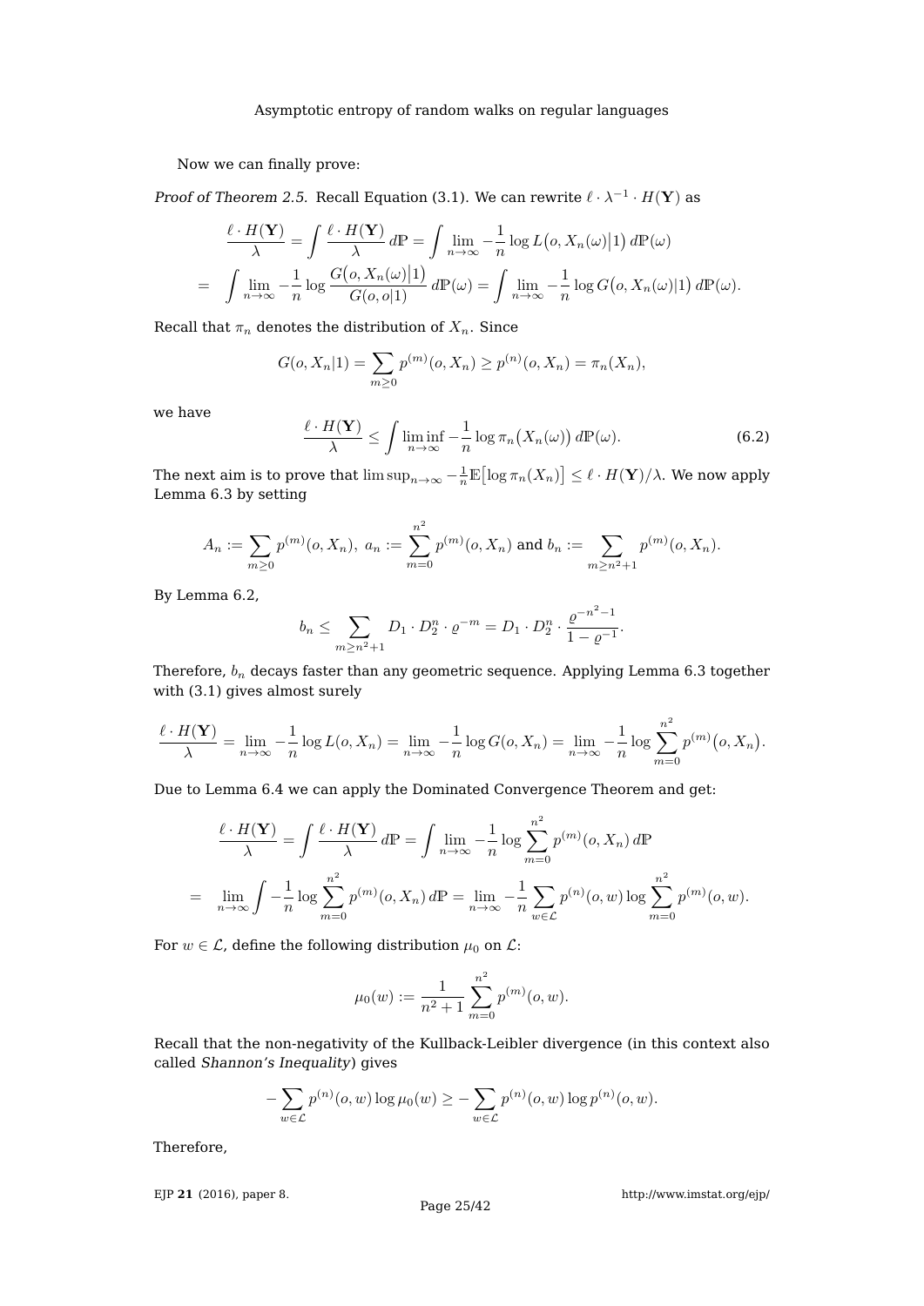Now we can finally prove:

*Proof of Theorem 2.5.* Recall Equation (3.1). We can rewrite $\ell \cdot \lambda^{-1} \cdot H(\mathbf{Y})$ as

$$
\begin{aligned}
\frac{\ell \cdot H(\mathbf{Y})}{\lambda} &= \int \frac{\ell \cdot H(\mathbf{Y})}{\lambda}\, d\mathbb{P} = \int \lim_{n\to\infty} -\frac{1}{n} \log L\big(o, X_n(\omega)\big|1\big)\, d\mathbb{P}(\omega) \\
&= \int \lim_{n\to\infty} -\frac{1}{n} \log \frac{G\big(o, X_n(\omega)\big|1\big)}{G(o,o|1)}\, d\mathbb{P}(\omega) = \int \lim_{n\to\infty} -\frac{1}{n} \log G\big(o, X_n(\omega)|1\big)\, d\mathbb{P}(\omega).
\end{aligned}
$$

Recall that $\pi_n$ denotes the distribution of $X_n$. Since

$$
G(o, X_n|1) = \sum_{m\geq 0} p^{(m)}(o, X_n) \geq p^{(n)}(o, X_n) = \pi_n(X_n),
$$

we have

$$
\frac{\ell \cdot H(\mathbf{Y})}{\lambda} \leq \int \liminf_{n\to\infty} -\frac{1}{n} \log \pi_n\big(X_n(\omega)\big)\, d\mathbb{P}(\omega). \tag{6.2}
$$

The next aim is to prove that $\limsup_{n\to\infty} -\frac{1}{n}\mathbb{E}\big[\log \pi_n(X_n)\big] \leq \ell \cdot H(\mathbf{Y})/\lambda$. We now apply Lemma 6.3 by setting

$$
A_n := \sum_{m\geq 0} p^{(m)}(o, X_n),\ a_n := \sum_{m=0}^{n^2} p^{(m)}(o, X_n) \text{ and } b_n := \sum_{m\geq n^2+1} p^{(m)}(o, X_n).
$$

By Lemma 6.2,

$$
b_n \leq \sum_{m\geq n^2+1} D_1 \cdot D_2^n \cdot \varrho^{-m} = D_1 \cdot D_2^n \cdot \frac{\varrho^{-n^2-1}}{1-\varrho^{-1}}.
$$

Therefore, $b_n$ decays faster than any geometric sequence. Applying Lemma 6.3 together with (3.1) gives almost surely

$$
\frac{\ell \cdot H(\mathbf{Y})}{\lambda} = \lim_{n\to\infty} -\frac{1}{n} \log L(o, X_n) = \lim_{n\to\infty} -\frac{1}{n} \log G(o, X_n) = \lim_{n\to\infty} -\frac{1}{n} \log \sum_{m=0}^{n^2} p^{(m)}\big(o, X_n\big).
$$

Due to Lemma 6.4 we can apply the Dominated Convergence Theorem and get:

$$
\begin{aligned}
\frac{\ell \cdot H(\mathbf{Y})}{\lambda} &= \int \frac{\ell \cdot H(\mathbf{Y})}{\lambda}\, d\mathbb{P} = \int \lim_{n\to\infty} -\frac{1}{n} \log \sum_{m=0}^{n^2} p^{(m)}(o, X_n)\, d\mathbb{P} \\
&= \lim_{n\to\infty} \int -\frac{1}{n} \log \sum_{m=0}^{n^2} p^{(m)}(o, X_n)\, d\mathbb{P} = \lim_{n\to\infty} -\frac{1}{n} \sum_{w\in\mathcal{L}} p^{(n)}(o,w) \log \sum_{m=0}^{n^2} p^{(m)}(o,w).
\end{aligned}
$$

For $w \in \mathcal{L}$, define the following distribution $\mu_0$ on $\mathcal{L}$:

$$
\mu_0(w) := \frac{1}{n^2+1} \sum_{m=0}^{n^2} p^{(m)}(o,w).
$$

Recall that the non-negativity of the Kullback-Leibler divergence (in this context also called *Shannon's Inequality*) gives

$$
-\sum_{w\in\mathcal{L}} p^{(n)}(o,w) \log \mu_0(w) \geq -\sum_{w\in\mathcal{L}} p^{(n)}(o,w) \log p^{(n)}(o,w).
$$

Therefore,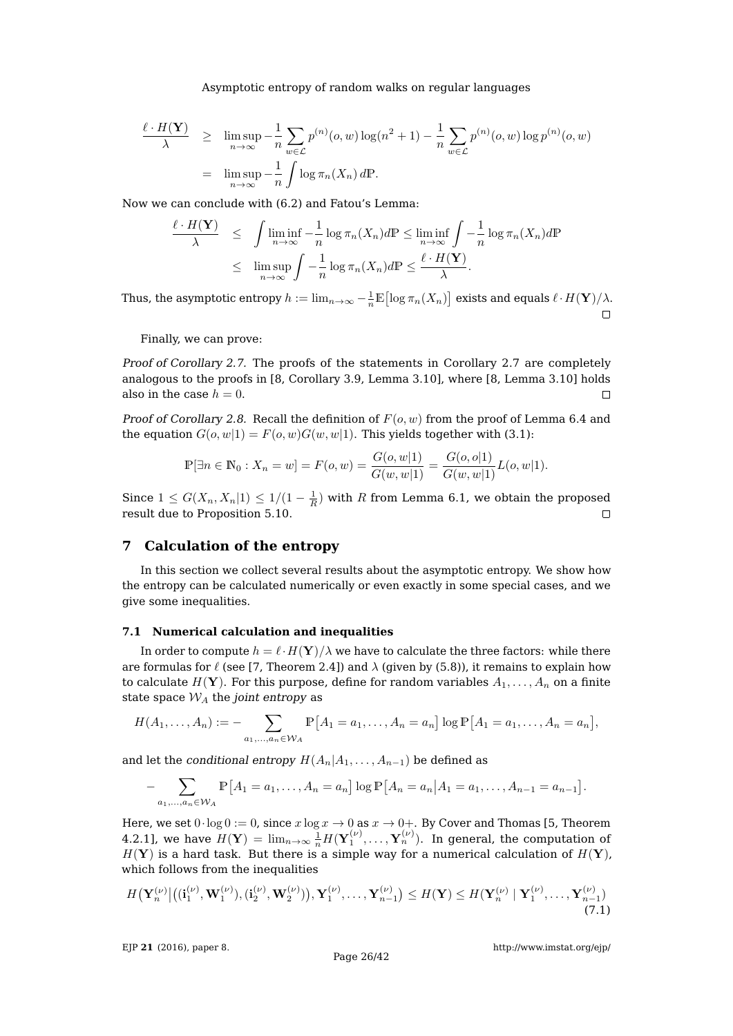$$
\begin{aligned}
\frac{\ell \cdot H(\mathbf{Y})}{\lambda} &\geq \limsup_{n\to\infty} -\frac{1}{n}\sum_{w\in\mathcal{L}} p^{(n)}(o,w)\log(n^2+1) - \frac{1}{n}\sum_{w\in\mathcal{L}} p^{(n)}(o,w)\log p^{(n)}(o,w) \\
&= \limsup_{n\to\infty} -\frac{1}{n}\int \log \pi_n(X_n)\, d\mathbb{P}.
\end{aligned}
$$

Now we can conclude with (6.2) and Fatou's Lemma:

$$
\begin{aligned}
\frac{\ell \cdot H(\mathbf{Y})}{\lambda} &\leq \int \liminf_{n\to\infty} -\frac{1}{n}\log \pi_n(X_n) d\mathbb{P} \leq \liminf_{n\to\infty} \int -\frac{1}{n}\log \pi_n(X_n) d\mathbb{P} \\
&\leq \limsup_{n\to\infty} \int -\frac{1}{n}\log \pi_n(X_n) d\mathbb{P} \leq \frac{\ell \cdot H(\mathbf{Y})}{\lambda}.
\end{aligned}
$$

Thus, the asymptotic entropy $h := \lim_{n\to\infty} -\frac{1}{n}\mathbb{E}\big[\log \pi_n(X_n)\big]$ exists and equals $\ell \cdot H(\mathbf{Y})/\lambda$. □

Finally, we can prove:

*Proof of Corollary 2.7.* The proofs of the statements in Corollary 2.7 are completely analogous to the proofs in [8, Corollary 3.9, Lemma 3.10], where [8, Lemma 3.10] holds also in the case $h = 0$. □

*Proof of Corollary 2.8.* Recall the definition of $F(o,w)$ from the proof of Lemma 6.4 and the equation $G(o,w|1) = F(o,w)G(w,w|1)$. This yields together with (3.1):

$$
\mathbb{P}[\exists n \in \mathbb{N}_0 : X_n = w] = F(o,w) = \frac{G(o,w|1)}{G(w,w|1)} = \frac{G(o,o|1)}{G(w,w|1)} L(o,w|1).
$$

Since $1 \leq G(X_n, X_n|1) \leq 1/(1-\frac{1}{R})$ with $R$ from Lemma 6.1, we obtain the proposed result due to Proposition 5.10. □

## 7 Calculation of the entropy

In this section we collect several results about the asymptotic entropy. We show how the entropy can be calculated numerically or even exactly in some special cases, and we give some inequalities.

### 7.1 Numerical calculation and inequalities

In order to compute $h = \ell \cdot H(\mathbf{Y})/\lambda$ we have to calculate the three factors: while there are formulas for $\ell$ (see [7, Theorem 2.4]) and $\lambda$ (given by (5.8)), it remains to explain how to calculate $H(\mathbf{Y})$. For this purpose, define for random variables $A_1, \dots, A_n$ on a finite state space $\mathcal{W}_A$ the *joint entropy* as

$$
H(A_1,\dots,A_n) := -\sum_{a_1,\dots,a_n \in \mathcal{W}_A} \mathbb{P}\big[A_1 = a_1,\dots,A_n = a_n\big]\log \mathbb{P}\big[A_1 = a_1,\dots,A_n = a_n\big],
$$

and let the *conditional entropy* $H(A_n|A_1,\dots,A_{n-1})$ be defined as

$$
-\sum_{a_1,\dots,a_n\in\mathcal{W}_A} \mathbb{P}\big[A_1 = a_1,\dots,A_n = a_n\big]\log \mathbb{P}\big[A_n = a_n \big| A_1 = a_1,\dots,A_{n-1} = a_{n-1}\big].
$$

Here, we set $0\cdot\log 0 := 0$, since $x\log x \to 0$ as $x \to 0+$. By Cover and Thomas [5, Theorem 4.2.1], we have $H(\mathbf{Y}) = \lim_{n\to\infty}\frac{1}{n}H(\mathbf{Y}_1^{(\nu)},\dots,\mathbf{Y}_n^{(\nu)})$. In general, the computation of $H(\mathbf{Y})$ is a hard task. But there is a simple way for a numerical calculation of $H(\mathbf{Y})$, which follows from the inequalities

$$
H\big(\mathbf{Y}_n^{(\nu)}\big|\big((\mathbf{i}_1^{(\nu)},\mathbf{W}_1^{(\nu)}),(\mathbf{i}_2^{(\nu)},\mathbf{W}_2^{(\nu)})\big),\mathbf{Y}_1^{(\nu)},\dots,\mathbf{Y}_{n-1}^{(\nu)}\big) \leq H(\mathbf{Y}) \leq H(\mathbf{Y}_n^{(\nu)} \mid \mathbf{Y}_1^{(\nu)},\dots,\mathbf{Y}_{n-1}^{(\nu)}) \tag{7.1}
$$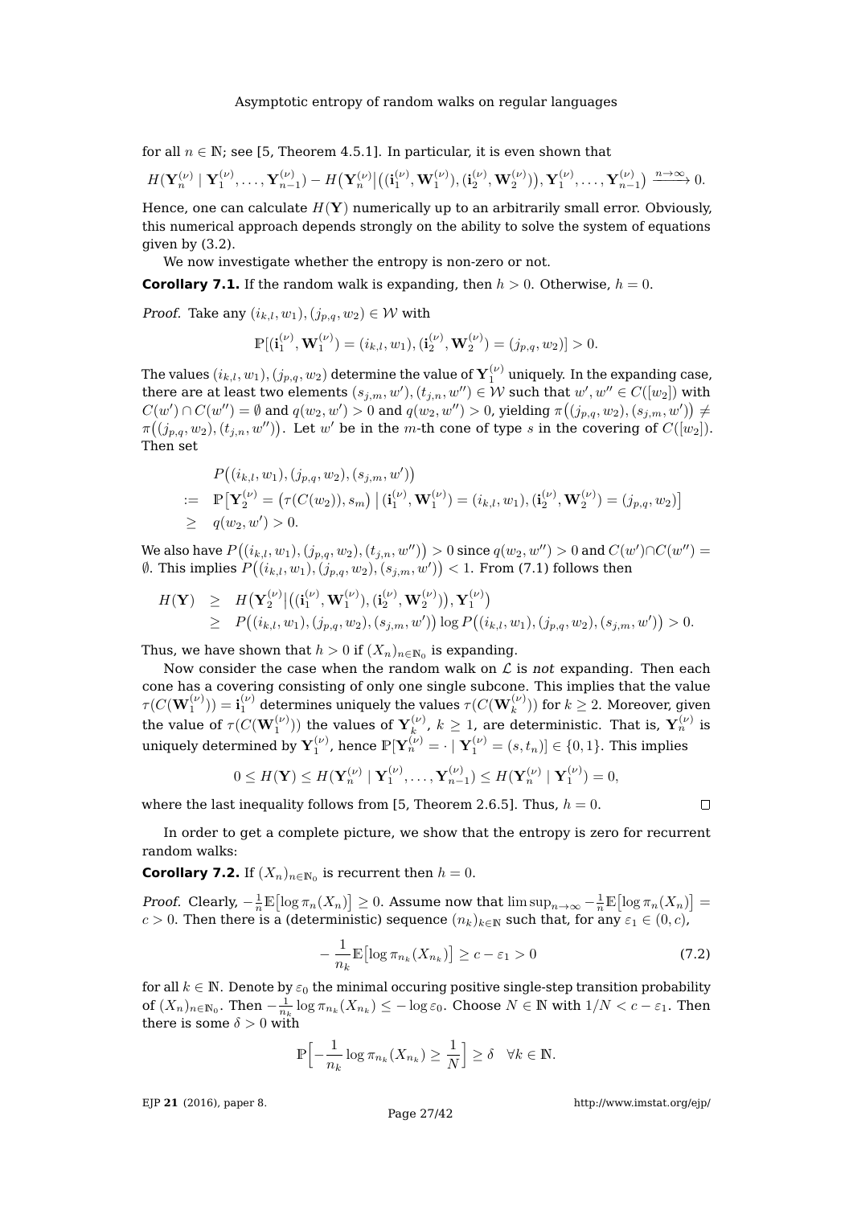for all $n \in \mathbb{N}$; see [5, Theorem 4.5.1]. In particular, it is even shown that

$$H(\mathbf{Y}_n^{(\nu)} \mid \mathbf{Y}_1^{(\nu)}, \dots, \mathbf{Y}_{n-1}^{(\nu)}) - H\big(\mathbf{Y}_n^{(\nu)} \big| \big((\mathbf{i}_1^{(\nu)}, \mathbf{W}_1^{(\nu)}), (\mathbf{i}_2^{(\nu)}, \mathbf{W}_2^{(\nu)})\big), \mathbf{Y}_1^{(\nu)}, \dots, \mathbf{Y}_{n-1}^{(\nu)}\big) \xrightarrow{n\to\infty} 0.$$

Hence, one can calculate $H(\mathbf{Y})$ numerically up to an arbitrarily small error. Obviously, this numerical approach depends strongly on the ability to solve the system of equations given by (3.2).

We now investigate whether the entropy is non-zero or not.

**Corollary 7.1.** If the random walk is expanding, then $h > 0$. Otherwise, $h = 0$.

*Proof.* Take any $(i_{k,l}, w_1), (j_{p,q}, w_2) \in \mathcal{W}$ with

$$\mathbb{P}[(\mathbf{i}_1^{(\nu)}, \mathbf{W}_1^{(\nu)}) = (i_{k,l}, w_1), (\mathbf{i}_2^{(\nu)}, \mathbf{W}_2^{(\nu)}) = (j_{p,q}, w_2)] > 0.$$

The values $(i_{k,l}, w_1), (j_{p,q}, w_2)$ determine the value of $\mathbf{Y}_1^{(\nu)}$ uniquely. In the expanding case, there are at least two elements $(s_{j,m}, w'), (t_{j,n}, w'') \in \mathcal{W}$ such that $w', w'' \in C([w_2])$ with $C(w') \cap C(w'') = \emptyset$ and $q(w_2, w') > 0$ and $q(w_2, w'') > 0$, yielding $\pi\big((j_{p,q}, w_2), (s_{j,m}, w')\big) \neq \pi\big((j_{p,q}, w_2), (t_{j,n}, w'')\big)$. Let $w'$ be in the $m$-th cone of type $s$ in the covering of $C([w_2])$. Then set

$$\begin{aligned}
& P\big((i_{k,l}, w_1), (j_{p,q}, w_2), (s_{j,m}, w')\big) \\
:= \;& \mathbb{P}\big[\mathbf{Y}_2^{(\nu)} = \big(\tau(C(w_2)), s_m\big) \,\big|\, (\mathbf{i}_1^{(\nu)}, \mathbf{W}_1^{(\nu)}) = (i_{k,l}, w_1), (\mathbf{i}_2^{(\nu)}, \mathbf{W}_2^{(\nu)}) = (j_{p,q}, w_2)\big] \\
\geq \;& q(w_2, w') > 0.
\end{aligned}$$

We also have $P\big((i_{k,l}, w_1), (j_{p,q}, w_2), (t_{j,n}, w'')\big) > 0$ since $q(w_2, w'') > 0$ and $C(w') \cap C(w'') = \emptyset$. This implies $P\big((i_{k,l}, w_1), (j_{p,q}, w_2), (s_{j,m}, w')\big) < 1$. From (7.1) follows then

$$\begin{aligned}
H(\mathbf{Y}) \;&\geq\; H\big(\mathbf{Y}_2^{(\nu)} \big| \big((\mathbf{i}_1^{(\nu)}, \mathbf{W}_1^{(\nu)}), (\mathbf{i}_2^{(\nu)}, \mathbf{W}_2^{(\nu)})\big), \mathbf{Y}_1^{(\nu)}\big) \\
&\geq\; P\big((i_{k,l}, w_1), (j_{p,q}, w_2), (s_{j,m}, w')\big) \log P\big((i_{k,l}, w_1), (j_{p,q}, w_2), (s_{j,m}, w')\big) > 0.
\end{aligned}$$

Thus, we have shown that $h > 0$ if $(X_n)_{n\in\mathbb{N}_0}$ is expanding.

Now consider the case when the random walk on $\mathcal{L}$ is *not* expanding. Then each cone has a covering consisting of only one single subcone. This implies that the value $\tau(C(\mathbf{W}_1^{(\nu)})) = \mathbf{i}_1^{(\nu)}$ determines uniquely the values $\tau(C(\mathbf{W}_k^{(\nu)}))$ for $k \geq 2$. Moreover, given the value of $\tau(C(\mathbf{W}_1^{(\nu)}))$ the values of $\mathbf{Y}_k^{(\nu)}$, $k \geq 1$, are deterministic. That is, $\mathbf{Y}_n^{(\nu)}$ is uniquely determined by $\mathbf{Y}_1^{(\nu)}$, hence $\mathbb{P}[\mathbf{Y}_n^{(\nu)} = \cdot \mid \mathbf{Y}_1^{(\nu)} = (s, t_n)] \in \{0, 1\}$. This implies

$$0 \leq H(\mathbf{Y}) \leq H(\mathbf{Y}_n^{(\nu)} \mid \mathbf{Y}_1^{(\nu)}, \dots, \mathbf{Y}_{n-1}^{(\nu)}) \leq H(\mathbf{Y}_n^{(\nu)} \mid \mathbf{Y}_1^{(\nu)}) = 0,$$

where the last inequality follows from [5, Theorem 2.6.5]. Thus, $h = 0$. $\square$

In order to get a complete picture, we show that the entropy is zero for recurrent random walks:

**Corollary 7.2.** If $(X_n)_{n\in\mathbb{N}_0}$ is recurrent then $h = 0$.

*Proof.* Clearly, $-\frac{1}{n}\mathbb{E}\big[\log \pi_n(X_n)\big] \geq 0$. Assume now that $\limsup_{n\to\infty} -\frac{1}{n}\mathbb{E}\big[\log \pi_n(X_n)\big] = c > 0$. Then there is a (deterministic) sequence $(n_k)_{k\in\mathbb{N}}$ such that, for any $\varepsilon_1 \in (0, c)$,

$$-\frac{1}{n_k}\mathbb{E}\big[\log \pi_{n_k}(X_{n_k})\big] \geq c - \varepsilon_1 > 0 \tag{7.2}$$

for all $k \in \mathbb{N}$. Denote by $\varepsilon_0$ the minimal occuring positive single-step transition probability of $(X_n)_{n\in\mathbb{N}_0}$. Then $-\frac{1}{n_k}\log \pi_{n_k}(X_{n_k}) \leq -\log \varepsilon_0$. Choose $N \in \mathbb{N}$ with $1/N < c - \varepsilon_1$. Then there is some $\delta > 0$ with

$$\mathbb{P}\Big[-\frac{1}{n_k}\log \pi_{n_k}(X_{n_k}) \geq \frac{1}{N}\Big] \geq \delta \quad \forall k \in \mathbb{N}.$$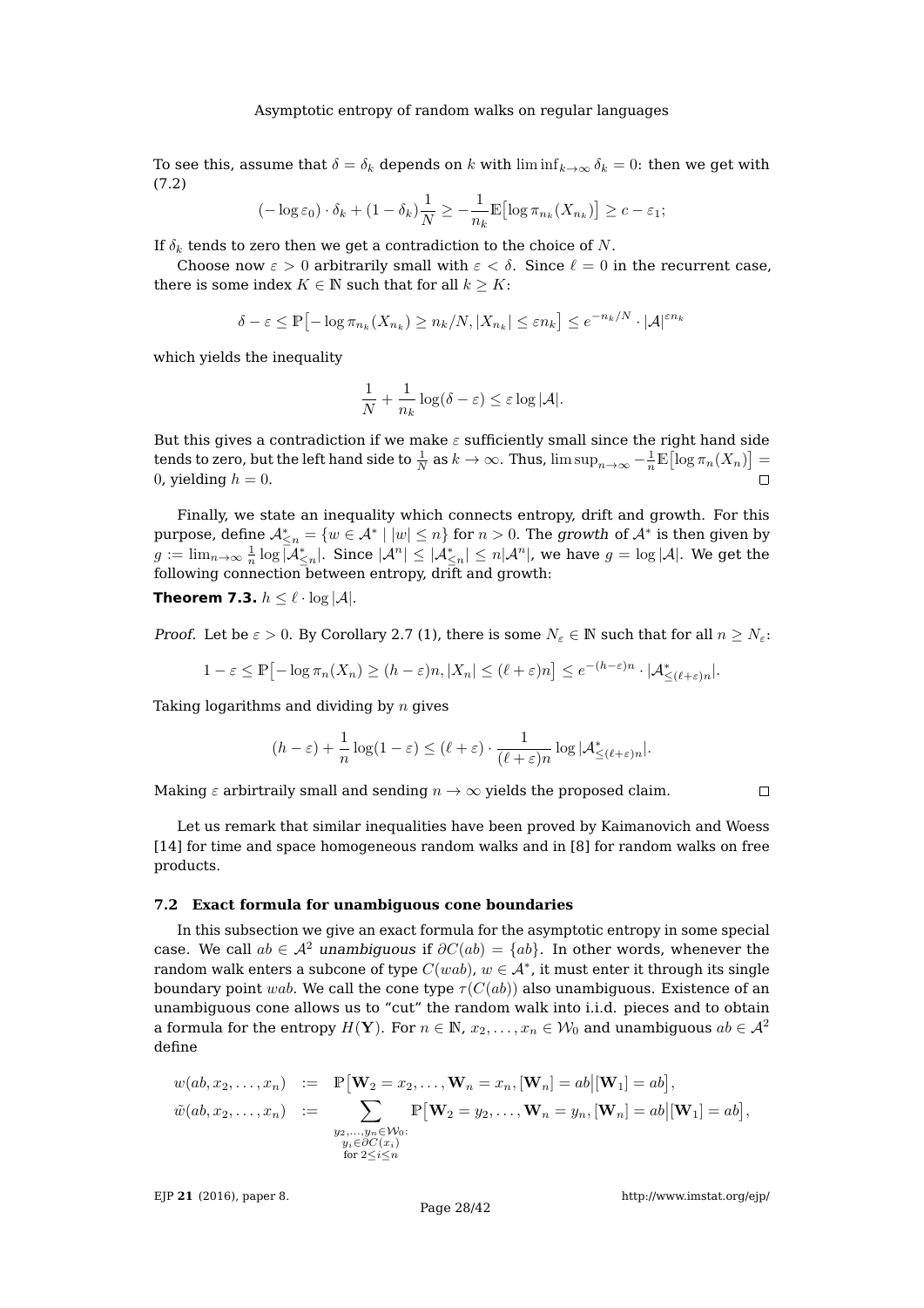To see this, assume that $\delta = \delta_k$ depends on $k$ with $\liminf_{k\to\infty} \delta_k = 0$: then we get with (7.2)

$$(-\log \varepsilon_0) \cdot \delta_k + (1-\delta_k)\frac{1}{N} \geq -\frac{1}{n_k}\mathbb{E}\big[\log \pi_{n_k}(X_{n_k})\big] \geq c - \varepsilon_1;$$

If $\delta_k$ tends to zero then we get a contradiction to the choice of $N$.

Choose now $\varepsilon > 0$ arbitrarily small with $\varepsilon < \delta$. Since $\ell = 0$ in the recurrent case, there is some index $K \in \mathbb{N}$ such that for all $k \geq K$:

$$\delta - \varepsilon \leq \mathbb{P}\big[-\log \pi_{n_k}(X_{n_k}) \geq n_k/N, |X_{n_k}| \leq \varepsilon n_k\big] \leq e^{-n_k/N} \cdot |\mathcal{A}|^{\varepsilon n_k}$$

which yields the inequality

$$\frac{1}{N} + \frac{1}{n_k}\log(\delta - \varepsilon) \leq \varepsilon \log |\mathcal{A}|.$$

But this gives a contradiction if we make $\varepsilon$ sufficiently small since the right hand side tends to zero, but the left hand side to $\frac{1}{N}$ as $k \to \infty$. Thus, $\limsup_{n\to\infty} -\frac{1}{n}\mathbb{E}\big[\log \pi_n(X_n)\big] = 0$, yielding $h = 0$. $\square$

Finally, we state an inequality which connects entropy, drift and growth. For this purpose, define $\mathcal{A}^*_{\leq n} = \{w \in \mathcal{A}^* \mid |w| \leq n\}$ for $n > 0$. The *growth* of $\mathcal{A}^*$ is then given by $g := \lim_{n\to\infty} \frac{1}{n}\log |\mathcal{A}^*_{\leq n}|$. Since $|\mathcal{A}^n| \leq |\mathcal{A}^*_{\leq n}| \leq n|\mathcal{A}^n|$, we have $g = \log |\mathcal{A}|$. We get the following connection between entropy, drift and growth:

**Theorem 7.3.** $h \leq \ell \cdot \log |\mathcal{A}|$.

*Proof.* Let be $\varepsilon > 0$. By Corollary 2.7 (1), there is some $N_\varepsilon \in \mathbb{N}$ such that for all $n \geq N_\varepsilon$:

$$1 - \varepsilon \leq \mathbb{P}\big[-\log \pi_n(X_n) \geq (h-\varepsilon)n, |X_n| \leq (\ell + \varepsilon)n\big] \leq e^{-(h-\varepsilon)n} \cdot |\mathcal{A}^*_{\leq(\ell+\varepsilon)n}|.$$

Taking logarithms and dividing by $n$ gives

$$(h-\varepsilon) + \frac{1}{n}\log(1-\varepsilon) \leq (\ell+\varepsilon)\cdot\frac{1}{(\ell+\varepsilon)n}\log|\mathcal{A}^*_{\leq(\ell+\varepsilon)n}|.$$

Making $\varepsilon$ arbirtraily small and sending $n \to \infty$ yields the proposed claim. $\square$

Let us remark that similar inequalities have been proved by Kaimanovich and Woess [14] for time and space homogeneous random walks and in [8] for random walks on free products.

### 7.2 Exact formula for unambiguous cone boundaries

In this subsection we give an exact formula for the asymptotic entropy in some special case. We call $ab \in \mathcal{A}^2$ *unambiguous* if $\partial C(ab) = \{ab\}$. In other words, whenever the random walk enters a subcone of type $C(wab)$, $w \in \mathcal{A}^*$, it must enter it through its single boundary point $wab$. We call the cone type $\tau(C(ab))$ also unambiguous. Existence of an unambiguous cone allows us to "cut" the random walk into i.i.d. pieces and to obtain a formula for the entropy $H(\mathbf{Y})$. For $n \in \mathbb{N}$, $x_2, \ldots, x_n \in \mathcal{W}_0$ and unambiguous $ab \in \mathcal{A}^2$ define

$$\begin{aligned}
w(ab, x_2, \ldots, x_n) &:= \mathbb{P}\big[\mathbf{W}_2 = x_2, \ldots, \mathbf{W}_n = x_n, [\mathbf{W}_n] = ab \big| [\mathbf{W}_1] = ab\big],\\
\tilde{w}(ab, x_2, \ldots, x_n) &:= \sum_{\substack{y_2,\ldots,y_n \in \mathcal{W}_0:\\ y_i \in \partial C(x_i)\\ \text{for } 2 \leq i \leq n}} \mathbb{P}\big[\mathbf{W}_2 = y_2, \ldots, \mathbf{W}_n = y_n, [\mathbf{W}_n] = ab \big| [\mathbf{W}_1] = ab\big],
\end{aligned}$$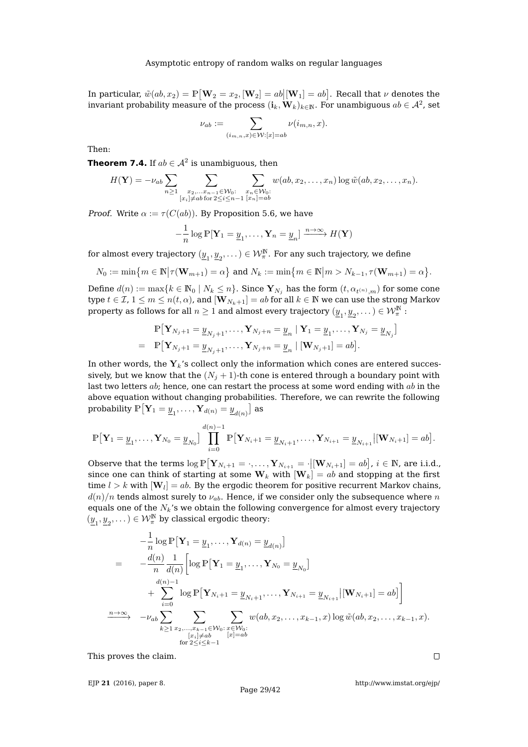In particular, $\tilde{w}(ab, x_2) = \mathbb{P}\big[\mathbf{W}_2 = x_2, [\mathbf{W}_2] = ab \big| [\mathbf{W}_1] = ab\big]$. Recall that $\nu$ denotes the invariant probability measure of the process $(\mathbf{i}_k, \mathbf{W}_k)_{k\in\mathbb{N}}$. For unambiguous $ab \in \mathcal{A}^2$, set

$$\nu_{ab} := \sum_{(i_{m,n},x)\in\mathcal{W}:[x]=ab} \nu(i_{m,n}, x).$$

Then:

**Theorem 7.4.** If $ab \in \mathcal{A}^2$ is unambiguous, then

$$H(\mathbf{Y}) = -\nu_{ab} \sum_{n\geq 1} \sum_{\substack{x_2,\ldots x_{n-1}\in\mathcal{W}_0:\\ [x_i]\neq ab \text{ for } 2\leq i\leq n-1}} \sum_{\substack{x_n\in\mathcal{W}_0:\\ [x_n]=ab}} w(ab, x_2, \ldots, x_n) \log \tilde{w}(ab, x_2, \ldots, x_n).$$

*Proof.* Write $\alpha := \tau(C(ab))$. By Proposition 5.6, we have

$$-\frac{1}{n} \log \mathbb{P}[\mathbf{Y}_1 = \underline{y}_1, \ldots, \mathbf{Y}_n = \underline{y}_n] \xrightarrow{n\to\infty} H(\mathbf{Y})$$

for almost every trajectory $(\underline{y}_1, \underline{y}_2, \ldots) \in \mathcal{W}_\pi^{\mathbb{N}}$. For any such trajectory, we define

$$N_0 := \min\big\{m \in \mathbb{N} \big| \tau(\mathbf{W}_{m+1}) = \alpha\big\} \text{ and } N_k := \min\big\{m \in \mathbb{N} \big| m > N_{k-1}, \tau(\mathbf{W}_{m+1}) = \alpha\big\}.$$

Define $d(n) := \max\{k \in \mathbb{N}_0 \mid N_k \leq n\}$. Since $\mathbf{Y}_{N_j}$ has the form $(t, \alpha_{t^{(n)},m})$ for some cone type $t \in \mathcal{I}$, $1 \leq m \leq n(t, \alpha)$, and $[\mathbf{W}_{N_k+1}] = ab$ for all $k \in \mathbb{N}$ we can use the strong Markov property as follows for all $n \geq 1$ and almost every trajectory $(\underline{y}_1, \underline{y}_2, \ldots) \in \mathcal{W}_\pi^{\mathbb{N}}$ :

$$\begin{aligned}
& \mathbb{P}\big[\mathbf{Y}_{N_j+1} = \underline{y}_{N_j+1}, \ldots, \mathbf{Y}_{N_j+n} = \underline{y}_n \mid \mathbf{Y}_1 = \underline{y}_1, \ldots, \mathbf{Y}_{N_j} = \underline{y}_{N_j}\big] \\
= \;& \mathbb{P}\big[\mathbf{Y}_{N_j+1} = \underline{y}_{N_j+1}, \ldots, \mathbf{Y}_{N_j+n} = \underline{y}_n \mid [\mathbf{W}_{N_j+1}] = ab\big].
\end{aligned}$$

In other words, the $\mathbf{Y}_k$'s collect only the information which cones are entered successively, but we know that the $(N_j + 1)$-th cone is entered through a boundary point with last two letters $ab$; hence, one can restart the process at some word ending with $ab$ in the above equation without changing probabilities. Therefore, we can rewrite the following probability $\mathbb{P}\big[\mathbf{Y}_1 = \underline{y}_1, \ldots, \mathbf{Y}_{d(n)} = \underline{y}_{d(n)}\big]$ as

$$\mathbb{P}\big[\mathbf{Y}_1 = \underline{y}_1, \ldots, \mathbf{Y}_{N_0} = \underline{y}_{N_0}\big] \prod_{i=0}^{d(n)-1} \mathbb{P}\big[\mathbf{Y}_{N_i+1} = \underline{y}_{N_i+1}, \ldots, \mathbf{Y}_{N_{i+1}} = \underline{y}_{N_{i+1}} \big| [\mathbf{W}_{N_i+1}] = ab\big].$$

Observe that the terms $\log \mathbb{P}\big[\mathbf{Y}_{N_i+1} = \cdot, \ldots, \mathbf{Y}_{N_{i+1}} = \cdot \big| [\mathbf{W}_{N_i+1}] = ab\big]$, $i \in \mathbb{N}$, are i.i.d., since one can think of starting at some $\mathbf{W}_k$ with $[\mathbf{W}_k] = ab$ and stopping at the first time $l > k$ with $[\mathbf{W}_l] = ab$. By the ergodic theorem for positive recurrent Markov chains, $d(n)/n$ tends almost surely to $\nu_{ab}$. Hence, if we consider only the subsequence where $n$ equals one of the $N_k$'s we obtain the following convergence for almost every trajectory $(\underline{y}_1, \underline{y}_2, \ldots) \in \mathcal{W}_\pi^{\mathbb{N}}$ by classical ergodic theory:

$$\begin{aligned}
& -\frac{1}{n} \log \mathbb{P}\big[\mathbf{Y}_1 = \underline{y}_1, \ldots, \mathbf{Y}_{d(n)} = \underline{y}_{d(n)}\big] \\
= \;& -\frac{d(n)}{n} \frac{1}{d(n)} \bigg[ \log \mathbb{P}\big[\mathbf{Y}_1 = \underline{y}_1, \ldots, \mathbf{Y}_{N_0} = \underline{y}_{N_0}\big] \\
& + \sum_{i=0}^{d(n)-1} \log \mathbb{P}\big[\mathbf{Y}_{N_i+1} = \underline{y}_{N_i+1}, \ldots, \mathbf{Y}_{N_{i+1}} = \underline{y}_{N_{i+1}} \big| [\mathbf{W}_{N_i+1}] = ab\big] \bigg] \\
\xrightarrow{n\to\infty} \;& -\nu_{ab} \sum_{k\geq 1} \sum_{\substack{x_2,\ldots,x_{k-1}\in\mathcal{W}_0:\\ [x_i]\neq ab\\ \text{for } 2\leq i\leq k-1}} \sum_{\substack{x\in\mathcal{W}_0:\\ [x]=ab}} w(ab, x_2, \ldots, x_{k-1}, x) \log \tilde{w}(ab, x_2, \ldots, x_{k-1}, x).
\end{aligned}$$

This proves the claim. $\square$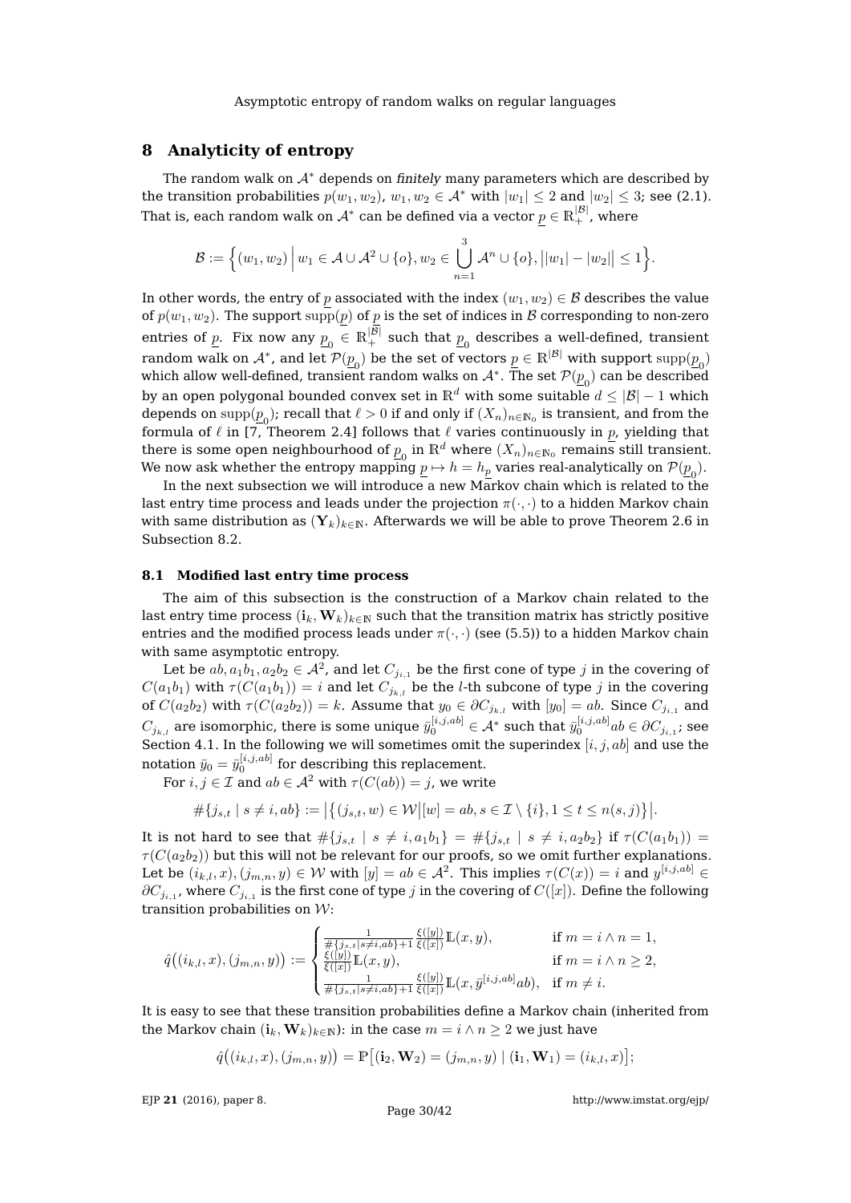## 8 Analyticity of entropy

The random walk on $\mathcal{A}^*$ depends on *finitely* many parameters which are described by the transition probabilities $p(w_1, w_2)$, $w_1, w_2 \in \mathcal{A}^*$ with $|w_1| \leq 2$ and $|w_2| \leq 3$; see (2.1). That is, each random walk on $\mathcal{A}^*$ can be defined via a vector $\underline{p} \in \mathbb{R}_+^{|\mathcal{B}|}$, where

$$\mathcal{B} := \Big\{ (w_1, w_2) \,\Big|\, w_1 \in \mathcal{A} \cup \mathcal{A}^2 \cup \{o\}, w_2 \in \bigcup_{n=1}^{3} \mathcal{A}^n \cup \{o\}, \big| |w_1| - |w_2| \big| \leq 1 \Big\}.$$

In other words, the entry of $\underline{p}$ associated with the index $(w_1, w_2) \in \mathcal{B}$ describes the value of $p(w_1, w_2)$. The support $\mathrm{supp}(\underline{p})$ of $\underline{p}$ is the set of indices in $\mathcal{B}$ corresponding to non-zero entries of $\underline{p}$. Fix now any $\underline{p}_0 \in \mathbb{R}_+^{|\mathcal{B}|}$ such that $\underline{p}_0$ describes a well-defined, transient random walk on $\mathcal{A}^*$, and let $\mathcal{P}(\underline{p}_0)$ be the set of vectors $\underline{p} \in \mathbb{R}^{|\mathcal{B}|}$ with support $\mathrm{supp}(\underline{p}_0)$ which allow well-defined, transient random walks on $\mathcal{A}^*$. The set $\mathcal{P}(\underline{p}_0)$ can be described by an open polygonal bounded convex set in $\mathbb{R}^d$ with some suitable $d \leq |\mathcal{B}| - 1$ which depends on $\mathrm{supp}(\underline{p}_0)$; recall that $\ell > 0$ if and only if $(X_n)_{n \in \mathbb{N}_0}$ is transient, and from the formula of $\ell$ in [7, Theorem 2.4] follows that $\ell$ varies continuously in $\underline{p}$, yielding that there is some open neighbourhood of $\underline{p}_0$ in $\mathbb{R}^d$ where $(X_n)_{n \in \mathbb{N}_0}$ remains still transient. We now ask whether the entropy mapping $\underline{p} \mapsto h = h_{\underline{p}}$ varies real-analytically on $\mathcal{P}(\underline{p}_0)$.

In the next subsection we will introduce a new Markov chain which is related to the last entry time process and leads under the projection $\pi(\cdot, \cdot)$ to a hidden Markov chain with same distribution as $(\mathbf{Y}_k)_{k \in \mathbb{N}}$. Afterwards we will be able to prove Theorem 2.6 in Subsection 8.2.

### 8.1 Modified last entry time process

The aim of this subsection is the construction of a Markov chain related to the last entry time process $(\mathbf{i}_k, \mathbf{W}_k)_{k \in \mathbb{N}}$ such that the transition matrix has strictly positive entries and the modified process leads under $\pi(\cdot, \cdot)$ (see (5.5)) to a hidden Markov chain with same asymptotic entropy.

Let be $ab, a_1b_1, a_2b_2 \in \mathcal{A}^2$, and let $C_{j_{i,1}}$ be the first cone of type $j$ in the covering of $C(a_1b_1)$ with $\tau(C(a_1b_1)) = i$ and let $C_{j_{k,l}}$ be the $l$-th subcone of type $j$ in the covering of $C(a_2b_2)$ with $\tau(C(a_2b_2)) = k$. Assume that $y_0 \in \partial C_{j_{k,l}}$ with $[y_0] = ab$. Since $C_{j_{i,1}}$ and $C_{j_{k,l}}$ are isomorphic, there is some unique $\bar{y}_0^{[i,j,ab]} \in \mathcal{A}^*$ such that $\bar{y}_0^{[i,j,ab]}ab \in \partial C_{j_{i,1}}$; see Section 4.1. In the following we will sometimes omit the superindex $[i, j, ab]$ and use the notation $\bar{y}_0 = \bar{y}_0^{[i,j,ab]}$ for describing this replacement.

For $i, j \in \mathcal{I}$ and $ab \in \mathcal{A}^2$ with $\tau(C(ab)) = j$, we write

$$\#\{j_{s,t} \mid s \neq i, ab\} := \big|\big\{ (j_{s,t}, w) \in \mathcal{W} \big| [w] = ab, s \in \mathcal{I} \setminus \{i\}, 1 \leq t \leq n(s, j) \big\}\big|.$$

It is not hard to see that $\#\{j_{s,t} \mid s \neq i, a_1b_1\} = \#\{j_{s,t} \mid s \neq i, a_2b_2\}$ if $\tau(C(a_1b_1)) = \tau(C(a_2b_2))$ but this will not be relevant for our proofs, so we omit further explanations. Let be $(i_{k,l}, x), (j_{m,n}, y) \in \mathcal{W}$ with $[y] = ab \in \mathcal{A}^2$. This implies $\tau(C(x)) = i$ and $y^{[i,j,ab]} \in \partial C_{j_{i,1}}$, where $C_{j_{i,1}}$ is the first cone of type $j$ in the covering of $C([x])$. Define the following transition probabilities on $\mathcal{W}$:

$$\hat{q}\big((i_{k,l}, x), (j_{m,n}, y)\big) := \begin{cases} \frac{1}{\#\{j_{s,t} \mid s \neq i, ab\} + 1} \frac{\xi([y])}{\xi([x])} \mathbb{L}(x, y), & \text{if } m = i \wedge n = 1, \\ \frac{\xi([y])}{\xi([x])} \mathbb{L}(x, y), & \text{if } m = i \wedge n \geq 2, \\ \frac{1}{\#\{j_{s,t} \mid s \neq i, ab\} + 1} \frac{\xi([y])}{\xi([x])} \mathbb{L}(x, \bar{y}^{[i,j,ab]}ab), & \text{if } m \neq i. \end{cases}$$

It is easy to see that these transition probabilities define a Markov chain (inherited from the Markov chain $(\mathbf{i}_k, \mathbf{W}_k)_{k \in \mathbb{N}}$): in the case $m = i \wedge n \geq 2$ we just have

$$\hat{q}\big((i_{k,l}, x), (j_{m,n}, y)\big) = \mathbb{P}\big[(\mathbf{i}_2, \mathbf{W}_2) = (j_{m,n}, y) \mid (\mathbf{i}_1, \mathbf{W}_1) = (i_{k,l}, x)\big];$$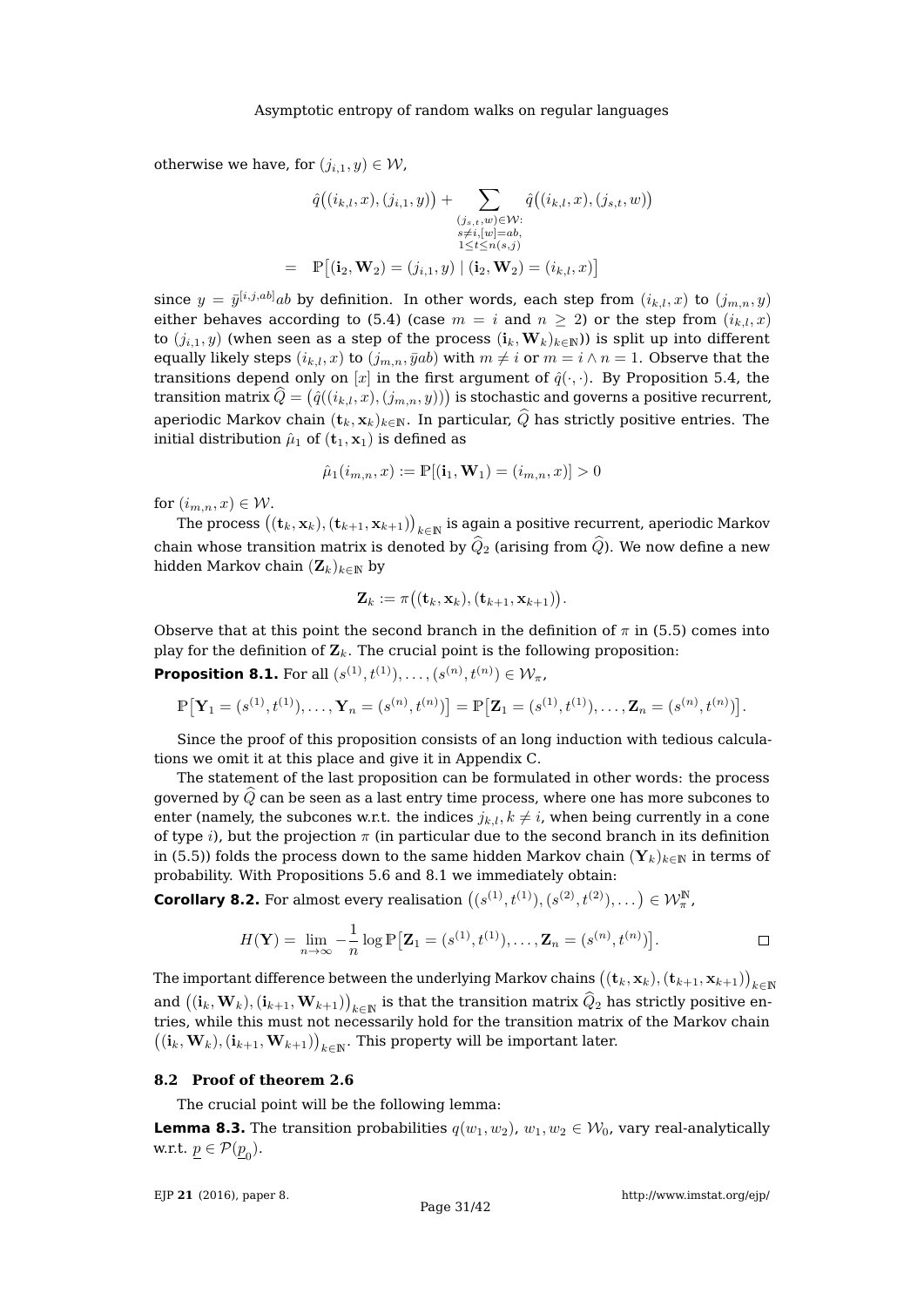otherwise we have, for $(j_{i,1}, y) \in \mathcal{W}$,

$$\hat{q}\big((i_{k,l}, x), (j_{i,1}, y)\big) + \sum_{\substack{(j_{s,t}, w) \in \mathcal{W}: \\ s \neq i, [w]=ab, \\ 1 \leq t \leq n(s,j)}} \hat{q}\big((i_{k,l}, x), (j_{s,t}, w)\big)$$
$$= \mathbb{P}\big[(\mathbf{i}_2, \mathbf{W}_2) = (j_{i,1}, y) \mid (\mathbf{i}_2, \mathbf{W}_2) = (i_{k,l}, x)\big]$$

since $y = \bar{y}^{[i,j,ab]}ab$ by definition. In other words, each step from $(i_{k,l}, x)$ to $(j_{m,n}, y)$ either behaves according to (5.4) (case $m = i$ and $n \geq 2$) or the step from $(i_{k,l}, x)$ to $(j_{i,1}, y)$ (when seen as a step of the process $(\mathbf{i}_k, \mathbf{W}_k)_{k \in \mathbb{N}}$)) is split up into different equally likely steps $(i_{k,l}, x)$ to $(j_{m,n}, \bar{y}ab)$ with $m \neq i$ or $m = i \wedge n = 1$. Observe that the transitions depend only on $[x]$ in the first argument of $\hat{q}(\cdot, \cdot)$. By Proposition 5.4, the transition matrix $\widehat{Q} = \big(\hat{q}((i_{k,l}, x), (j_{m,n}, y))\big)$ is stochastic and governs a positive recurrent, aperiodic Markov chain $(\mathbf{t}_k, \mathbf{x}_k)_{k \in \mathbb{N}}$. In particular, $\widehat{Q}$ has strictly positive entries. The initial distribution $\hat{\mu}_1$ of $(\mathbf{t}_1, \mathbf{x}_1)$ is defined as

$$\hat{\mu}_1(i_{m,n}, x) := \mathbb{P}[(\mathbf{i}_1, \mathbf{W}_1) = (i_{m,n}, x)] > 0$$

for $(i_{m,n}, x) \in \mathcal{W}$.

The process $\big((\mathbf{t}_k, \mathbf{x}_k), (\mathbf{t}_{k+1}, \mathbf{x}_{k+1})\big)_{k \in \mathbb{N}}$ is again a positive recurrent, aperiodic Markov chain whose transition matrix is denoted by $\widehat{Q}_2$ (arising from $\widehat{Q}$). We now define a new hidden Markov chain $(\mathbf{Z}_k)_{k \in \mathbb{N}}$ by

$$\mathbf{Z}_k := \pi\big((\mathbf{t}_k, \mathbf{x}_k), (\mathbf{t}_{k+1}, \mathbf{x}_{k+1})\big).$$

Observe that at this point the second branch in the definition of $\pi$ in (5.5) comes into play for the definition of $\mathbf{Z}_k$. The crucial point is the following proposition:

**Proposition 8.1.** For all $(s^{(1)}, t^{(1)}), \ldots, (s^{(n)}, t^{(n)}) \in \mathcal{W}_\pi$,

$$\mathbb{P}\big[\mathbf{Y}_1 = (s^{(1)}, t^{(1)}), \ldots, \mathbf{Y}_n = (s^{(n)}, t^{(n)})\big] = \mathbb{P}\big[\mathbf{Z}_1 = (s^{(1)}, t^{(1)}), \ldots, \mathbf{Z}_n = (s^{(n)}, t^{(n)})\big].$$

Since the proof of this proposition consists of an long induction with tedious calculations we omit it at this place and give it in Appendix C.

The statement of the last proposition can be formulated in other words: the process governed by $\widehat{Q}$ can be seen as a last entry time process, where one has more subcones to enter (namely, the subcones w.r.t. the indices $j_{k,l}, k \neq i$, when being currently in a cone of type $i$), but the projection $\pi$ (in particular due to the second branch in its definition in (5.5)) folds the process down to the same hidden Markov chain $(\mathbf{Y}_k)_{k \in \mathbb{N}}$ in terms of probability. With Propositions 5.6 and 8.1 we immediately obtain:

**Corollary 8.2.** For almost every realisation $\big((s^{(1)}, t^{(1)}), (s^{(2)}, t^{(2)}), \ldots\big) \in \mathcal{W}_\pi^{\mathbb{N}}$,

$$H(\mathbf{Y}) = \lim_{n \to \infty} -\frac{1}{n} \log \mathbb{P}\big[\mathbf{Z}_1 = (s^{(1)}, t^{(1)}), \ldots, \mathbf{Z}_n = (s^{(n)}, t^{(n)})\big].$$
□

The important difference between the underlying Markov chains $\big((\mathbf{t}_k, \mathbf{x}_k), (\mathbf{t}_{k+1}, \mathbf{x}_{k+1})\big)_{k \in \mathbb{N}}$ and $\big((\mathbf{i}_k, \mathbf{W}_k), (\mathbf{i}_{k+1}, \mathbf{W}_{k+1})\big)_{k \in \mathbb{N}}$ is that the transition matrix $\widehat{Q}_2$ has strictly positive entries, while this must not necessarily hold for the transition matrix of the Markov chain $\big((\mathbf{i}_k, \mathbf{W}_k), (\mathbf{i}_{k+1}, \mathbf{W}_{k+1})\big)_{k \in \mathbb{N}}$. This property will be important later.

### 8.2 Proof of theorem 2.6

The crucial point will be the following lemma:

**Lemma 8.3.** The transition probabilities $q(w_1, w_2)$, $w_1, w_2 \in \mathcal{W}_0$, vary real-analytically w.r.t. $\underline{p} \in \mathcal{P}(\underline{p}_0)$.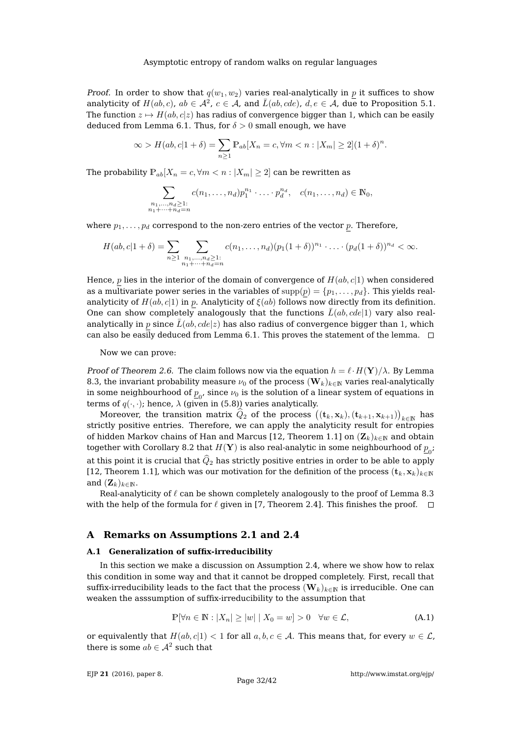*Proof.* In order to show that $q(w_1, w_2)$ varies real-analytically in $\underline{p}$ it suffices to show analyticity of $H(ab, c)$, $ab \in \mathcal{A}^2$, $c \in \mathcal{A}$, and $\bar{L}(ab, cde)$, $d, e \in \mathcal{A}$, due to Proposition 5.1. The function $z \mapsto H(ab, c|z)$ has radius of convergence bigger than 1, which can be easily deduced from Lemma 6.1. Thus, for $\delta > 0$ small enough, we have

$$\infty > H(ab, c|1+\delta) = \sum_{n \geq 1} \mathbb{P}_{ab}[X_n = c, \forall m < n : |X_m| \geq 2](1+\delta)^n.$$

The probability $\mathbb{P}_{ab}[X_n = c, \forall m < n : |X_m| \geq 2]$ can be rewritten as

$$\sum_{\substack{n_1, \ldots, n_d \geq 1: \\ n_1 + \cdots + n_d = n}} c(n_1, \ldots, n_d) p_1^{n_1} \cdot \ldots \cdot p_d^{n_d}, \quad c(n_1, \ldots, n_d) \in \mathbb{N}_0,$$

where $p_1, \ldots, p_d$ correspond to the non-zero entries of the vector $\underline{p}$. Therefore,

$$H(ab, c|1+\delta) = \sum_{n \geq 1} \sum_{\substack{n_1, \ldots, n_d \geq 1: \\ n_1 + \cdots + n_d = n}} c(n_1, \ldots, n_d)(p_1(1+\delta))^{n_1} \cdot \ldots \cdot (p_d(1+\delta))^{n_d} < \infty.$$

Hence, $\underline{p}$ lies in the interior of the domain of convergence of $H(ab, c|1)$ when considered as a multivariate power series in the variables of $\operatorname{supp}(\underline{p}) = \{p_1, \ldots, p_d\}$. This yields real-analyticity of $H(ab, c|1)$ in $\underline{p}$. Analyticity of $\xi(ab)$ follows now directly from its definition. One can show completely analogously that the functions $\bar{L}(ab, cde|1)$ vary also real-analytically in $\underline{p}$ since $\bar{L}(ab, cde|z)$ has also radius of convergence bigger than 1, which can also be easily deduced from Lemma 6.1. This proves the statement of the lemma. $\square$

Now we can prove:

*Proof of Theorem 2.6.* The claim follows now via the equation $h = \ell \cdot H(\mathbf{Y})/\lambda$. By Lemma 8.3, the invariant probability measure $\nu_0$ of the process $(\mathbf{W}_k)_{k \in \mathbb{N}}$ varies real-analytically in some neighbourhood of $\underline{p}_0$, since $\nu_0$ is the solution of a linear system of equations in terms of $q(\cdot, \cdot)$; hence, $\lambda$ (given in (5.8)) varies analytically.

Moreover, the transition matrix $\widehat{Q}_2$ of the process $\big((\mathbf{t}_k, \mathbf{x}_k), (\mathbf{t}_{k+1}, \mathbf{x}_{k+1})\big)_{k \in \mathbb{N}}$ has strictly positive entries. Therefore, we can apply the analyticity result for entropies of hidden Markov chains of Han and Marcus [12, Theorem 1.1] on $(\mathbf{Z}_k)_{k \in \mathbb{N}}$ and obtain together with Corollary 8.2 that $H(\mathbf{Y})$ is also real-analytic in some neighbourhood of $\underline{p}_0$; at this point it is crucial that $\widehat{Q}_2$ has strictly positive entries in order to be able to apply [12, Theorem 1.1], which was our motivation for the definition of the process $(\mathbf{t}_k, \mathbf{x}_k)_{k \in \mathbb{N}}$ and $(\mathbf{Z}_k)_{k \in \mathbb{N}}$.

Real-analyticity of $\ell$ can be shown completely analogously to the proof of Lemma 8.3 with the help of the formula for $\ell$ given in [7, Theorem 2.4]. This finishes the proof. $\square$

# A Remarks on Assumptions 2.1 and 2.4

## A.1 Generalization of suffix-irreducibility

In this section we make a discussion on Assumption 2.4, where we show how to relax this condition in some way and that it cannot be dropped completely. First, recall that suffix-irreducibility leads to the fact that the process $(\mathbf{W}_k)_{k \in \mathbb{N}}$ is irreducible. One can weaken the asssumption of suffix-irreducibility to the assumption that

$$\mathbb{P}[\forall n \in \mathbb{N} : |X_n| \geq |w| \mid X_0 = w] > 0 \quad \forall w \in \mathcal{L}, \tag{A.1}$$

or equivalently that $H(ab, c|1) < 1$ for all $a, b, c \in \mathcal{A}$. This means that, for every $w \in \mathcal{L}$, there is some $ab \in \mathcal{A}^2$ such that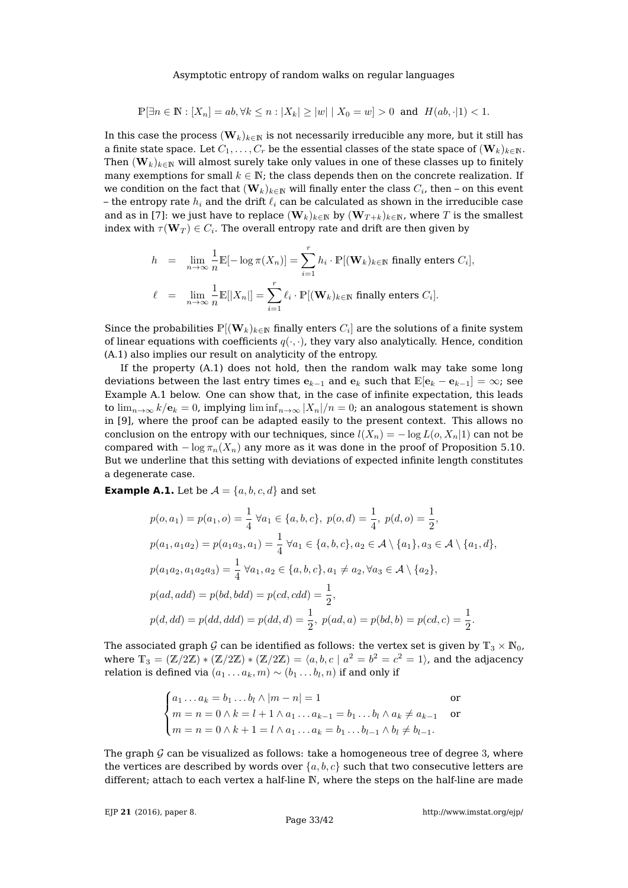$$\mathbb{P}[\exists n \in \mathbb{N} : [X_n] = ab, \forall k \leq n : |X_k| \geq |w| \mid X_0 = w] > 0 \text{ and } H(ab, \cdot|1) < 1.$$

In this case the process $(\mathbf{W}_k)_{k\in\mathbb{N}}$ is not necessarily irreducible any more, but it still has a finite state space. Let $C_1, \ldots, C_r$ be the essential classes of the state space of $(\mathbf{W}_k)_{k\in\mathbb{N}}$. Then $(\mathbf{W}_k)_{k\in\mathbb{N}}$ will almost surely take only values in one of these classes up to finitely many exemptions for small $k \in \mathbb{N}$; the class depends then on the concrete realization. If we condition on the fact that $(\mathbf{W}_k)_{k\in\mathbb{N}}$ will finally enter the class $C_i$, then – on this event – the entropy rate $h_i$ and the drift $\ell_i$ can be calculated as shown in the irreducible case and as in [7]: we just have to replace $(\mathbf{W}_k)_{k\in\mathbb{N}}$ by $(\mathbf{W}_{T+k})_{k\in\mathbb{N}}$, where $T$ is the smallest index with $\tau(\mathbf{W}_T) \in C_i$. The overall entropy rate and drift are then given by

$$\begin{aligned}
h &= \lim_{n\to\infty} \frac{1}{n}\mathbb{E}[-\log \pi(X_n)] = \sum_{i=1}^{r} h_i \cdot \mathbb{P}[(\mathbf{W}_k)_{k\in\mathbb{N}} \text{ finally enters } C_i], \\
\ell &= \lim_{n\to\infty} \frac{1}{n}\mathbb{E}[|X_n|] = \sum_{i=1}^{r} \ell_i \cdot \mathbb{P}[(\mathbf{W}_k)_{k\in\mathbb{N}} \text{ finally enters } C_i].
\end{aligned}$$

Since the probabilities $\mathbb{P}[(\mathbf{W}_k)_{k\in\mathbb{N}}$ finally enters $C_i]$ are the solutions of a finite system of linear equations with coefficients $q(\cdot,\cdot)$, they vary also analytically. Hence, condition (A.1) also implies our result on analyticity of the entropy.

If the property (A.1) does not hold, then the random walk may take some long deviations between the last entry times $\mathbf{e}_{k-1}$ and $\mathbf{e}_k$ such that $\mathbb{E}[\mathbf{e}_k - \mathbf{e}_{k-1}] = \infty$; see Example A.1 below. One can show that, in the case of infinite expectation, this leads to $\lim_{n\to\infty} k/\mathbf{e}_k = 0$, implying $\liminf_{n\to\infty} |X_n|/n = 0$; an analogous statement is shown in [9], where the proof can be adapted easily to the present context. This allows no conclusion on the entropy with our techniques, since $l(X_n) = -\log L(o, X_n|1)$ can not be compared with $-\log \pi_n(X_n)$ any more as it was done in the proof of Proposition 5.10. But we underline that this setting with deviations of expected infinite length constitutes a degenerate case.

**Example A.1.** Let be $\mathcal{A} = \{a, b, c, d\}$ and set

$$\begin{aligned}
&p(o, a_1) = p(a_1, o) = \frac{1}{4}\ \forall a_1 \in \{a, b, c\},\ p(o, d) = \frac{1}{4},\ p(d, o) = \frac{1}{2}, \\
&p(a_1, a_1a_2) = p(a_1a_3, a_1) = \frac{1}{4}\ \forall a_1 \in \{a, b, c\}, a_2 \in \mathcal{A}\setminus\{a_1\}, a_3 \in \mathcal{A}\setminus\{a_1, d\}, \\
&p(a_1a_2, a_1a_2a_3) = \frac{1}{4}\ \forall a_1, a_2 \in \{a, b, c\}, a_1 \neq a_2, \forall a_3 \in \mathcal{A}\setminus\{a_2\}, \\
&p(ad, add) = p(bd, bdd) = p(cd, cdd) = \frac{1}{2}, \\
&p(d, dd) = p(dd, ddd) = p(dd, d) = \frac{1}{2},\ p(ad, a) = p(bd, b) = p(cd, c) = \frac{1}{2}.
\end{aligned}$$

The associated graph $\mathcal{G}$ can be identified as follows: the vertex set is given by $\mathbb{T}_3 \times \mathbb{N}_0$, where $\mathbb{T}_3 = (\mathbb{Z}/2\mathbb{Z}) * (\mathbb{Z}/2\mathbb{Z}) * (\mathbb{Z}/2\mathbb{Z}) = \langle a, b, c \mid a^2 = b^2 = c^2 = 1\rangle$, and the adjacency relation is defined via $(a_1 \ldots a_k, m) \sim (b_1 \ldots b_l, n)$ if and only if

$$\begin{cases}
a_1 \ldots a_k = b_1 \ldots b_l \wedge |m - n| = 1 & \text{or} \\
m = n = 0 \wedge k = l + 1 \wedge a_1 \ldots a_{k-1} = b_1 \ldots b_l \wedge a_k \neq a_{k-1} & \text{or} \\
m = n = 0 \wedge k + 1 = l \wedge a_1 \ldots a_k = b_1 \ldots b_{l-1} \wedge b_l \neq b_{l-1}.
\end{cases}$$

The graph $\mathcal{G}$ can be visualized as follows: take a homogeneous tree of degree 3, where the vertices are described by words over $\{a, b, c\}$ such that two consecutive letters are different; attach to each vertex a half-line $\mathbb{N}$, where the steps on the half-line are made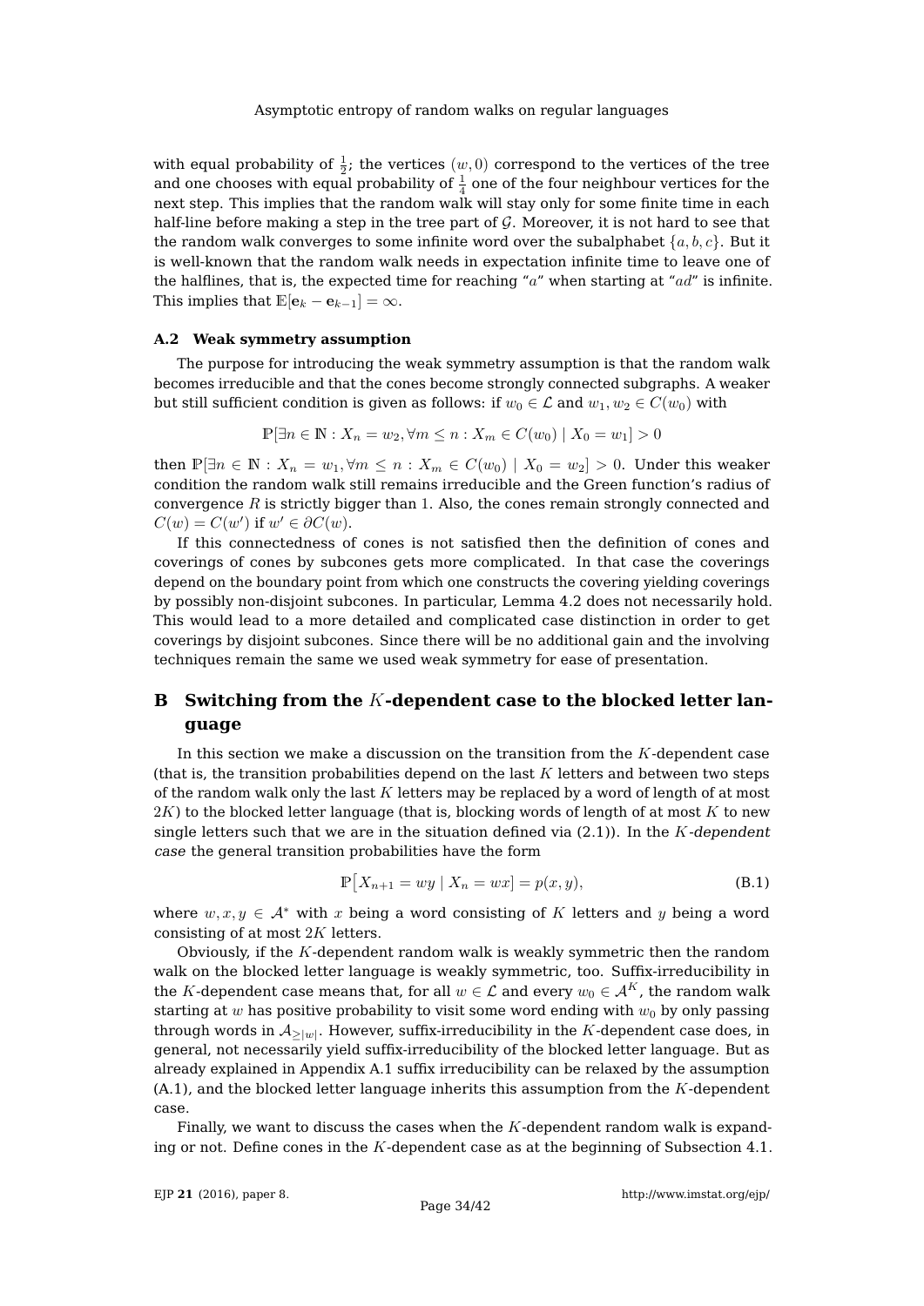with equal probability of $\frac{1}{2}$; the vertices $(w,0)$ correspond to the vertices of the tree and one chooses with equal probability of $\frac{1}{4}$ one of the four neighbour vertices for the next step. This implies that the random walk will stay only for some finite time in each half-line before making a step in the tree part of $\mathcal{G}$. Moreover, it is not hard to see that the random walk converges to some infinite word over the subalphabet $\{a,b,c\}$. But it is well-known that the random walk needs in expectation infinite time to leave one of the halflines, that is, the expected time for reaching "$a$" when starting at "$ad$" is infinite. This implies that $\mathbb{E}[\mathbf{e}_k - \mathbf{e}_{k-1}] = \infty$.

### A.2 Weak symmetry assumption

The purpose for introducing the weak symmetry assumption is that the random walk becomes irreducible and that the cones become strongly connected subgraphs. A weaker but still sufficient condition is given as follows: if $w_0 \in \mathcal{L}$ and $w_1, w_2 \in C(w_0)$ with

$$\mathbb{P}[\exists n \in \mathbb{N} : X_n = w_2, \forall m \leq n : X_m \in C(w_0) \mid X_0 = w_1] > 0$$

then $\mathbb{P}[\exists n \in \mathbb{N} : X_n = w_1, \forall m \leq n : X_m \in C(w_0) \mid X_0 = w_2] > 0$. Under this weaker condition the random walk still remains irreducible and the Green function's radius of convergence $R$ is strictly bigger than 1. Also, the cones remain strongly connected and $C(w) = C(w')$ if $w' \in \partial C(w)$.

If this connectedness of cones is not satisfied then the definition of cones and coverings of cones by subcones gets more complicated. In that case the coverings depend on the boundary point from which one constructs the covering yielding coverings by possibly non-disjoint subcones. In particular, Lemma 4.2 does not necessarily hold. This would lead to a more detailed and complicated case distinction in order to get coverings by disjoint subcones. Since there will be no additional gain and the involving techniques remain the same we used weak symmetry for ease of presentation.

## B Switching from the $K$-dependent case to the blocked letter language

In this section we make a discussion on the transition from the $K$-dependent case (that is, the transition probabilities depend on the last $K$ letters and between two steps of the random walk only the last $K$ letters may be replaced by a word of length of at most $2K$) to the blocked letter language (that is, blocking words of length of at most $K$ to new single letters such that we are in the situation defined via (2.1)). In the *$K$-dependent case* the general transition probabilities have the form

$$\mathbb{P}\big[X_{n+1} = wy \mid X_n = wx\big] = p(x,y), \tag{B.1}$$

where $w, x, y \in \mathcal{A}^*$ with $x$ being a word consisting of $K$ letters and $y$ being a word consisting of at most $2K$ letters.

Obviously, if the $K$-dependent random walk is weakly symmetric then the random walk on the blocked letter language is weakly symmetric, too. Suffix-irreducibility in the $K$-dependent case means that, for all $w \in \mathcal{L}$ and every $w_0 \in \mathcal{A}^K$, the random walk starting at $w$ has positive probability to visit some word ending with $w_0$ by only passing through words in $\mathcal{A}_{\geq |w|}$. However, suffix-irreducibility in the $K$-dependent case does, in general, not necessarily yield suffix-irreducibility of the blocked letter language. But as already explained in Appendix A.1 suffix irreducibility can be relaxed by the assumption (A.1), and the blocked letter language inherits this assumption from the $K$-dependent case.

Finally, we want to discuss the cases when the $K$-dependent random walk is expanding or not. Define cones in the $K$-dependent case as at the beginning of Subsection 4.1.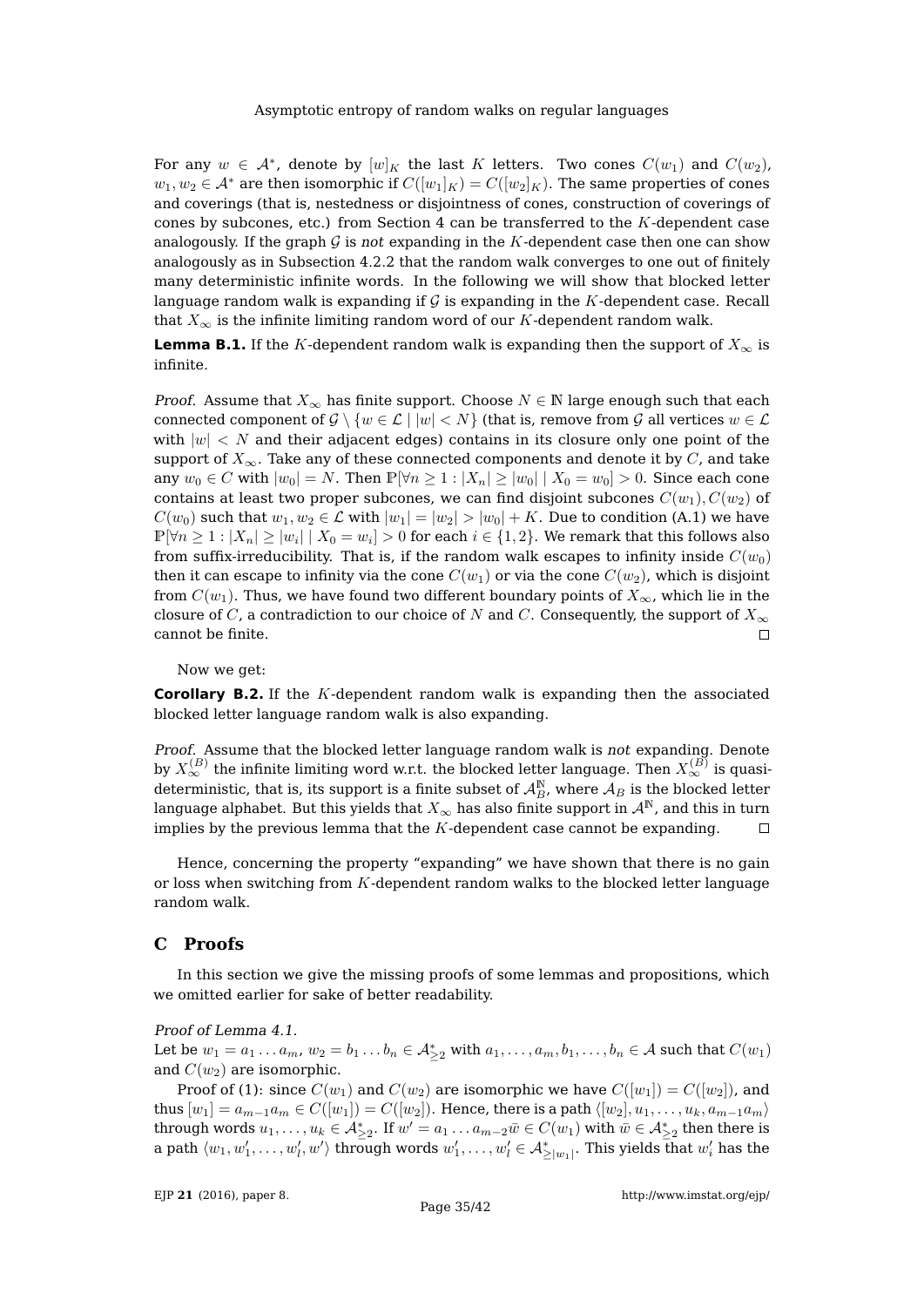For any $w \in \mathcal{A}^*$, denote by $[w]_K$ the last $K$ letters. Two cones $C(w_1)$ and $C(w_2)$, $w_1, w_2 \in \mathcal{A}^*$ are then isomorphic if $C([w_1]_K) = C([w_2]_K)$. The same properties of cones and coverings (that is, nestedness or disjointness of cones, construction of coverings of cones by subcones, etc.) from Section 4 can be transferred to the $K$-dependent case analogously. If the graph $\mathcal{G}$ is *not* expanding in the $K$-dependent case then one can show analogously as in Subsection 4.2.2 that the random walk converges to one out of finitely many deterministic infinite words. In the following we will show that blocked letter language random walk is expanding if $\mathcal{G}$ is expanding in the $K$-dependent case. Recall that $X_\infty$ is the infinite limiting random word of our $K$-dependent random walk.

**Lemma B.1.** If the $K$-dependent random walk is expanding then the support of $X_\infty$ is infinite.

*Proof.* Assume that $X_\infty$ has finite support. Choose $N \in \mathbb{N}$ large enough such that each connected component of $\mathcal{G} \setminus \{w \in \mathcal{L} \mid |w| < N\}$ (that is, remove from $\mathcal{G}$ all vertices $w \in \mathcal{L}$ with $|w| < N$ and their adjacent edges) contains in its closure only one point of the support of $X_\infty$. Take any of these connected components and denote it by $C$, and take any $w_0 \in C$ with $|w_0| = N$. Then $\mathbb{P}[\forall n \geq 1 : |X_n| \geq |w_0| \mid X_0 = w_0] > 0$. Since each cone contains at least two proper subcones, we can find disjoint subcones $C(w_1), C(w_2)$ of $C(w_0)$ such that $w_1, w_2 \in \mathcal{L}$ with $|w_1| = |w_2| > |w_0| + K$. Due to condition (A.1) we have $\mathbb{P}[\forall n \geq 1 : |X_n| \geq |w_i| \mid X_0 = w_i] > 0$ for each $i \in \{1, 2\}$. We remark that this follows also from suffix-irreducibility. That is, if the random walk escapes to infinity inside $C(w_0)$ then it can escape to infinity via the cone $C(w_1)$ or via the cone $C(w_2)$, which is disjoint from $C(w_1)$. Thus, we have found two different boundary points of $X_\infty$, which lie in the closure of $C$, a contradiction to our choice of $N$ and $C$. Consequently, the support of $X_\infty$ cannot be finite. $\square$

Now we get:

**Corollary B.2.** If the $K$-dependent random walk is expanding then the associated blocked letter language random walk is also expanding.

*Proof.* Assume that the blocked letter language random walk is *not* expanding. Denote by $X_\infty^{(B)}$ the infinite limiting word w.r.t. the blocked letter language. Then $X_\infty^{(B)}$ is quasi-deterministic, that is, its support is a finite subset of $\mathcal{A}_B^{\mathbb{N}}$, where $\mathcal{A}_B$ is the blocked letter language alphabet. But this yields that $X_\infty$ has also finite support in $\mathcal{A}^{\mathbb{N}}$, and this in turn implies by the previous lemma that the $K$-dependent case cannot be expanding. $\square$

Hence, concerning the property "expanding" we have shown that there is no gain or loss when switching from $K$-dependent random walks to the blocked letter language random walk.

# C Proofs

In this section we give the missing proofs of some lemmas and propositions, which we omitted earlier for sake of better readability.

*Proof of Lemma 4.1.*
Let be $w_1 = a_1 \ldots a_m$, $w_2 = b_1 \ldots b_n \in \mathcal{A}^*_{\geq 2}$ with $a_1, \ldots, a_m, b_1, \ldots, b_n \in \mathcal{A}$ such that $C(w_1)$ and $C(w_2)$ are isomorphic.

Proof of (1): since $C(w_1)$ and $C(w_2)$ are isomorphic we have $C([w_1]) = C([w_2])$, and thus $[w_1] = a_{m-1}a_m \in C([w_1]) = C([w_2])$. Hence, there is a path $\langle [w_2], u_1, \ldots, u_k, a_{m-1}a_m \rangle$ through words $u_1, \ldots, u_k \in \mathcal{A}^*_{\geq 2}$. If $w' = a_1 \ldots a_{m-2}\bar{w} \in C(w_1)$ with $\bar{w} \in \mathcal{A}^*_{\geq 2}$ then there is a path $\langle w_1, w'_1, \ldots, w'_l, w' \rangle$ through words $w'_1, \ldots, w'_l \in \mathcal{A}^*_{\geq |w_1|}$. This yields that $w'_i$ has the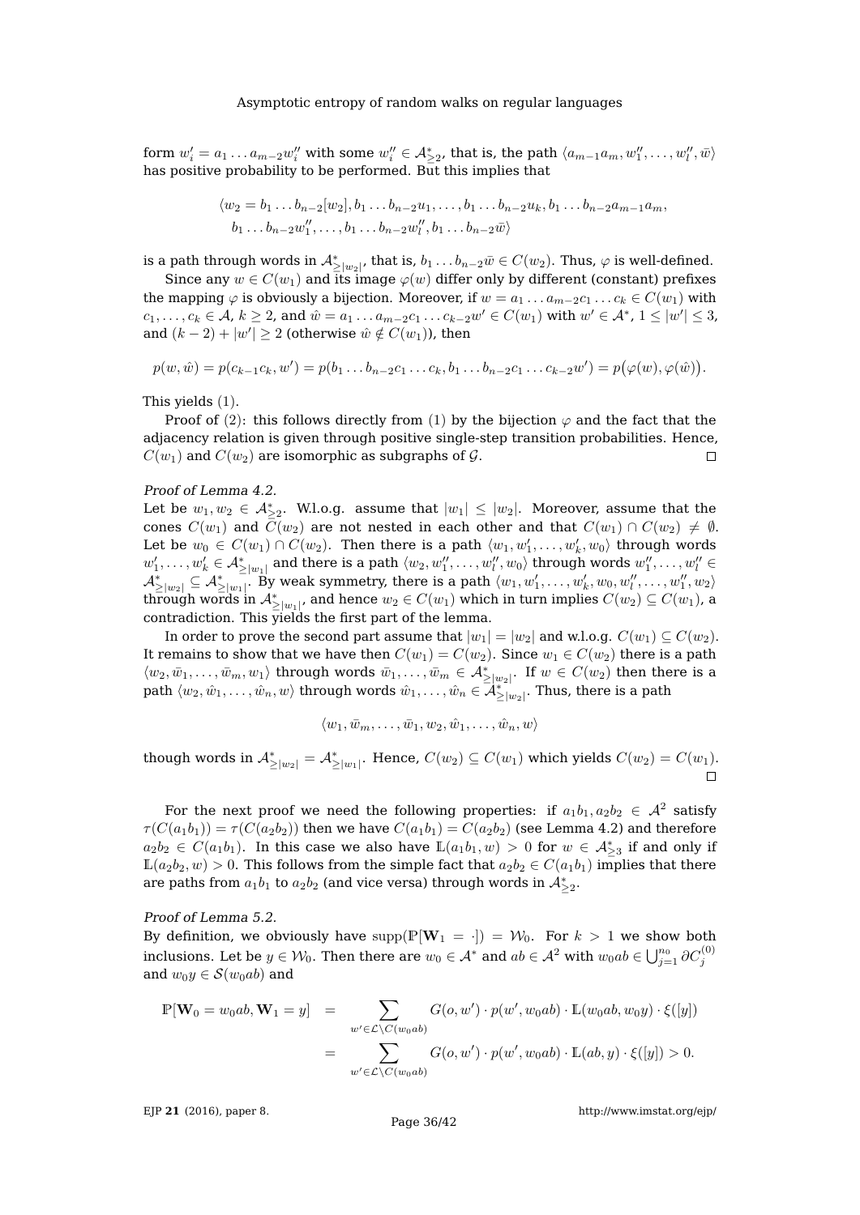form $w_i' = a_1 \dots a_{m-2} w_i''$ with some $w_i'' \in \mathcal{A}^*_{\geq 2}$, that is, the path $\langle a_{m-1}a_m, w_1'', \dots, w_l'', \bar{w}\rangle$ has positive probability to be performed. But this implies that

$$\begin{aligned}
&\langle w_2 = b_1 \dots b_{n-2}[w_2], b_1 \dots b_{n-2}u_1, \dots, b_1 \dots b_{n-2}u_k, b_1 \dots b_{n-2}a_{m-1}a_m, \\
&\quad b_1 \dots b_{n-2}w_1'', \dots, b_1 \dots b_{n-2}w_l'', b_1 \dots b_{n-2}\bar{w}\rangle
\end{aligned}$$

is a path through words in $\mathcal{A}^*_{\geq |w_2|}$, that is, $b_1 \dots b_{n-2}\bar{w} \in C(w_2)$. Thus, $\varphi$ is well-defined.

Since any $w \in C(w_1)$ and its image $\varphi(w)$ differ only by different (constant) prefixes the mapping $\varphi$ is obviously a bijection. Moreover, if $w = a_1 \dots a_{m-2} c_1 \dots c_k \in C(w_1)$ with $c_1, \dots, c_k \in \mathcal{A}$, $k \geq 2$, and $\hat{w} = a_1 \dots a_{m-2} c_1 \dots c_{k-2} w' \in C(w_1)$ with $w' \in \mathcal{A}^*$, $1 \leq |w'| \leq 3$, and $(k-2) + |w'| \geq 2$ (otherwise $\hat{w} \notin C(w_1)$), then

$$p(w, \hat{w}) = p(c_{k-1}c_k, w') = p(b_1 \dots b_{n-2}c_1 \dots c_k, b_1 \dots b_{n-2}c_1 \dots c_{k-2}w') = p\big(\varphi(w), \varphi(\hat{w})\big).$$

This yields (1).

Proof of (2): this follows directly from (1) by the bijection $\varphi$ and the fact that the adjacency relation is given through positive single-step transition probabilities. Hence, $C(w_1)$ and $C(w_2)$ are isomorphic as subgraphs of $\mathcal{G}$. $\square$

*Proof of Lemma 4.2.*
Let be $w_1, w_2 \in \mathcal{A}^*_{\geq 2}$. W.l.o.g. assume that $|w_1| \leq |w_2|$. Moreover, assume that the cones $C(w_1)$ and $C(w_2)$ are not nested in each other and that $C(w_1) \cap C(w_2) \neq \emptyset$. Let be $w_0 \in C(w_1) \cap C(w_2)$. Then there is a path $\langle w_1, w_1', \dots, w_k', w_0\rangle$ through words $w_1', \dots, w_k' \in \mathcal{A}^*_{\geq |w_1|}$ and there is a path $\langle w_2, w_1'', \dots, w_l'', w_0\rangle$ through words $w_1'', \dots, w_l'' \in \mathcal{A}^*_{\geq |w_2|} \subseteq \mathcal{A}^*_{\geq |w_1|}$. By weak symmetry, there is a path $\langle w_1, w_1', \dots, w_k', w_0, w_l'', \dots, w_1'', w_2\rangle$ through words in $\mathcal{A}^*_{\geq |w_1|}$, and hence $w_2 \in C(w_1)$ which in turn implies $C(w_2) \subseteq C(w_1)$, a contradiction. This yields the first part of the lemma.

In order to prove the second part assume that $|w_1| = |w_2|$ and w.l.o.g. $C(w_1) \subseteq C(w_2)$. It remains to show that we have then $C(w_1) = C(w_2)$. Since $w_1 \in C(w_2)$ there is a path $\langle w_2, \bar{w}_1, \dots, \bar{w}_m, w_1\rangle$ through words $\bar{w}_1, \dots, \bar{w}_m \in \mathcal{A}^*_{\geq |w_2|}$. If $w \in C(w_2)$ then there is a path $\langle w_2, \hat{w}_1, \dots, \hat{w}_n, w\rangle$ through words $\hat{w}_1, \dots, \hat{w}_n \in \mathcal{A}^*_{\geq |w_2|}$. Thus, there is a path

$$\langle w_1, \bar{w}_m, \dots, \bar{w}_1, w_2, \hat{w}_1, \dots, \hat{w}_n, w\rangle$$

though words in $\mathcal{A}^*_{\geq |w_2|} = \mathcal{A}^*_{\geq |w_1|}$. Hence, $C(w_2) \subseteq C(w_1)$ which yields $C(w_2) = C(w_1)$. $\square$

For the next proof we need the following properties: if $a_1b_1, a_2b_2 \in \mathcal{A}^2$ satisfy $\tau(C(a_1b_1)) = \tau(C(a_2b_2))$ then we have $C(a_1b_1) = C(a_2b_2)$ (see Lemma 4.2) and therefore $a_2b_2 \in C(a_1b_1)$. In this case we also have $\mathbb{L}(a_1b_1, w) > 0$ for $w \in \mathcal{A}^*_{\geq 3}$ if and only if $\mathbb{L}(a_2b_2, w) > 0$. This follows from the simple fact that $a_2b_2 \in C(a_1b_1)$ implies that there are paths from $a_1b_1$ to $a_2b_2$ (and vice versa) through words in $\mathcal{A}^*_{\geq 2}$.

*Proof of Lemma 5.2.*
By definition, we obviously have $\mathrm{supp}(\mathbb{P}[\mathbf{W}_1 = \cdot]) = \mathcal{W}_0$. For $k > 1$ we show both inclusions. Let be $y \in \mathcal{W}_0$. Then there are $w_0 \in \mathcal{A}^*$ and $ab \in \mathcal{A}^2$ with $w_0ab \in \bigcup_{j=1}^{n_0} \partial C_j^{(0)}$ and $w_0y \in \mathcal{S}(w_0ab)$ and

$$\begin{aligned}
\mathbb{P}[\mathbf{W}_0 = w_0ab, \mathbf{W}_1 = y] &= \sum_{w' \in \mathcal{L} \setminus C(w_0ab)} G(o, w') \cdot p(w', w_0ab) \cdot \mathbb{L}(w_0ab, w_0y) \cdot \xi([y]) \\
&= \sum_{w' \in \mathcal{L} \setminus C(w_0ab)} G(o, w') \cdot p(w', w_0ab) \cdot \mathbb{L}(ab, y) \cdot \xi([y]) > 0.
\end{aligned}$$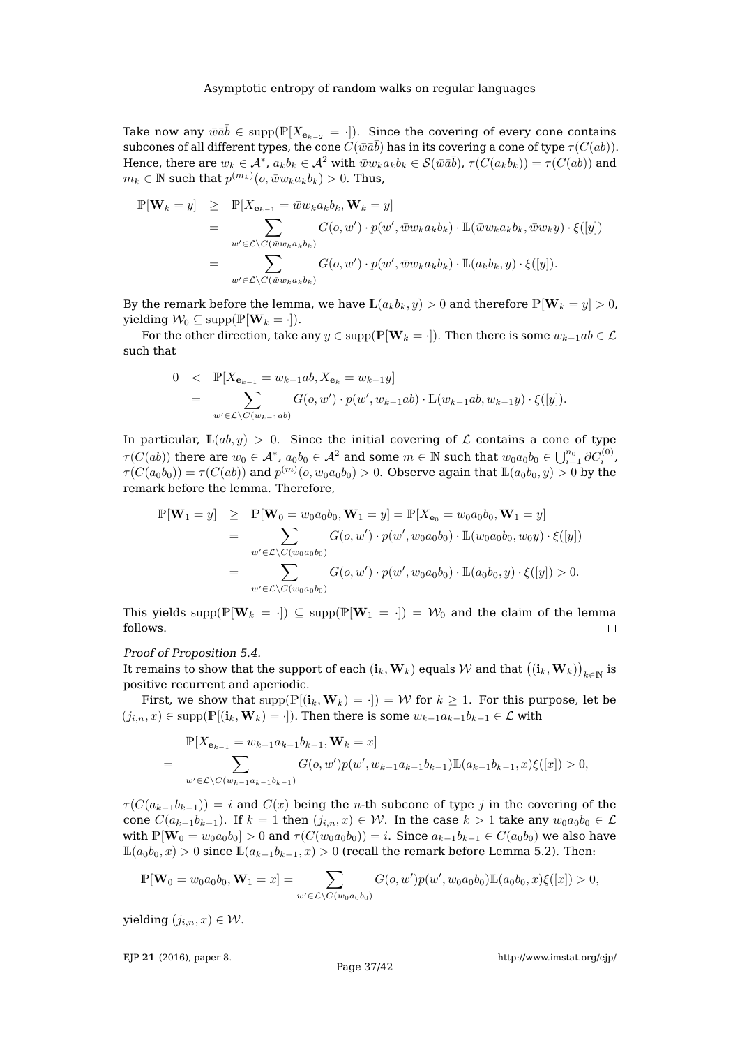Take now any $\bar{w}\bar{a}\bar{b} \in \mathrm{supp}(\mathbb{P}[X_{\mathbf{e}_{k-2}} = \cdot])$. Since the covering of every cone contains subcones of all different types, the cone $C(\bar{w}\bar{a}\bar{b})$ has in its covering a cone of type $\tau(C(ab))$. Hence, there are $w_k \in \mathcal{A}^*$, $a_k b_k \in \mathcal{A}^2$ with $\bar{w}w_k a_k b_k \in \mathcal{S}(\bar{w}\bar{a}\bar{b})$, $\tau(C(a_k b_k)) = \tau(C(ab))$ and $m_k \in \mathbb{N}$ such that $p^{(m_k)}(o, \bar{w}w_k a_k b_k) > 0$. Thus,

$$
\begin{aligned}
\mathbb{P}[\mathbf{W}_k = y] &\geq \mathbb{P}[X_{\mathbf{e}_{k-1}} = \bar{w}w_k a_k b_k, \mathbf{W}_k = y] \\
&= \sum_{w' \in \mathcal{L} \setminus C(\bar{w}w_k a_k b_k)} G(o, w') \cdot p(w', \bar{w}w_k a_k b_k) \cdot \mathbb{L}(\bar{w}w_k a_k b_k, \bar{w}w_k y) \cdot \xi([y]) \\
&= \sum_{w' \in \mathcal{L} \setminus C(\bar{w}w_k a_k b_k)} G(o, w') \cdot p(w', \bar{w}w_k a_k b_k) \cdot \mathbb{L}(a_k b_k, y) \cdot \xi([y]).
\end{aligned}
$$

By the remark before the lemma, we have $\mathbb{L}(a_k b_k, y) > 0$ and therefore $\mathbb{P}[\mathbf{W}_k = y] > 0$, yielding $\mathcal{W}_0 \subseteq \mathrm{supp}(\mathbb{P}[\mathbf{W}_k = \cdot])$.

For the other direction, take any $y \in \mathrm{supp}(\mathbb{P}[\mathbf{W}_k = \cdot])$. Then there is some $w_{k-1}ab \in \mathcal{L}$ such that

$$
\begin{aligned}
0 &< \mathbb{P}[X_{\mathbf{e}_{k-1}} = w_{k-1}ab, X_{\mathbf{e}_k} = w_{k-1}y] \\
&= \sum_{w' \in \mathcal{L} \setminus C(w_{k-1}ab)} G(o, w') \cdot p(w', w_{k-1}ab) \cdot \mathbb{L}(w_{k-1}ab, w_{k-1}y) \cdot \xi([y]).
\end{aligned}
$$

In particular, $\mathbb{L}(ab, y) > 0$. Since the initial covering of $\mathcal{L}$ contains a cone of type $\tau(C(ab))$ there are $w_0 \in \mathcal{A}^*$, $a_0 b_0 \in \mathcal{A}^2$ and some $m \in \mathbb{N}$ such that $w_0 a_0 b_0 \in \bigcup_{i=1}^{n_0} \partial C_i^{(0)}$, $\tau(C(a_0 b_0)) = \tau(C(ab))$ and $p^{(m)}(o, w_0 a_0 b_0) > 0$. Observe again that $\mathbb{L}(a_0 b_0, y) > 0$ by the remark before the lemma. Therefore,

$$
\begin{aligned}
\mathbb{P}[\mathbf{W}_1 = y] &\geq \mathbb{P}[\mathbf{W}_0 = w_0 a_0 b_0, \mathbf{W}_1 = y] = \mathbb{P}[X_{\mathbf{e}_0} = w_0 a_0 b_0, \mathbf{W}_1 = y] \\
&= \sum_{w' \in \mathcal{L} \setminus C(w_0 a_0 b_0)} G(o, w') \cdot p(w', w_0 a_0 b_0) \cdot \mathbb{L}(w_0 a_0 b_0, w_0 y) \cdot \xi([y]) \\
&= \sum_{w' \in \mathcal{L} \setminus C(w_0 a_0 b_0)} G(o, w') \cdot p(w', w_0 a_0 b_0) \cdot \mathbb{L}(a_0 b_0, y) \cdot \xi([y]) > 0.
\end{aligned}
$$

This yields $\mathrm{supp}(\mathbb{P}[\mathbf{W}_k = \cdot]) \subseteq \mathrm{supp}(\mathbb{P}[\mathbf{W}_1 = \cdot]) = \mathcal{W}_0$ and the claim of the lemma follows. $\square$

*Proof of Proposition 5.4.*
It remains to show that the support of each $(\mathbf{i}_k, \mathbf{W}_k)$ equals $\mathcal{W}$ and that $\big((\mathbf{i}_k, \mathbf{W}_k)\big)_{k \in \mathbb{N}}$ is positive recurrent and aperiodic.

First, we show that $\mathrm{supp}(\mathbb{P}[(\mathbf{i}_k, \mathbf{W}_k) = \cdot]) = \mathcal{W}$ for $k \geq 1$. For this purpose, let be $(j_{i,n}, x) \in \mathrm{supp}(\mathbb{P}[(\mathbf{i}_k, \mathbf{W}_k) = \cdot])$. Then there is some $w_{k-1}a_{k-1}b_{k-1} \in \mathcal{L}$ with

$$
\begin{aligned}
&\mathbb{P}[X_{\mathbf{e}_{k-1}} = w_{k-1}a_{k-1}b_{k-1}, \mathbf{W}_k = x] \\
= &\sum_{w' \in \mathcal{L} \setminus C(w_{k-1}a_{k-1}b_{k-1})} G(o, w') p(w', w_{k-1}a_{k-1}b_{k-1}) \mathbb{L}(a_{k-1}b_{k-1}, x) \xi([x]) > 0,
\end{aligned}
$$

$\tau(C(a_{k-1}b_{k-1})) = i$ and $C(x)$ being the $n$-th subcone of type $j$ in the covering of the cone $C(a_{k-1}b_{k-1})$. If $k = 1$ then $(j_{i,n}, x) \in \mathcal{W}$. In the case $k > 1$ take any $w_0 a_0 b_0 \in \mathcal{L}$ with $\mathbb{P}[\mathbf{W}_0 = w_0 a_0 b_0] > 0$ and $\tau(C(w_0 a_0 b_0)) = i$. Since $a_{k-1}b_{k-1} \in C(a_0 b_0)$ we also have $\mathbb{L}(a_0 b_0, x) > 0$ since $\mathbb{L}(a_{k-1}b_{k-1}, x) > 0$ (recall the remark before Lemma 5.2). Then:

$$
\mathbb{P}[\mathbf{W}_0 = w_0 a_0 b_0, \mathbf{W}_1 = x] = \sum_{w' \in \mathcal{L} \setminus C(w_0 a_0 b_0)} G(o, w') p(w', w_0 a_0 b_0) \mathbb{L}(a_0 b_0, x) \xi([x]) > 0,
$$

yielding $(j_{i,n}, x) \in \mathcal{W}$.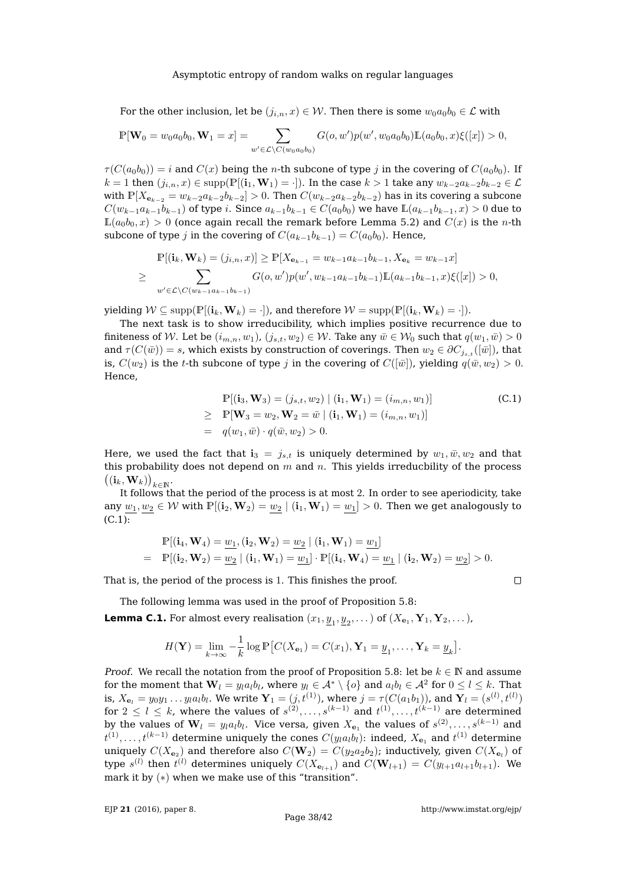For the other inclusion, let be $(j_{i,n}, x) \in \mathcal{W}$. Then there is some $w_0 a_0 b_0 \in \mathcal{L}$ with

$$\mathbb{P}[\mathbf{W}_0 = w_0 a_0 b_0, \mathbf{W}_1 = x] = \sum_{w' \in \mathcal{L} \setminus C(w_0 a_0 b_0)} G(o, w') p(w', w_0 a_0 b_0) \mathbb{L}(a_0 b_0, x) \xi([x]) > 0,$$

$\tau(C(a_0 b_0)) = i$ and $C(x)$ being the $n$-th subcone of type $j$ in the covering of $C(a_0 b_0)$. If $k = 1$ then $(j_{i,n}, x) \in \operatorname{supp}(\mathbb{P}[(\mathbf{i}_1, \mathbf{W}_1) = \cdot])$. In the case $k > 1$ take any $w_{k-2} a_{k-2} b_{k-2} \in \mathcal{L}$ with $\mathbb{P}[X_{\mathbf{e}_{k-2}} = w_{k-2} a_{k-2} b_{k-2}] > 0$. Then $C(w_{k-2} a_{k-2} b_{k-2})$ has in its covering a subcone $C(w_{k-1} a_{k-1} b_{k-1})$ of type $i$. Since $a_{k-1} b_{k-1} \in C(a_0 b_0)$ we have $\mathbb{L}(a_{k-1} b_{k-1}, x) > 0$ due to $\mathbb{L}(a_0 b_0, x) > 0$ (once again recall the remark before Lemma 5.2) and $C(x)$ is the $n$-th subcone of type $j$ in the covering of $C(a_{k-1} b_{k-1}) = C(a_0 b_0)$. Hence,

$$\begin{aligned}
& \mathbb{P}[(\mathbf{i}_k, \mathbf{W}_k) = (j_{i,n}, x)] \geq \mathbb{P}[X_{\mathbf{e}_{k-1}} = w_{k-1} a_{k-1} b_{k-1}, X_{\mathbf{e}_k} = w_{k-1} x] \\
\geq & \sum_{w' \in \mathcal{L} \setminus C(w_{k-1} a_{k-1} b_{k-1})} G(o, w') p(w', w_{k-1} a_{k-1} b_{k-1}) \mathbb{L}(a_{k-1} b_{k-1}, x) \xi([x]) > 0,
\end{aligned}$$

yielding $\mathcal{W} \subseteq \operatorname{supp}(\mathbb{P}[(\mathbf{i}_k, \mathbf{W}_k) = \cdot])$, and therefore $\mathcal{W} = \operatorname{supp}(\mathbb{P}[(\mathbf{i}_k, \mathbf{W}_k) = \cdot])$.

The next task is to show irreducibility, which implies positive recurrence due to finiteness of $\mathcal{W}$. Let be $(i_{m,n}, w_1), (j_{s,t}, w_2) \in \mathcal{W}$. Take any $\bar{w} \in \mathcal{W}_0$ such that $q(w_1, \bar{w}) > 0$ and $\tau(C(\bar{w})) = s$, which exists by construction of coverings. Then $w_2 \in \partial C_{j_{s,t}}([\bar{w}])$, that is, $C(w_2)$ is the $t$-th subcone of type $j$ in the covering of $C([\bar{w}])$, yielding $q(\bar{w}, w_2) > 0$. Hence,

$$\begin{aligned}
& \mathbb{P}[(\mathbf{i}_3, \mathbf{W}_3) = (j_{s,t}, w_2) \mid (\mathbf{i}_1, \mathbf{W}_1) = (i_{m,n}, w_1)] && \text{(C.1)} \\
\geq \; & \mathbb{P}[\mathbf{W}_3 = w_2, \mathbf{W}_2 = \bar{w} \mid (\mathbf{i}_1, \mathbf{W}_1) = (i_{m,n}, w_1)] \\
= \; & q(w_1, \bar{w}) \cdot q(\bar{w}, w_2) > 0.
\end{aligned}$$

Here, we used the fact that $\mathbf{i}_3 = j_{s,t}$ is uniquely determined by $w_1, \bar{w}, w_2$ and that this probability does not depend on $m$ and $n$. This yields irreducbility of the process $\big((\mathbf{i}_k, \mathbf{W}_k)\big)_{k \in \mathbb{N}}$.

It follows that the period of the process is at most 2. In order to see aperiodicity, take any $\underline{w_1}, \underline{w_2} \in \mathcal{W}$ with $\mathbb{P}[(\mathbf{i}_2, \mathbf{W}_2) = \underline{w_2} \mid (\mathbf{i}_1, \mathbf{W}_1) = \underline{w_1}] > 0$. Then we get analogously to (C.1):

$$\begin{aligned}
& \mathbb{P}[(\mathbf{i}_4, \mathbf{W}_4) = \underline{w_1}, (\mathbf{i}_2, \mathbf{W}_2) = \underline{w_2} \mid (\mathbf{i}_1, \mathbf{W}_1) = \underline{w_1}] \\
= \; & \mathbb{P}[(\mathbf{i}_2, \mathbf{W}_2) = \underline{w_2} \mid (\mathbf{i}_1, \mathbf{W}_1) = \underline{w_1}] \cdot \mathbb{P}[(\mathbf{i}_4, \mathbf{W}_4) = \underline{w_1} \mid (\mathbf{i}_2, \mathbf{W}_2) = \underline{w_2}] > 0.
\end{aligned}$$

That is, the period of the process is 1. This finishes the proof. ∎

The following lemma was used in the proof of Proposition 5.8:

**Lemma C.1.** For almost every realisation $(x_1, \underline{y}_1, \underline{y}_2, \dots)$ of $(X_{\mathbf{e}_1}, \mathbf{Y}_1, \mathbf{Y}_2, \dots)$,

$$H(\mathbf{Y}) = \lim_{k \to \infty} -\frac{1}{k} \log \mathbb{P}\big[C(X_{\mathbf{e}_1}) = C(x_1), \mathbf{Y}_1 = \underline{y}_1, \dots, \mathbf{Y}_k = \underline{y}_k\big].$$

*Proof.* We recall the notation from the proof of Proposition 5.8: let be $k \in \mathbb{N}$ and assume for the moment that $\mathbf{W}_l = y_l a_l b_l$, where $y_l \in \mathcal{A}^* \setminus \{o\}$ and $a_l b_l \in \mathcal{A}^2$ for $0 \leq l \leq k$. That is, $X_{\mathbf{e}_l} = y_0 y_1 \dots y_l a_l b_l$. We write $\mathbf{Y}_1 = (j, t^{(1)})$, where $j = \tau(C(a_1 b_1))$, and $\mathbf{Y}_l = (s^{(l)}, t^{(l)})$ for $2 \leq l \leq k$, where the values of $s^{(2)}, \dots, s^{(k-1)}$ and $t^{(1)}, \dots, t^{(k-1)}$ are determined by the values of $\mathbf{W}_l = y_l a_l b_l$. Vice versa, given $X_{\mathbf{e}_1}$ the values of $s^{(2)}, \dots, s^{(k-1)}$ and $t^{(1)}, \dots, t^{(k-1)}$ determine uniquely the cones $C(y_l a_l b_l)$: indeed, $X_{\mathbf{e}_1}$ and $t^{(1)}$ determine uniquely $C(X_{\mathbf{e}_2})$ and therefore also $C(\mathbf{W}_2) = C(y_2 a_2 b_2)$; inductively, given $C(X_{\mathbf{e}_l})$ of type $s^{(l)}$ then $t^{(l)}$ determines uniquely $C(X_{\mathbf{e}_{l+1}})$ and $C(\mathbf{W}_{l+1}) = C(y_{l+1} a_{l+1} b_{l+1})$. We mark it by $(*)$ when we make use of this "transition".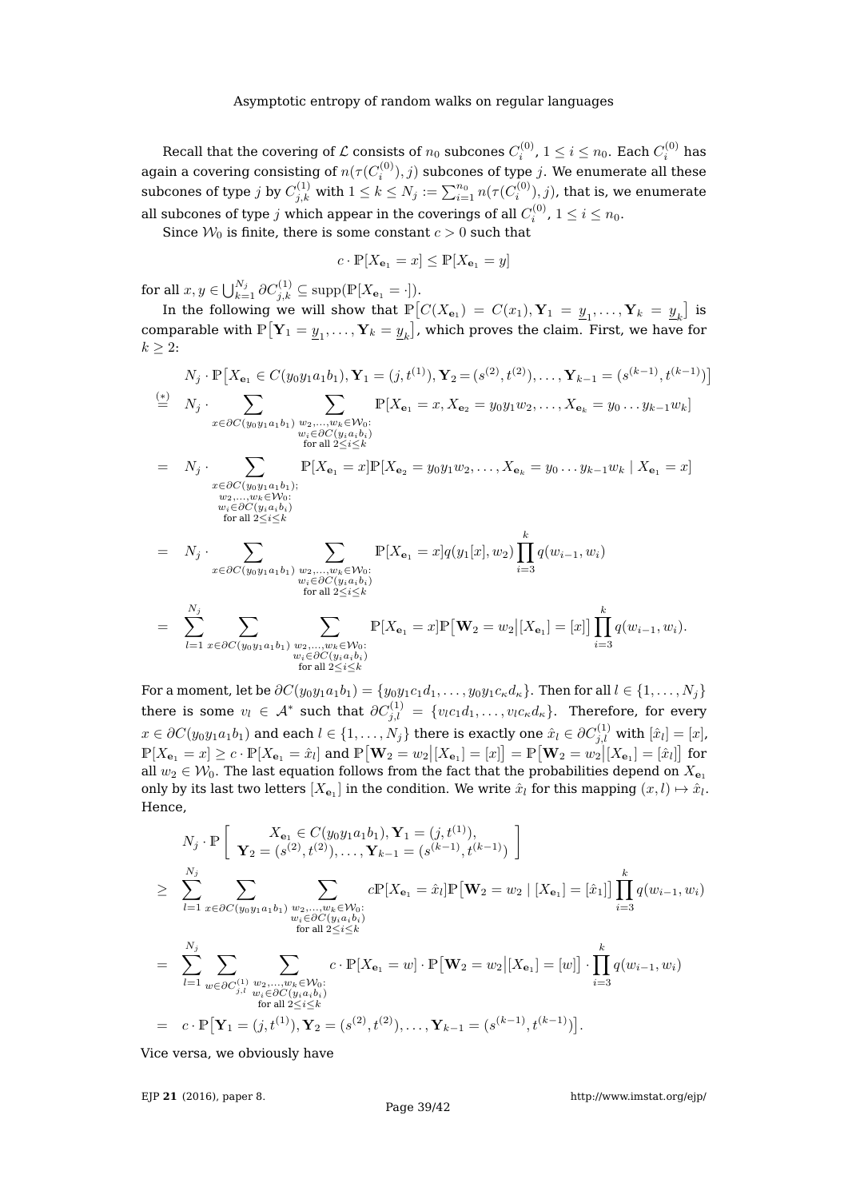Recall that the covering of $\mathcal{L}$ consists of $n_0$ subcones $C_i^{(0)}$, $1 \leq i \leq n_0$. Each $C_i^{(0)}$ has again a covering consisting of $n(\tau(C_i^{(0)}), j)$ subcones of type $j$. We enumerate all these subcones of type $j$ by $C_{j,k}^{(1)}$ with $1 \leq k \leq N_j := \sum_{i=1}^{n_0} n(\tau(C_i^{(0)}), j)$, that is, we enumerate all subcones of type $j$ which appear in the coverings of all $C_i^{(0)}$, $1 \leq i \leq n_0$.

Since $\mathcal{W}_0$ is finite, there is some constant $c > 0$ such that

$$c \cdot \mathbb{P}[X_{\mathbf{e}_1} = x] \leq \mathbb{P}[X_{\mathbf{e}_1} = y]$$

for all $x, y \in \bigcup_{k=1}^{N_j} \partial C_{j,k}^{(1)} \subseteq \operatorname{supp}(\mathbb{P}[X_{\mathbf{e}_1} = \cdot])$.

In the following we will show that $\mathbb{P}\big[C(X_{\mathbf{e}_1}) = C(x_1), \mathbf{Y}_1 = \underline{y}_1, \ldots, \mathbf{Y}_k = \underline{y}_k\big]$ is comparable with $\mathbb{P}\big[\mathbf{Y}_1 = \underline{y}_1, \ldots, \mathbf{Y}_k = \underline{y}_k\big]$, which proves the claim. First, we have for $k \geq 2$:

$$\begin{aligned}
& N_j \cdot \mathbb{P}\big[X_{\mathbf{e}_1} \in C(y_0 y_1 a_1 b_1), \mathbf{Y}_1 = (j, t^{(1)}), \mathbf{Y}_2 = (s^{(2)}, t^{(2)}), \ldots, \mathbf{Y}_{k-1} = (s^{(k-1)}, t^{(k-1)})\big] \\
\overset{(*)}{=} \;& N_j \cdot \sum_{x \in \partial C(y_0 y_1 a_1 b_1)} \sum_{\substack{w_2, \ldots, w_k \in \mathcal{W}_0: \\ w_i \in \partial C(y_i a_i b_i) \\ \text{for all } 2 \leq i \leq k}} \mathbb{P}[X_{\mathbf{e}_1} = x, X_{\mathbf{e}_2} = y_0 y_1 w_2, \ldots, X_{\mathbf{e}_k} = y_0 \ldots y_{k-1} w_k] \\
= \;& N_j \cdot \sum_{\substack{x \in \partial C(y_0 y_1 a_1 b_1); \\ w_2, \ldots, w_k \in \mathcal{W}_0: \\ w_i \in \partial C(y_i a_i b_i) \\ \text{for all } 2 \leq i \leq k}} \mathbb{P}[X_{\mathbf{e}_1} = x] \mathbb{P}[X_{\mathbf{e}_2} = y_0 y_1 w_2, \ldots, X_{\mathbf{e}_k} = y_0 \ldots y_{k-1} w_k \mid X_{\mathbf{e}_1} = x] \\
= \;& N_j \cdot \sum_{x \in \partial C(y_0 y_1 a_1 b_1)} \sum_{\substack{w_2, \ldots, w_k \in \mathcal{W}_0: \\ w_i \in \partial C(y_i a_i b_i) \\ \text{for all } 2 \leq i \leq k}} \mathbb{P}[X_{\mathbf{e}_1} = x] q(y_1[x], w_2) \prod_{i=3}^{k} q(w_{i-1}, w_i) \\
= \;& \sum_{l=1}^{N_j} \sum_{x \in \partial C(y_0 y_1 a_1 b_1)} \sum_{\substack{w_2, \ldots, w_k \in \mathcal{W}_0: \\ w_i \in \partial C(y_i a_i b_i) \\ \text{for all } 2 \leq i \leq k}} \mathbb{P}[X_{\mathbf{e}_1} = x] \mathbb{P}\big[\mathbf{W}_2 = w_2 \big| [X_{\mathbf{e}_1}] = [x]\big] \prod_{i=3}^{k} q(w_{i-1}, w_i).
\end{aligned}$$

For a moment, let be $\partial C(y_0 y_1 a_1 b_1) = \{y_0 y_1 c_1 d_1, \ldots, y_0 y_1 c_\kappa d_\kappa\}$. Then for all $l \in \{1, \ldots, N_j\}$ there is some $v_l \in \mathcal{A}^*$ such that $\partial C_{j,l}^{(1)} = \{v_l c_1 d_1, \ldots, v_l c_\kappa d_\kappa\}$. Therefore, for every $x \in \partial C(y_0 y_1 a_1 b_1)$ and each $l \in \{1, \ldots, N_j\}$ there is exactly one $\hat{x}_l \in \partial C_{j,l}^{(1)}$ with $[\hat{x}_l] = [x]$, $\mathbb{P}[X_{\mathbf{e}_1} = x] \geq c \cdot \mathbb{P}[X_{\mathbf{e}_1} = \hat{x}_l]$ and $\mathbb{P}\big[\mathbf{W}_2 = w_2 \big| [X_{\mathbf{e}_1}] = [x]\big] = \mathbb{P}\big[\mathbf{W}_2 = w_2 \big| [X_{\mathbf{e}_1}] = [\hat{x}_l]\big]$ for all $w_2 \in \mathcal{W}_0$. The last equation follows from the fact that the probabilities depend on $X_{\mathbf{e}_1}$ only by its last two letters $[X_{\mathbf{e}_1}]$ in the condition. We write $\hat{x}_l$ for this mapping $(x, l) \mapsto \hat{x}_l$. Hence,

$$\begin{aligned}
& N_j \cdot \mathbb{P}\left[\begin{array}{c} X_{\mathbf{e}_1} \in C(y_0 y_1 a_1 b_1), \mathbf{Y}_1 = (j, t^{(1)}), \\ \mathbf{Y}_2 = (s^{(2)}, t^{(2)}), \ldots, \mathbf{Y}_{k-1} = (s^{(k-1)}, t^{(k-1)}) \end{array}\right] \\
\geq \;& \sum_{l=1}^{N_j} \sum_{x \in \partial C(y_0 y_1 a_1 b_1)} \sum_{\substack{w_2, \ldots, w_k \in \mathcal{W}_0: \\ w_i \in \partial C(y_i a_i b_i) \\ \text{for all } 2 \leq i \leq k}} c \mathbb{P}[X_{\mathbf{e}_1} = \hat{x}_l] \mathbb{P}\big[\mathbf{W}_2 = w_2 \mid [X_{\mathbf{e}_1}] = [\hat{x}_1]\big] \prod_{i=3}^{k} q(w_{i-1}, w_i) \\
= \;& \sum_{l=1}^{N_j} \sum_{w \in \partial C_{j,l}^{(1)}} \sum_{\substack{w_2, \ldots, w_k \in \mathcal{W}_0: \\ w_i \in \partial C(y_i a_i b_i) \\ \text{for all } 2 \leq i \leq k}} c \cdot \mathbb{P}[X_{\mathbf{e}_1} = w] \cdot \mathbb{P}\big[\mathbf{W}_2 = w_2 \big| [X_{\mathbf{e}_1}] = [w]\big] \cdot \prod_{i=3}^{k} q(w_{i-1}, w_i) \\
= \;& c \cdot \mathbb{P}\big[\mathbf{Y}_1 = (j, t^{(1)}), \mathbf{Y}_2 = (s^{(2)}, t^{(2)}), \ldots, \mathbf{Y}_{k-1} = (s^{(k-1)}, t^{(k-1)})\big].
\end{aligned}$$

Vice versa, we obviously have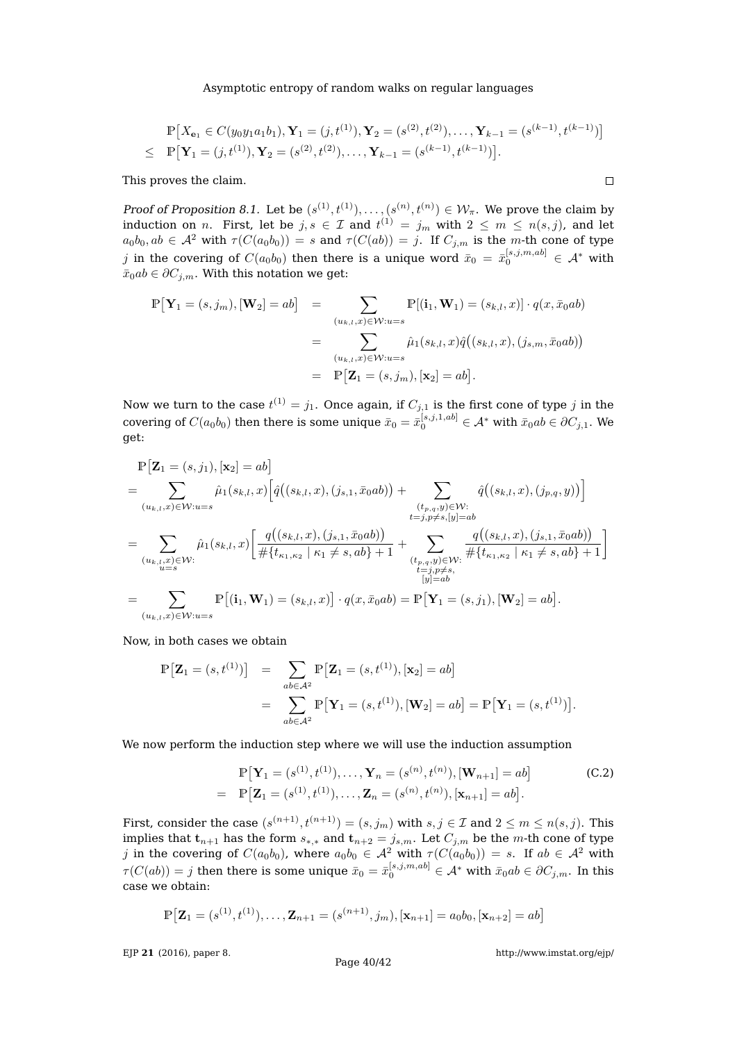$$
\begin{aligned}
&\mathbb{P}\big[X_{\mathbf{e}_1} \in C(y_0y_1a_1b_1), \mathbf{Y}_1 = (j, t^{(1)}), \mathbf{Y}_2 = (s^{(2)}, t^{(2)}), \dots, \mathbf{Y}_{k-1} = (s^{(k-1)}, t^{(k-1)})\big] \\
\leq\ & \mathbb{P}\big[\mathbf{Y}_1 = (j, t^{(1)}), \mathbf{Y}_2 = (s^{(2)}, t^{(2)}), \dots, \mathbf{Y}_{k-1} = (s^{(k-1)}, t^{(k-1)})\big].
\end{aligned}
$$

This proves the claim. $\square$

*Proof of Proposition 8.1.* Let be $(s^{(1)}, t^{(1)}), \dots, (s^{(n)}, t^{(n)}) \in \mathcal{W}_\pi$. We prove the claim by induction on $n$. First, let be $j, s \in \mathcal{I}$ and $t^{(1)} = j_m$ with $2 \leq m \leq n(s,j)$, and let $a_0b_0, ab \in \mathcal{A}^2$ with $\tau(C(a_0b_0)) = s$ and $\tau(C(ab)) = j$. If $C_{j,m}$ is the $m$-th cone of type $j$ in the covering of $C(a_0b_0)$ then there is a unique word $\bar{x}_0 = \bar{x}_0^{[s,j,m,ab]} \in \mathcal{A}^*$ with $\bar{x}_0 ab \in \partial C_{j,m}$. With this notation we get:

$$
\begin{aligned}
\mathbb{P}\big[\mathbf{Y}_1 = (s, j_m), [\mathbf{W}_2] = ab\big] &= \sum_{(u_{k,l},x)\in\mathcal{W}: u=s} \mathbb{P}[(\mathbf{i}_1, \mathbf{W}_1) = (s_{k,l}, x)] \cdot q(x, \bar{x}_0 ab) \\
&= \sum_{(u_{k,l},x)\in\mathcal{W}: u=s} \hat{\mu}_1(s_{k,l}, x)\hat{q}\big((s_{k,l}, x), (j_{s,m}, \bar{x}_0 ab)\big) \\
&= \mathbb{P}\big[\mathbf{Z}_1 = (s, j_m), [\mathbf{x}_2] = ab\big].
\end{aligned}
$$

Now we turn to the case $t^{(1)} = j_1$. Once again, if $C_{j,1}$ is the first cone of type $j$ in the covering of $C(a_0b_0)$ then there is some unique $\bar{x}_0 = \bar{x}_0^{[s,j,1,ab]} \in \mathcal{A}^*$ with $\bar{x}_0 ab \in \partial C_{j,1}$. We get:

$$
\begin{aligned}
&\mathbb{P}\big[\mathbf{Z}_1 = (s, j_1), [\mathbf{x}_2] = ab\big] \\
=\ & \sum_{(u_{k,l},x)\in\mathcal{W}: u=s} \hat{\mu}_1(s_{k,l}, x)\Big[\hat{q}\big((s_{k,l}, x), (j_{s,1}, \bar{x}_0 ab)\big) + \sum_{\substack{(t_{p,q},y)\in\mathcal{W}:\\ t=j, p\neq s, [y]=ab}} \hat{q}\big((s_{k,l}, x), (j_{p,q}, y)\big)\Big] \\
=\ & \sum_{\substack{(u_{k,l},x)\in\mathcal{W}:\\ u=s}} \hat{\mu}_1(s_{k,l}, x)\left[\frac{q\big((s_{k,l}, x), (j_{s,1}, \bar{x}_0 ab)\big)}{\#\{t_{\kappa_1,\kappa_2} \mid \kappa_1 \neq s, ab\} + 1} + \sum_{\substack{(t_{p,q},y)\in\mathcal{W}:\\ t=j, p\neq s,\\ [y]=ab}} \frac{q\big((s_{k,l}, x), (j_{s,1}, \bar{x}_0 ab)\big)}{\#\{t_{\kappa_1,\kappa_2} \mid \kappa_1 \neq s, ab\} + 1}\right] \\
=\ & \sum_{(u_{k,l},x)\in\mathcal{W}: u=s} \mathbb{P}\big[(\mathbf{i}_1, \mathbf{W}_1) = (s_{k,l}, x)\big] \cdot q(x, \bar{x}_0 ab) = \mathbb{P}\big[\mathbf{Y}_1 = (s, j_1), [\mathbf{W}_2] = ab\big].
\end{aligned}
$$

Now, in both cases we obtain

$$
\begin{aligned}
\mathbb{P}\big[\mathbf{Z}_1 = (s, t^{(1)})\big] &= \sum_{ab\in\mathcal{A}^2} \mathbb{P}\big[\mathbf{Z}_1 = (s, t^{(1)}), [\mathbf{x}_2] = ab\big] \\
&= \sum_{ab\in\mathcal{A}^2} \mathbb{P}\big[\mathbf{Y}_1 = (s, t^{(1)}), [\mathbf{W}_2] = ab\big] = \mathbb{P}\big[\mathbf{Y}_1 = (s, t^{(1)})\big].
\end{aligned}
$$

We now perform the induction step where we will use the induction assumption

$$
\begin{aligned}
&\mathbb{P}\big[\mathbf{Y}_1 = (s^{(1)}, t^{(1)}), \dots, \mathbf{Y}_n = (s^{(n)}, t^{(n)}), [\mathbf{W}_{n+1}] = ab\big] \\
=\ & \mathbb{P}\big[\mathbf{Z}_1 = (s^{(1)}, t^{(1)}), \dots, \mathbf{Z}_n = (s^{(n)}, t^{(n)}), [\mathbf{x}_{n+1}] = ab\big].
\end{aligned} \tag{C.2}
$$

First, consider the case $(s^{(n+1)}, t^{(n+1)}) = (s, j_m)$ with $s, j \in \mathcal{I}$ and $2 \leq m \leq n(s,j)$. This implies that $\mathbf{t}_{n+1}$ has the form $s_{*,*}$ and $\mathbf{t}_{n+2} = j_{s,m}$. Let $C_{j,m}$ be the $m$-th cone of type $j$ in the covering of $C(a_0b_0)$, where $a_0b_0 \in \mathcal{A}^2$ with $\tau(C(a_0b_0)) = s$. If $ab \in \mathcal{A}^2$ with $\tau(C(ab)) = j$ then there is some unique $\bar{x}_0 = \bar{x}_0^{[s,j,m,ab]} \in \mathcal{A}^*$ with $\bar{x}_0 ab \in \partial C_{j,m}$. In this case we obtain:

$$
\mathbb{P}\big[\mathbf{Z}_1 = (s^{(1)}, t^{(1)}), \dots, \mathbf{Z}_{n+1} = (s^{(n+1)}, j_m), [\mathbf{x}_{n+1}] = a_0b_0, [\mathbf{x}_{n+2}] = ab\big]
$$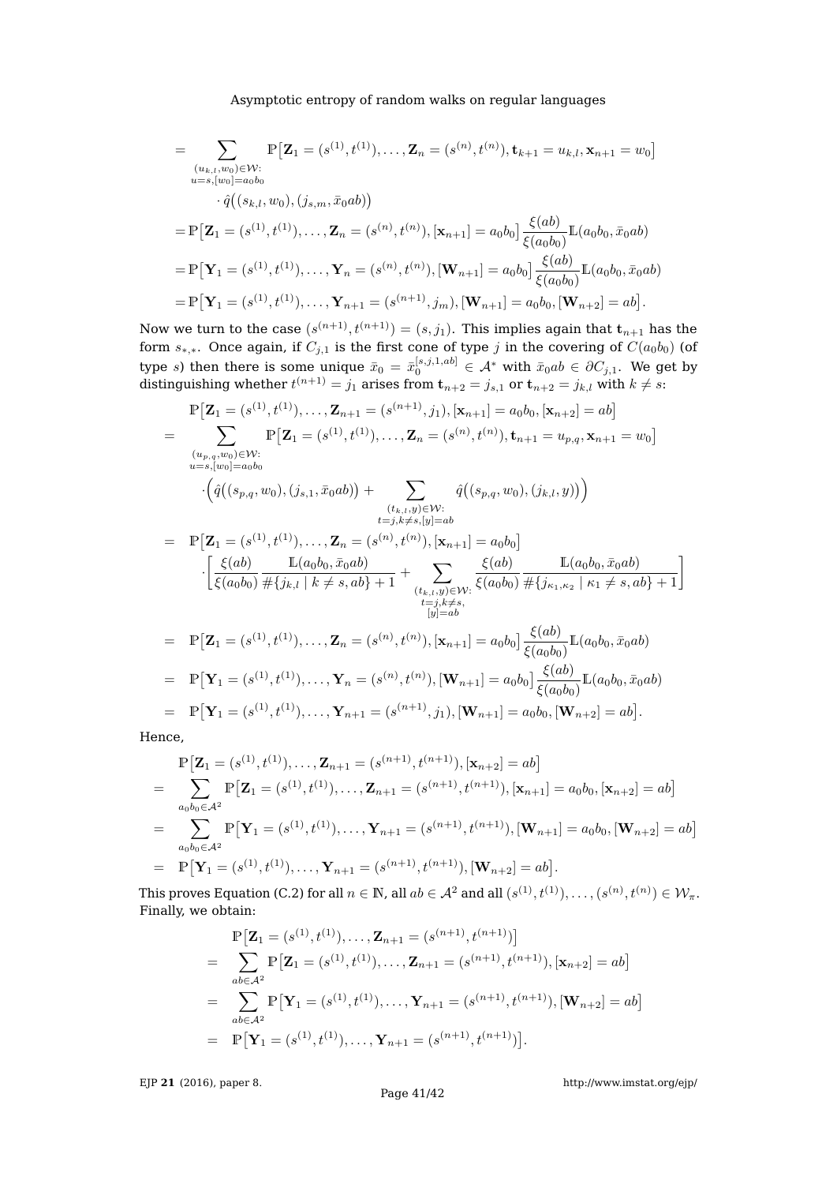$$
\begin{aligned}
&= \sum_{\substack{(u_{k,l},w_0)\in\mathcal{W}:\\ u=s,[w_0]=a_0b_0}} \mathbb{P}\big[\mathbf{Z}_1=(s^{(1)},t^{(1)}),\ldots,\mathbf{Z}_n=(s^{(n)},t^{(n)}),\mathbf{t}_{k+1}=u_{k,l},\mathbf{x}_{n+1}=w_0\big]\\
&\qquad\cdot \hat{q}\big((s_{k,l},w_0),(j_{s,m},\bar{x}_0ab)\big)\\
&=\mathbb{P}\big[\mathbf{Z}_1=(s^{(1)},t^{(1)}),\ldots,\mathbf{Z}_n=(s^{(n)},t^{(n)}),[\mathbf{x}_{n+1}]=a_0b_0\big]\frac{\xi(ab)}{\xi(a_0b_0)}\mathbb{L}(a_0b_0,\bar{x}_0ab)\\
&=\mathbb{P}\big[\mathbf{Y}_1=(s^{(1)},t^{(1)}),\ldots,\mathbf{Y}_n=(s^{(n)},t^{(n)}),[\mathbf{W}_{n+1}]=a_0b_0\big]\frac{\xi(ab)}{\xi(a_0b_0)}\mathbb{L}(a_0b_0,\bar{x}_0ab)\\
&=\mathbb{P}\big[\mathbf{Y}_1=(s^{(1)},t^{(1)}),\ldots,\mathbf{Y}_{n+1}=(s^{(n+1)},j_m),[\mathbf{W}_{n+1}]=a_0b_0,[\mathbf{W}_{n+2}]=ab\big].
\end{aligned}
$$

Now we turn to the case $(s^{(n+1)},t^{(n+1)})=(s,j_1)$. This implies again that $\mathbf{t}_{n+1}$ has the form $s_{*,*}$. Once again, if $C_{j,1}$ is the first cone of type $j$ in the covering of $C(a_0b_0)$ (of type $s$) then there is some unique $\bar{x}_0=\bar{x}_0^{[s,j,1,ab]}\in\mathcal{A}^*$ with $\bar{x}_0ab\in\partial C_{j,1}$. We get by distinguishing whether $t^{(n+1)}=j_1$ arises from $\mathbf{t}_{n+2}=j_{s,1}$ or $\mathbf{t}_{n+2}=j_{k,l}$ with $k\neq s$:

$$
\begin{aligned}
&\mathbb{P}\big[\mathbf{Z}_1=(s^{(1)},t^{(1)}),\ldots,\mathbf{Z}_{n+1}=(s^{(n+1)},j_1),[\mathbf{x}_{n+1}]=a_0b_0,[\mathbf{x}_{n+2}]=ab\big]\\
=&\sum_{\substack{(u_{p,q},w_0)\in\mathcal{W}:\\ u=s,[w_0]=a_0b_0}} \mathbb{P}\big[\mathbf{Z}_1=(s^{(1)},t^{(1)}),\ldots,\mathbf{Z}_n=(s^{(n)},t^{(n)}),\mathbf{t}_{n+1}=u_{p,q},\mathbf{x}_{n+1}=w_0\big]\\
&\qquad\cdot\Big(\hat{q}\big((s_{p,q},w_0),(j_{s,1},\bar{x}_0ab)\big)+\sum_{\substack{(t_{k,l},y)\in\mathcal{W}:\\ t=j,k\neq s,[y]=ab}}\hat{q}\big((s_{p,q},w_0),(j_{k,l},y)\big)\Big)\\
=&\ \mathbb{P}\big[\mathbf{Z}_1=(s^{(1)},t^{(1)}),\ldots,\mathbf{Z}_n=(s^{(n)},t^{(n)}),[\mathbf{x}_{n+1}]=a_0b_0\big]\\
&\qquad\cdot\left[\frac{\xi(ab)}{\xi(a_0b_0)}\frac{\mathbb{L}(a_0b_0,\bar{x}_0ab)}{\#\{j_{k,l}\mid k\neq s,ab\}+1}+\sum_{\substack{(t_{k,l},y)\in\mathcal{W}:\\ t=j,k\neq s,\\ [y]=ab}}\frac{\xi(ab)}{\xi(a_0b_0)}\frac{\mathbb{L}(a_0b_0,\bar{x}_0ab)}{\#\{j_{\kappa_1,\kappa_2}\mid \kappa_1\neq s,ab\}+1}\right]\\
=&\ \mathbb{P}\big[\mathbf{Z}_1=(s^{(1)},t^{(1)}),\ldots,\mathbf{Z}_n=(s^{(n)},t^{(n)}),[\mathbf{x}_{n+1}]=a_0b_0\big]\frac{\xi(ab)}{\xi(a_0b_0)}\mathbb{L}(a_0b_0,\bar{x}_0ab)\\
=&\ \mathbb{P}\big[\mathbf{Y}_1=(s^{(1)},t^{(1)}),\ldots,\mathbf{Y}_n=(s^{(n)},t^{(n)}),[\mathbf{W}_{n+1}]=a_0b_0\big]\frac{\xi(ab)}{\xi(a_0b_0)}\mathbb{L}(a_0b_0,\bar{x}_0ab)\\
=&\ \mathbb{P}\big[\mathbf{Y}_1=(s^{(1)},t^{(1)}),\ldots,\mathbf{Y}_{n+1}=(s^{(n+1)},j_1),[\mathbf{W}_{n+1}]=a_0b_0,[\mathbf{W}_{n+2}]=ab\big].
\end{aligned}
$$

Hence,

$$
\begin{aligned}
&\mathbb{P}\big[\mathbf{Z}_1=(s^{(1)},t^{(1)}),\ldots,\mathbf{Z}_{n+1}=(s^{(n+1)},t^{(n+1)}),[\mathbf{x}_{n+2}]=ab\big]\\
=&\sum_{a_0b_0\in\mathcal{A}^2}\mathbb{P}\big[\mathbf{Z}_1=(s^{(1)},t^{(1)}),\ldots,\mathbf{Z}_{n+1}=(s^{(n+1)},t^{(n+1)}),[\mathbf{x}_{n+1}]=a_0b_0,[\mathbf{x}_{n+2}]=ab\big]\\
=&\sum_{a_0b_0\in\mathcal{A}^2}\mathbb{P}\big[\mathbf{Y}_1=(s^{(1)},t^{(1)}),\ldots,\mathbf{Y}_{n+1}=(s^{(n+1)},t^{(n+1)}),[\mathbf{W}_{n+1}]=a_0b_0,[\mathbf{W}_{n+2}]=ab\big]\\
=&\ \mathbb{P}\big[\mathbf{Y}_1=(s^{(1)},t^{(1)}),\ldots,\mathbf{Y}_{n+1}=(s^{(n+1)},t^{(n+1)}),[\mathbf{W}_{n+2}]=ab\big].
\end{aligned}
$$

This proves Equation (C.2) for all $n\in\mathbb{N}$, all $ab\in\mathcal{A}^2$ and all $(s^{(1)},t^{(1)}),\ldots,(s^{(n)},t^{(n)})\in\mathcal{W}_\pi$. Finally, we obtain:

$$
\begin{aligned}
&\mathbb{P}\big[\mathbf{Z}_1=(s^{(1)},t^{(1)}),\ldots,\mathbf{Z}_{n+1}=(s^{(n+1)},t^{(n+1)})\big]\\
=&\sum_{ab\in\mathcal{A}^2}\mathbb{P}\big[\mathbf{Z}_1=(s^{(1)},t^{(1)}),\ldots,\mathbf{Z}_{n+1}=(s^{(n+1)},t^{(n+1)}),[\mathbf{x}_{n+2}]=ab\big]\\
=&\sum_{ab\in\mathcal{A}^2}\mathbb{P}\big[\mathbf{Y}_1=(s^{(1)},t^{(1)}),\ldots,\mathbf{Y}_{n+1}=(s^{(n+1)},t^{(n+1)}),[\mathbf{W}_{n+2}]=ab\big]\\
=&\ \mathbb{P}\big[\mathbf{Y}_1=(s^{(1)},t^{(1)}),\ldots,\mathbf{Y}_{n+1}=(s^{(n+1)},t^{(n+1)})\big].
\end{aligned}
$$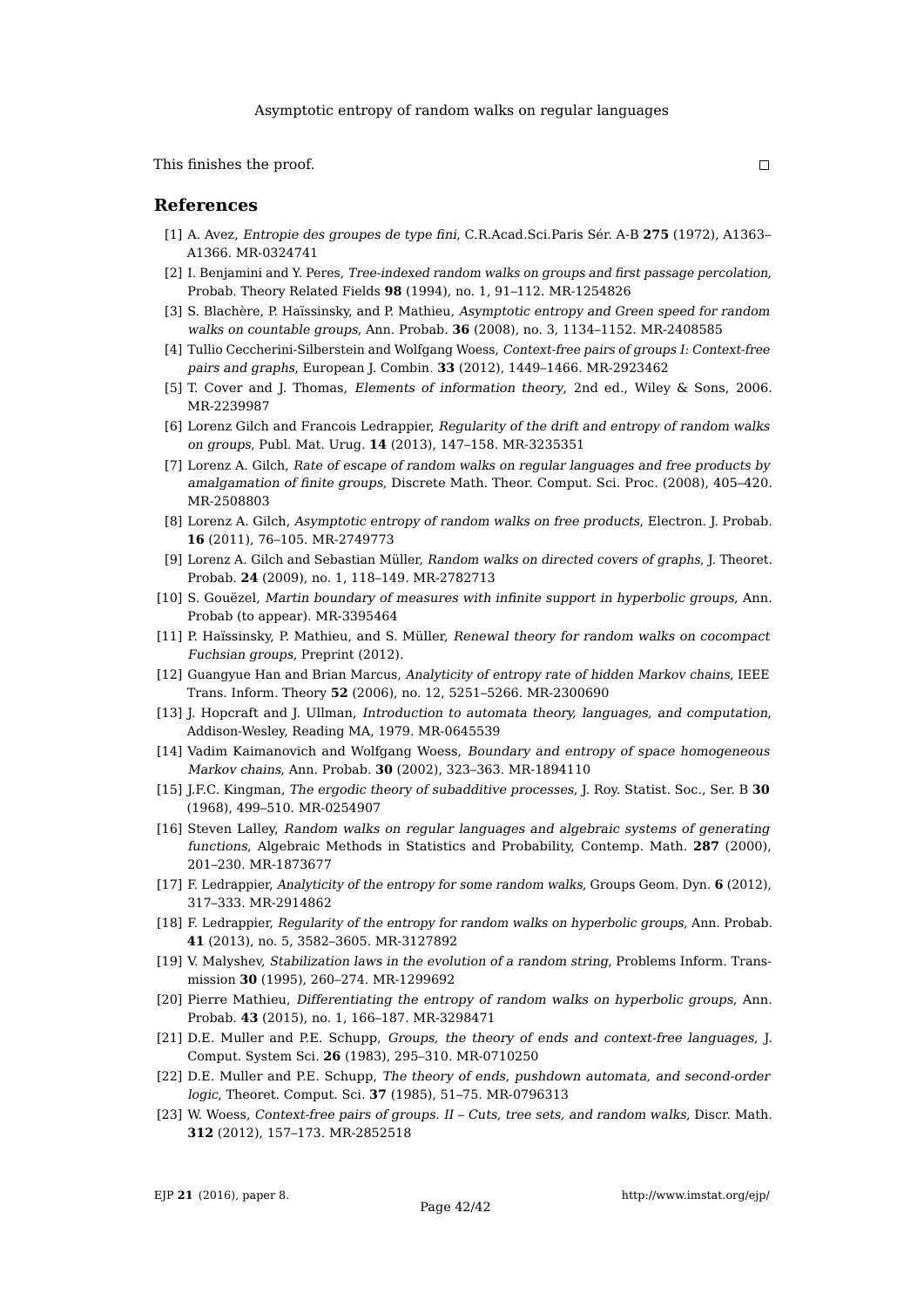This finishes the proof. □

## References

[1] A. Avez, *Entropie des groupes de type fini*, C.R.Acad.Sci.Paris Sér. A-B **275** (1972), A1363–A1366. MR-0324741

[2] I. Benjamini and Y. Peres, *Tree-indexed random walks on groups and first passage percolation*, Probab. Theory Related Fields **98** (1994), no. 1, 91–112. MR-1254826

[3] S. Blachère, P. Haïssinsky, and P. Mathieu, *Asymptotic entropy and Green speed for random walks on countable groups*, Ann. Probab. **36** (2008), no. 3, 1134–1152. MR-2408585

[4] Tullio Ceccherini-Silberstein and Wolfgang Woess, *Context-free pairs of groups I: Context-free pairs and graphs*, European J. Combin. **33** (2012), 1449–1466. MR-2923462

[5] T. Cover and J. Thomas, *Elements of information theory*, 2nd ed., Wiley & Sons, 2006. MR-2239987

[6] Lorenz Gilch and Francois Ledrappier, *Regularity of the drift and entropy of random walks on groups*, Publ. Mat. Urug. **14** (2013), 147–158. MR-3235351

[7] Lorenz A. Gilch, *Rate of escape of random walks on regular languages and free products by amalgamation of finite groups*, Discrete Math. Theor. Comput. Sci. Proc. (2008), 405–420. MR-2508803

[8] Lorenz A. Gilch, *Asymptotic entropy of random walks on free products*, Electron. J. Probab. **16** (2011), 76–105. MR-2749773

[9] Lorenz A. Gilch and Sebastian Müller, *Random walks on directed covers of graphs*, J. Theoret. Probab. **24** (2009), no. 1, 118–149. MR-2782713

[10] S. Gouëzel, *Martin boundary of measures with infinite support in hyperbolic groups*, Ann. Probab (to appear). MR-3395464

[11] P. Haïssinsky, P. Mathieu, and S. Müller, *Renewal theory for random walks on cocompact Fuchsian groups*, Preprint (2012).

[12] Guangyue Han and Brian Marcus, *Analyticity of entropy rate of hidden Markov chains*, IEEE Trans. Inform. Theory **52** (2006), no. 12, 5251–5266. MR-2300690

[13] J. Hopcraft and J. Ullman, *Introduction to automata theory, languages, and computation*, Addison-Wesley, Reading MA, 1979. MR-0645539

[14] Vadim Kaimanovich and Wolfgang Woess, *Boundary and entropy of space homogeneous Markov chains*, Ann. Probab. **30** (2002), 323–363. MR-1894110

[15] J.F.C. Kingman, *The ergodic theory of subadditive processes*, J. Roy. Statist. Soc., Ser. B **30** (1968), 499–510. MR-0254907

[16] Steven Lalley, *Random walks on regular languages and algebraic systems of generating functions*, Algebraic Methods in Statistics and Probability, Contemp. Math. **287** (2000), 201–230. MR-1873677

[17] F. Ledrappier, *Analyticity of the entropy for some random walks*, Groups Geom. Dyn. **6** (2012), 317–333. MR-2914862

[18] F. Ledrappier, *Regularity of the entropy for random walks on hyperbolic groups*, Ann. Probab. **41** (2013), no. 5, 3582–3605. MR-3127892

[19] V. Malyshev, *Stabilization laws in the evolution of a random string*, Problems Inform. Transmission **30** (1995), 260–274. MR-1299692

[20] Pierre Mathieu, *Differentiating the entropy of random walks on hyperbolic groups*, Ann. Probab. **43** (2015), no. 1, 166–187. MR-3298471

[21] D.E. Muller and P.E. Schupp, *Groups, the theory of ends and context-free languages*, J. Comput. System Sci. **26** (1983), 295–310. MR-0710250

[22] D.E. Muller and P.E. Schupp, *The theory of ends, pushdown automata, and second-order logic*, Theoret. Comput. Sci. **37** (1985), 51–75. MR-0796313

[23] W. Woess, *Context-free pairs of groups. II – Cuts, tree sets, and random walks*, Discr. Math. **312** (2012), 157–173. MR-2852518